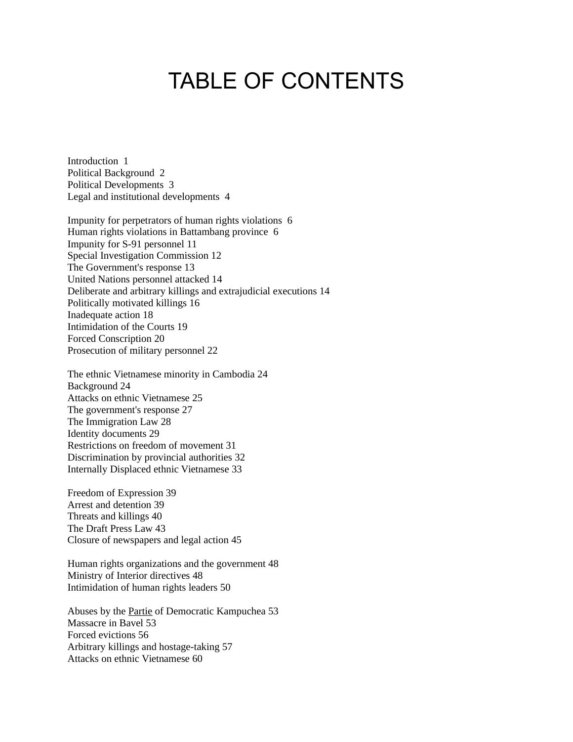# TABLE OF CONTENTS

Introduction 1
Political Background 2
Political Developments 3
Legal and institutional developments 4

Impunity for perpetrators of human rights violations 6
Human rights violations in Battambang province 6
Impunity for S-91 personnel 11
Special Investigation Commission 12
The Government's response 13
United Nations personnel attacked 14
Deliberate and arbitrary killings and extrajudicial executions 14
Politically motivated killings 16
Inadequate action 18
Intimidation of the Courts 19
Forced Conscription 20
Prosecution of military personnel 22

The ethnic Vietnamese minority in Cambodia 24
Background 24
Attacks on ethnic Vietnamese 25
The government's response 27
The Immigration Law 28
Identity documents 29
Restrictions on freedom of movement 31
Discrimination by provincial authorities 32
Internally Displaced ethnic Vietnamese 33

Freedom of Expression 39
Arrest and detention 39
Threats and killings 40
The Draft Press Law 43
Closure of newspapers and legal action 45

Human rights organizations and the government 48
Ministry of Interior directives 48
Intimidation of human rights leaders 50

Abuses by the Partie of Democratic Kampuchea 53
Massacre in Bavel 53
Forced evictions 56
Arbitrary killings and hostage-taking 57
Attacks on ethnic Vietnamese 60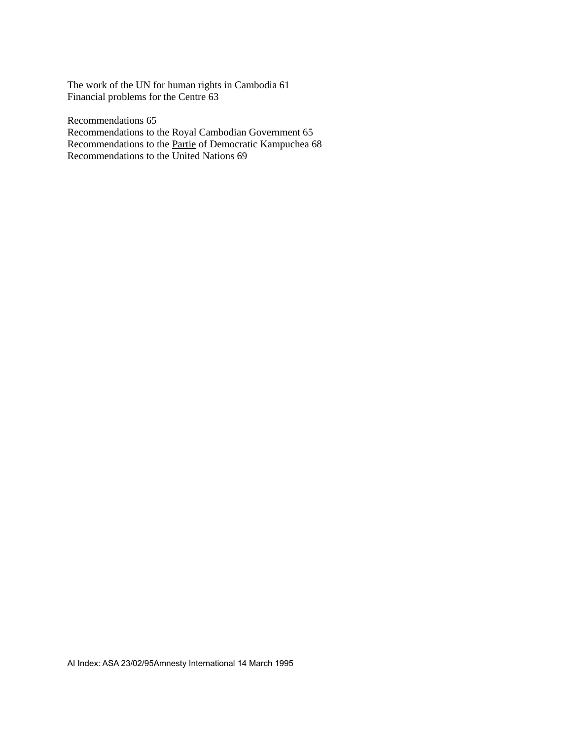The work of the UN for human rights in Cambodia 61
Financial problems for the Centre 63

Recommendations 65
Recommendations to the Royal Cambodian Government 65
Recommendations to the Partie of Democratic Kampuchea 68
Recommendations to the United Nations 69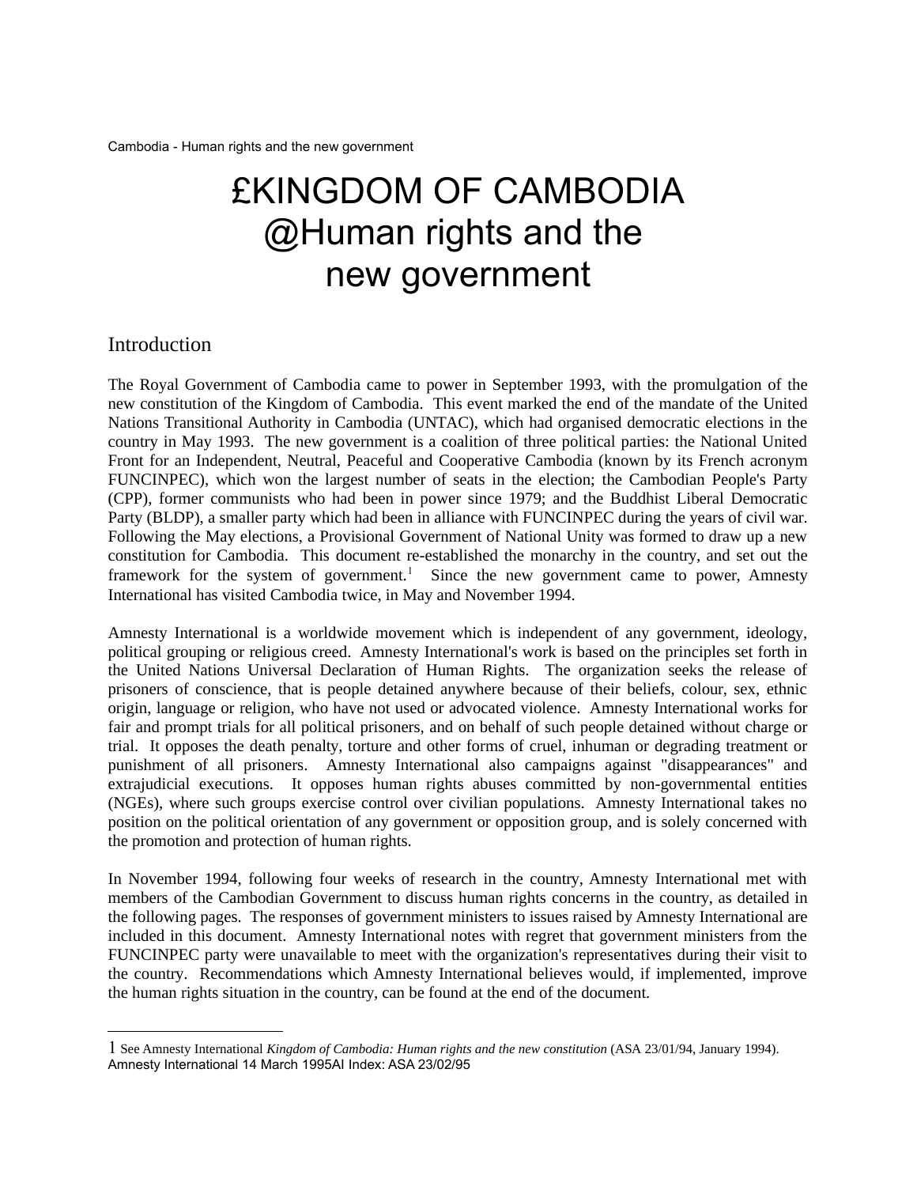# £KINGDOM OF CAMBODIA
# @Human rights and the new government

## Introduction

The Royal Government of Cambodia came to power in September 1993, with the promulgation of the new constitution of the Kingdom of Cambodia. This event marked the end of the mandate of the United Nations Transitional Authority in Cambodia (UNTAC), which had organised democratic elections in the country in May 1993. The new government is a coalition of three political parties: the National United Front for an Independent, Neutral, Peaceful and Cooperative Cambodia (known by its French acronym FUNCINPEC), which won the largest number of seats in the election; the Cambodian People's Party (CPP), former communists who had been in power since 1979; and the Buddhist Liberal Democratic Party (BLDP), a smaller party which had been in alliance with FUNCINPEC during the years of civil war. Following the May elections, a Provisional Government of National Unity was formed to draw up a new constitution for Cambodia. This document re-established the monarchy in the country, and set out the framework for the system of government.[1] Since the new government came to power, Amnesty International has visited Cambodia twice, in May and November 1994.

Amnesty International is a worldwide movement which is independent of any government, ideology, political grouping or religious creed. Amnesty International's work is based on the principles set forth in the United Nations Universal Declaration of Human Rights. The organization seeks the release of prisoners of conscience, that is people detained anywhere because of their beliefs, colour, sex, ethnic origin, language or religion, who have not used or advocated violence. Amnesty International works for fair and prompt trials for all political prisoners, and on behalf of such people detained without charge or trial. It opposes the death penalty, torture and other forms of cruel, inhuman or degrading treatment or punishment of all prisoners. Amnesty International also campaigns against "disappearances" and extrajudicial executions. It opposes human rights abuses committed by non-governmental entities (NGEs), where such groups exercise control over civilian populations. Amnesty International takes no position on the political orientation of any government or opposition group, and is solely concerned with the promotion and protection of human rights.

In November 1994, following four weeks of research in the country, Amnesty International met with members of the Cambodian Government to discuss human rights concerns in the country, as detailed in the following pages. The responses of government ministers to issues raised by Amnesty International are included in this document. Amnesty International notes with regret that government ministers from the FUNCINPEC party were unavailable to meet with the organization's representatives during their visit to the country. Recommendations which Amnesty International believes would, if implemented, improve the human rights situation in the country, can be found at the end of the document.

---

[1] See Amnesty International *Kingdom of Cambodia: Human rights and the new constitution* (ASA 23/01/94, January 1994).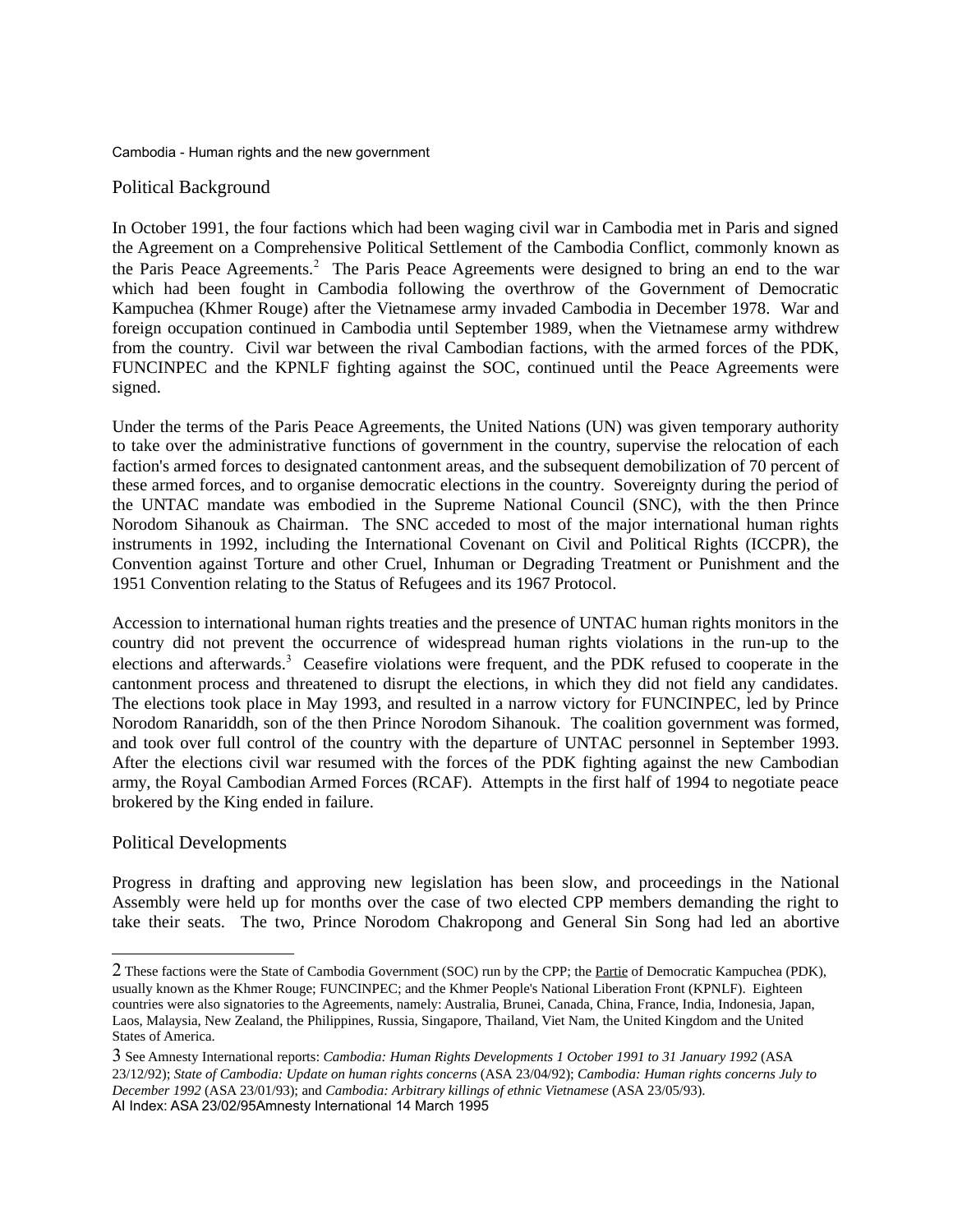## Political Background

In October 1991, the four factions which had been waging civil war in Cambodia met in Paris and signed the Agreement on a Comprehensive Political Settlement of the Cambodia Conflict, commonly known as the Paris Peace Agreements.[2] The Paris Peace Agreements were designed to bring an end to the war which had been fought in Cambodia following the overthrow of the Government of Democratic Kampuchea (Khmer Rouge) after the Vietnamese army invaded Cambodia in December 1978. War and foreign occupation continued in Cambodia until September 1989, when the Vietnamese army withdrew from the country. Civil war between the rival Cambodian factions, with the armed forces of the PDK, FUNCINPEC and the KPNLF fighting against the SOC, continued until the Peace Agreements were signed.

Under the terms of the Paris Peace Agreements, the United Nations (UN) was given temporary authority to take over the administrative functions of government in the country, supervise the relocation of each faction's armed forces to designated cantonment areas, and the subsequent demobilization of 70 percent of these armed forces, and to organise democratic elections in the country. Sovereignty during the period of the UNTAC mandate was embodied in the Supreme National Council (SNC), with the then Prince Norodom Sihanouk as Chairman. The SNC acceded to most of the major international human rights instruments in 1992, including the International Covenant on Civil and Political Rights (ICCPR), the Convention against Torture and other Cruel, Inhuman or Degrading Treatment or Punishment and the 1951 Convention relating to the Status of Refugees and its 1967 Protocol.

Accession to international human rights treaties and the presence of UNTAC human rights monitors in the country did not prevent the occurrence of widespread human rights violations in the run-up to the elections and afterwards.[3] Ceasefire violations were frequent, and the PDK refused to cooperate in the cantonment process and threatened to disrupt the elections, in which they did not field any candidates. The elections took place in May 1993, and resulted in a narrow victory for FUNCINPEC, led by Prince Norodom Ranariddh, son of the then Prince Norodom Sihanouk. The coalition government was formed, and took over full control of the country with the departure of UNTAC personnel in September 1993. After the elections civil war resumed with the forces of the PDK fighting against the new Cambodian army, the Royal Cambodian Armed Forces (RCAF). Attempts in the first half of 1994 to negotiate peace brokered by the King ended in failure.

## Political Developments

Progress in drafting and approving new legislation has been slow, and proceedings in the National Assembly were held up for months over the case of two elected CPP members demanding the right to take their seats. The two, Prince Norodom Chakropong and General Sin Song had led an abortive

---

[2] These factions were the State of Cambodia Government (SOC) run by the CPP; the Partie of Democratic Kampuchea (PDK), usually known as the Khmer Rouge; FUNCINPEC; and the Khmer People's National Liberation Front (KPNLF). Eighteen countries were also signatories to the Agreements, namely: Australia, Brunei, Canada, China, France, India, Indonesia, Japan, Laos, Malaysia, New Zealand, the Philippines, Russia, Singapore, Thailand, Viet Nam, the United Kingdom and the United States of America.

[3] See Amnesty International reports: *Cambodia: Human Rights Developments 1 October 1991 to 31 January 1992* (ASA 23/12/92); *State of Cambodia: Update on human rights concerns* (ASA 23/04/92); *Cambodia: Human rights concerns July to December 1992* (ASA 23/01/93); and *Cambodia: Arbitrary killings of ethnic Vietnamese* (ASA 23/05/93).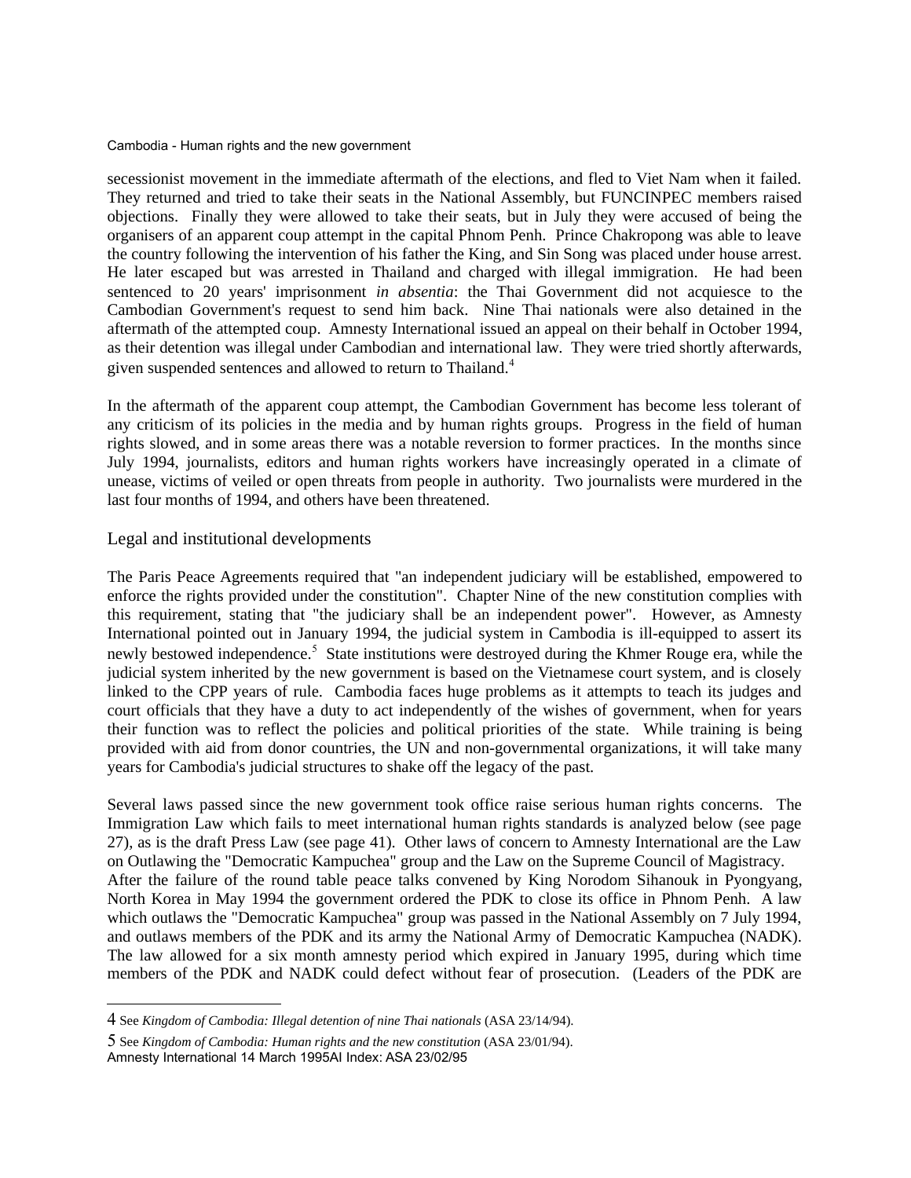secessionist movement in the immediate aftermath of the elections, and fled to Viet Nam when it failed. They returned and tried to take their seats in the National Assembly, but FUNCINPEC members raised objections. Finally they were allowed to take their seats, but in July they were accused of being the organisers of an apparent coup attempt in the capital Phnom Penh. Prince Chakropong was able to leave the country following the intervention of his father the King, and Sin Song was placed under house arrest. He later escaped but was arrested in Thailand and charged with illegal immigration. He had been sentenced to 20 years' imprisonment *in absentia*: the Thai Government did not acquiesce to the Cambodian Government's request to send him back. Nine Thai nationals were also detained in the aftermath of the attempted coup. Amnesty International issued an appeal on their behalf in October 1994, as their detention was illegal under Cambodian and international law. They were tried shortly afterwards, given suspended sentences and allowed to return to Thailand.[4]

In the aftermath of the apparent coup attempt, the Cambodian Government has become less tolerant of any criticism of its policies in the media and by human rights groups. Progress in the field of human rights slowed, and in some areas there was a notable reversion to former practices. In the months since July 1994, journalists, editors and human rights workers have increasingly operated in a climate of unease, victims of veiled or open threats from people in authority. Two journalists were murdered in the last four months of 1994, and others have been threatened.

## Legal and institutional developments

The Paris Peace Agreements required that "an independent judiciary will be established, empowered to enforce the rights provided under the constitution". Chapter Nine of the new constitution complies with this requirement, stating that "the judiciary shall be an independent power". However, as Amnesty International pointed out in January 1994, the judicial system in Cambodia is ill-equipped to assert its newly bestowed independence.[5] State institutions were destroyed during the Khmer Rouge era, while the judicial system inherited by the new government is based on the Vietnamese court system, and is closely linked to the CPP years of rule. Cambodia faces huge problems as it attempts to teach its judges and court officials that they have a duty to act independently of the wishes of government, when for years their function was to reflect the policies and political priorities of the state. While training is being provided with aid from donor countries, the UN and non-governmental organizations, it will take many years for Cambodia's judicial structures to shake off the legacy of the past.

Several laws passed since the new government took office raise serious human rights concerns. The Immigration Law which fails to meet international human rights standards is analyzed below (see page 27), as is the draft Press Law (see page 41). Other laws of concern to Amnesty International are the Law on Outlawing the "Democratic Kampuchea" group and the Law on the Supreme Council of Magistracy.
After the failure of the round table peace talks convened by King Norodom Sihanouk in Pyongyang, North Korea in May 1994 the government ordered the PDK to close its office in Phnom Penh. A law which outlaws the "Democratic Kampuchea" group was passed in the National Assembly on 7 July 1994, and outlaws members of the PDK and its army the National Army of Democratic Kampuchea (NADK). The law allowed for a six month amnesty period which expired in January 1995, during which time members of the PDK and NADK could defect without fear of prosecution. (Leaders of the PDK are

4 See *Kingdom of Cambodia: Illegal detention of nine Thai nationals* (ASA 23/14/94).

5 See *Kingdom of Cambodia: Human rights and the new constitution* (ASA 23/01/94).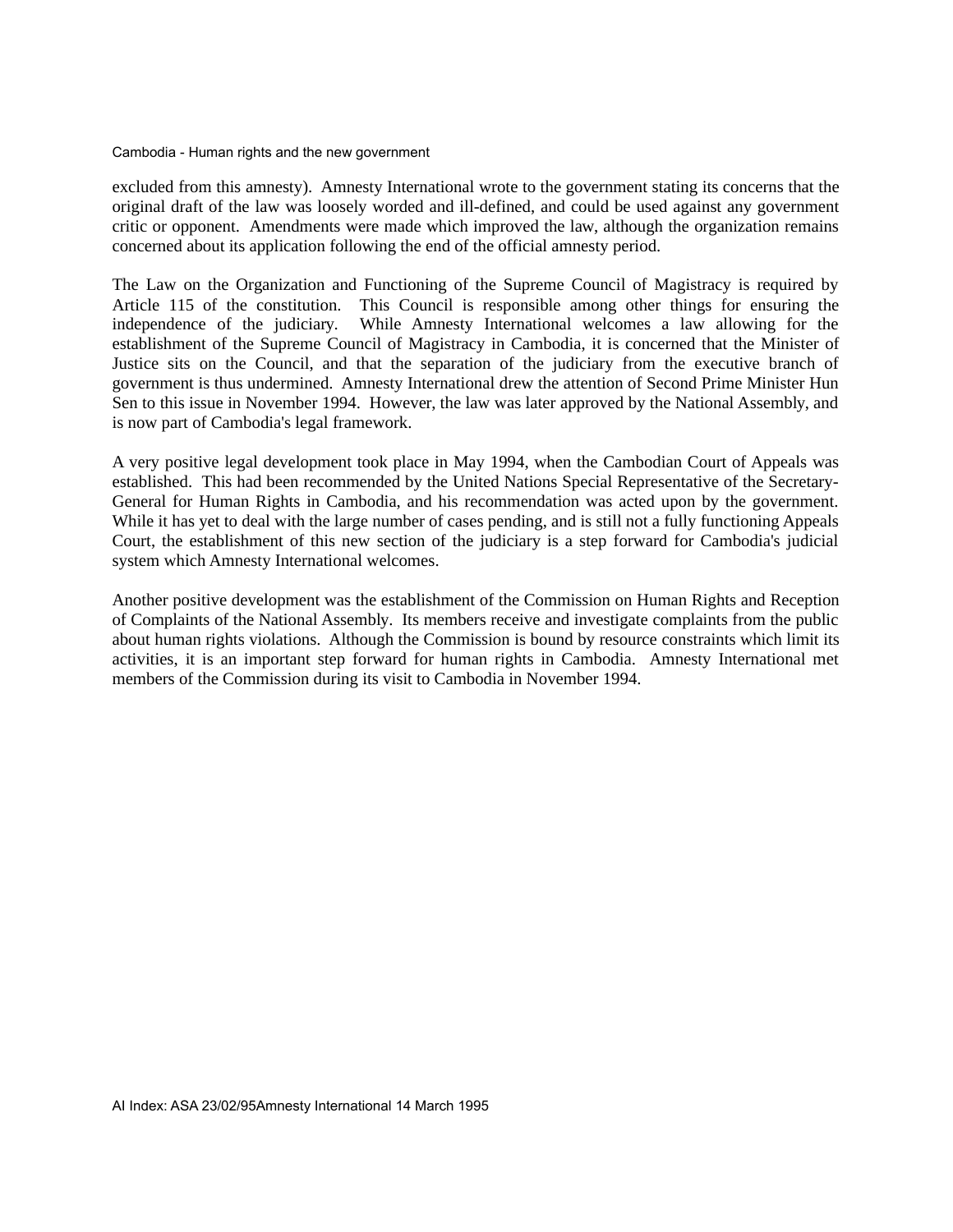excluded from this amnesty). Amnesty International wrote to the government stating its concerns that the original draft of the law was loosely worded and ill-defined, and could be used against any government critic or opponent. Amendments were made which improved the law, although the organization remains concerned about its application following the end of the official amnesty period.

The Law on the Organization and Functioning of the Supreme Council of Magistracy is required by Article 115 of the constitution. This Council is responsible among other things for ensuring the independence of the judiciary. While Amnesty International welcomes a law allowing for the establishment of the Supreme Council of Magistracy in Cambodia, it is concerned that the Minister of Justice sits on the Council, and that the separation of the judiciary from the executive branch of government is thus undermined. Amnesty International drew the attention of Second Prime Minister Hun Sen to this issue in November 1994. However, the law was later approved by the National Assembly, and is now part of Cambodia's legal framework.

A very positive legal development took place in May 1994, when the Cambodian Court of Appeals was established. This had been recommended by the United Nations Special Representative of the Secretary-General for Human Rights in Cambodia, and his recommendation was acted upon by the government. While it has yet to deal with the large number of cases pending, and is still not a fully functioning Appeals Court, the establishment of this new section of the judiciary is a step forward for Cambodia's judicial system which Amnesty International welcomes.

Another positive development was the establishment of the Commission on Human Rights and Reception of Complaints of the National Assembly. Its members receive and investigate complaints from the public about human rights violations. Although the Commission is bound by resource constraints which limit its activities, it is an important step forward for human rights in Cambodia. Amnesty International met members of the Commission during its visit to Cambodia in November 1994.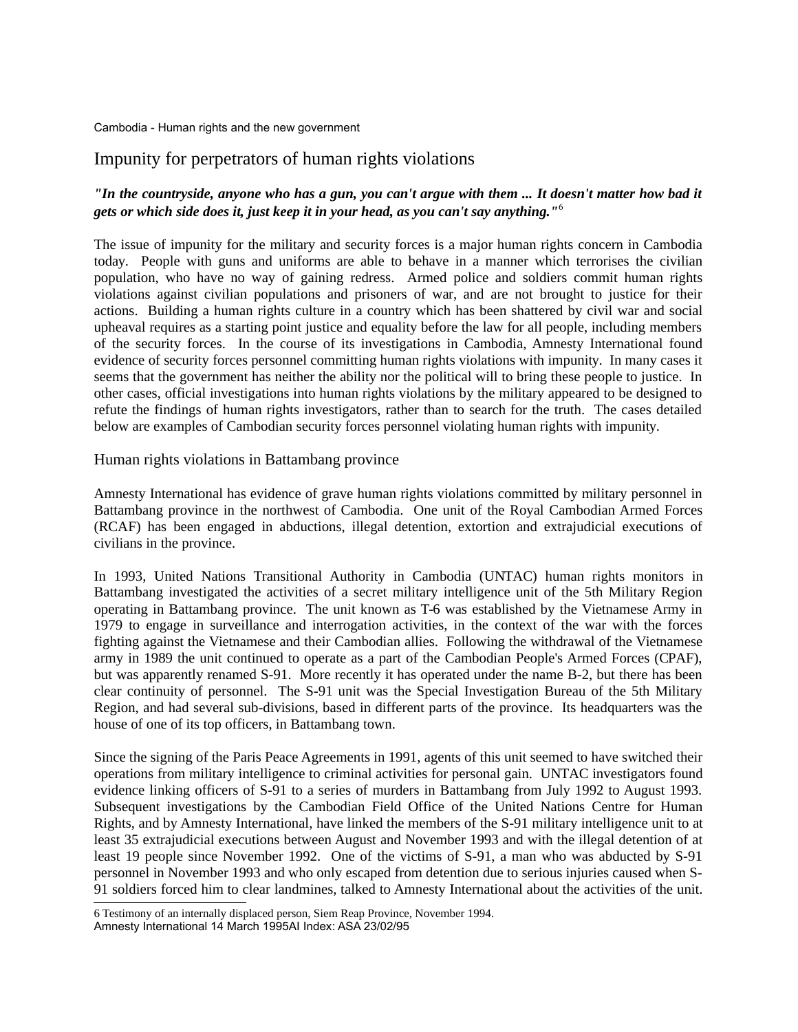## Impunity for perpetrators of human rights violations

***"In the countryside, anyone who has a gun, you can't argue with them ... It doesn't matter how bad it gets or which side does it, just keep it in your head, as you can't say anything."*** [6]

The issue of impunity for the military and security forces is a major human rights concern in Cambodia today. People with guns and uniforms are able to behave in a manner which terrorises the civilian population, who have no way of gaining redress. Armed police and soldiers commit human rights violations against civilian populations and prisoners of war, and are not brought to justice for their actions. Building a human rights culture in a country which has been shattered by civil war and social upheaval requires as a starting point justice and equality before the law for all people, including members of the security forces. In the course of its investigations in Cambodia, Amnesty International found evidence of security forces personnel committing human rights violations with impunity. In many cases it seems that the government has neither the ability nor the political will to bring these people to justice. In other cases, official investigations into human rights violations by the military appeared to be designed to refute the findings of human rights investigators, rather than to search for the truth. The cases detailed below are examples of Cambodian security forces personnel violating human rights with impunity.

### Human rights violations in Battambang province

Amnesty International has evidence of grave human rights violations committed by military personnel in Battambang province in the northwest of Cambodia. One unit of the Royal Cambodian Armed Forces (RCAF) has been engaged in abductions, illegal detention, extortion and extrajudicial executions of civilians in the province.

In 1993, United Nations Transitional Authority in Cambodia (UNTAC) human rights monitors in Battambang investigated the activities of a secret military intelligence unit of the 5th Military Region operating in Battambang province. The unit known as T-6 was established by the Vietnamese Army in 1979 to engage in surveillance and interrogation activities, in the context of the war with the forces fighting against the Vietnamese and their Cambodian allies. Following the withdrawal of the Vietnamese army in 1989 the unit continued to operate as a part of the Cambodian People's Armed Forces (CPAF), but was apparently renamed S-91. More recently it has operated under the name B-2, but there has been clear continuity of personnel. The S-91 unit was the Special Investigation Bureau of the 5th Military Region, and had several sub-divisions, based in different parts of the province. Its headquarters was the house of one of its top officers, in Battambang town.

Since the signing of the Paris Peace Agreements in 1991, agents of this unit seemed to have switched their operations from military intelligence to criminal activities for personal gain. UNTAC investigators found evidence linking officers of S-91 to a series of murders in Battambang from July 1992 to August 1993. Subsequent investigations by the Cambodian Field Office of the United Nations Centre for Human Rights, and by Amnesty International, have linked the members of the S-91 military intelligence unit to at least 35 extrajudicial executions between August and November 1993 and with the illegal detention of at least 19 people since November 1992. One of the victims of S-91, a man who was abducted by S-91 personnel in November 1993 and who only escaped from detention due to serious injuries caused when S-91 soldiers forced him to clear landmines, talked to Amnesty International about the activities of the unit.

---

[6] Testimony of an internally displaced person, Siem Reap Province, November 1994.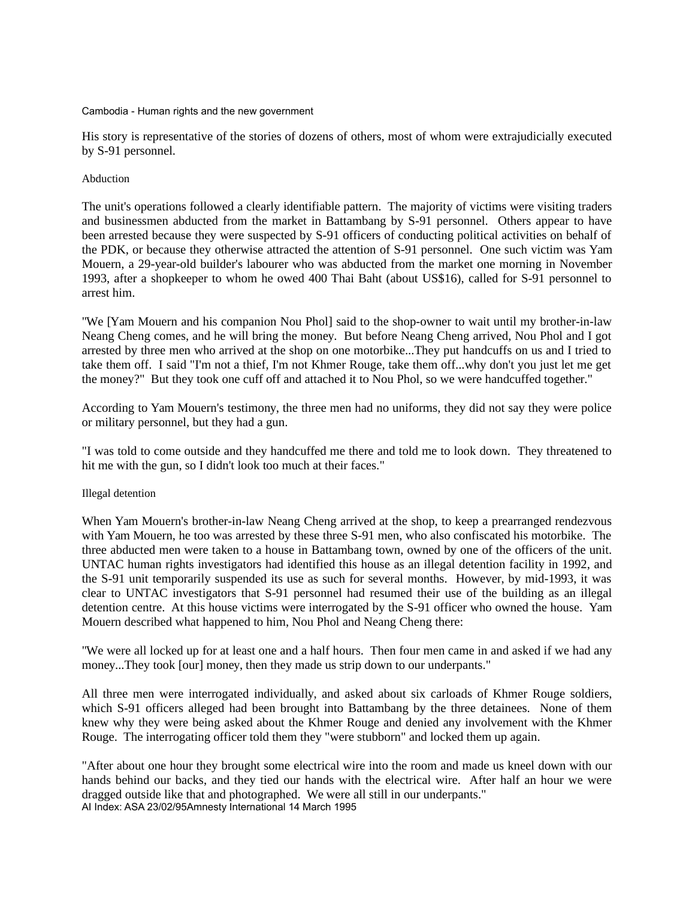His story is representative of the stories of dozens of others, most of whom were extrajudicially executed by S-91 personnel.

### Abduction

The unit's operations followed a clearly identifiable pattern. The majority of victims were visiting traders and businessmen abducted from the market in Battambang by S-91 personnel. Others appear to have been arrested because they were suspected by S-91 officers of conducting political activities on behalf of the PDK, or because they otherwise attracted the attention of S-91 personnel. One such victim was Yam Mouern, a 29-year-old builder's labourer who was abducted from the market one morning in November 1993, after a shopkeeper to whom he owed 400 Thai Baht (about US$16), called for S-91 personnel to arrest him.

"We [Yam Mouern and his companion Nou Phol] said to the shop-owner to wait until my brother-in-law Neang Cheng comes, and he will bring the money. But before Neang Cheng arrived, Nou Phol and I got arrested by three men who arrived at the shop on one motorbike...They put handcuffs on us and I tried to take them off. I said "I'm not a thief, I'm not Khmer Rouge, take them off...why don't you just let me get the money?" But they took one cuff off and attached it to Nou Phol, so we were handcuffed together."

According to Yam Mouern's testimony, the three men had no uniforms, they did not say they were police or military personnel, but they had a gun.

"I was told to come outside and they handcuffed me there and told me to look down. They threatened to hit me with the gun, so I didn't look too much at their faces."

### Illegal detention

When Yam Mouern's brother-in-law Neang Cheng arrived at the shop, to keep a prearranged rendezvous with Yam Mouern, he too was arrested by these three S-91 men, who also confiscated his motorbike. The three abducted men were taken to a house in Battambang town, owned by one of the officers of the unit. UNTAC human rights investigators had identified this house as an illegal detention facility in 1992, and the S-91 unit temporarily suspended its use as such for several months. However, by mid-1993, it was clear to UNTAC investigators that S-91 personnel had resumed their use of the building as an illegal detention centre. At this house victims were interrogated by the S-91 officer who owned the house. Yam Mouern described what happened to him, Nou Phol and Neang Cheng there:

"We were all locked up for at least one and a half hours. Then four men came in and asked if we had any money...They took [our] money, then they made us strip down to our underpants."

All three men were interrogated individually, and asked about six carloads of Khmer Rouge soldiers, which S-91 officers alleged had been brought into Battambang by the three detainees. None of them knew why they were being asked about the Khmer Rouge and denied any involvement with the Khmer Rouge. The interrogating officer told them they "were stubborn" and locked them up again.

"After about one hour they brought some electrical wire into the room and made us kneel down with our hands behind our backs, and they tied our hands with the electrical wire. After half an hour we were dragged outside like that and photographed. We were all still in our underpants."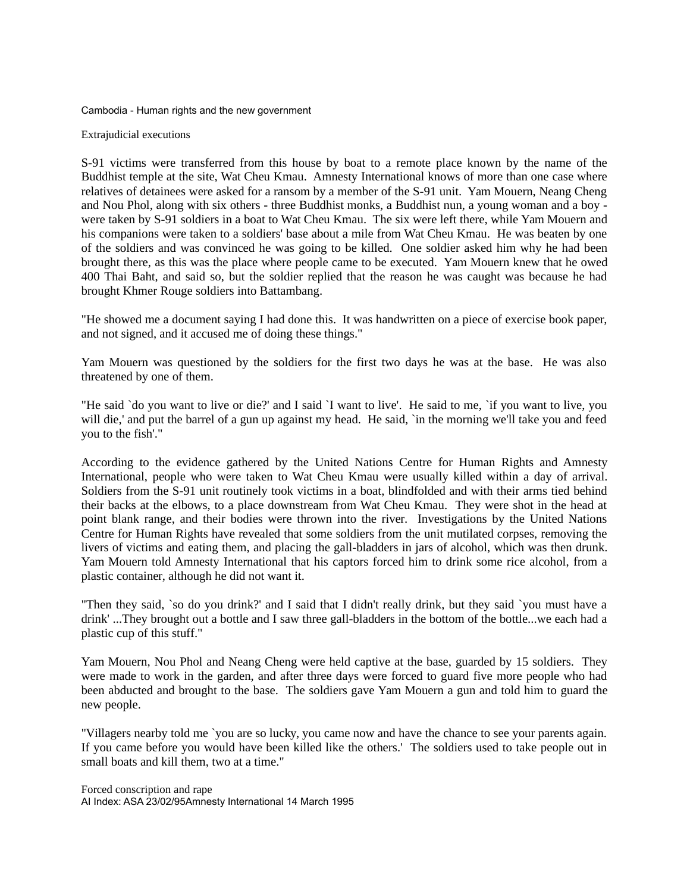## Extrajudicial executions

S-91 victims were transferred from this house by boat to a remote place known by the name of the Buddhist temple at the site, Wat Cheu Kmau. Amnesty International knows of more than one case where relatives of detainees were asked for a ransom by a member of the S-91 unit. Yam Mouern, Neang Cheng and Nou Phol, along with six others - three Buddhist monks, a Buddhist nun, a young woman and a boy - were taken by S-91 soldiers in a boat to Wat Cheu Kmau. The six were left there, while Yam Mouern and his companions were taken to a soldiers' base about a mile from Wat Cheu Kmau. He was beaten by one of the soldiers and was convinced he was going to be killed. One soldier asked him why he had been brought there, as this was the place where people came to be executed. Yam Mouern knew that he owed 400 Thai Baht, and said so, but the soldier replied that the reason he was caught was because he had brought Khmer Rouge soldiers into Battambang.

"He showed me a document saying I had done this. It was handwritten on a piece of exercise book paper, and not signed, and it accused me of doing these things."

Yam Mouern was questioned by the soldiers for the first two days he was at the base. He was also threatened by one of them.

"He said `do you want to live or die?' and I said `I want to live'. He said to me, `if you want to live, you will die,' and put the barrel of a gun up against my head. He said, `in the morning we'll take you and feed you to the fish'."

According to the evidence gathered by the United Nations Centre for Human Rights and Amnesty International, people who were taken to Wat Cheu Kmau were usually killed within a day of arrival. Soldiers from the S-91 unit routinely took victims in a boat, blindfolded and with their arms tied behind their backs at the elbows, to a place downstream from Wat Cheu Kmau. They were shot in the head at point blank range, and their bodies were thrown into the river. Investigations by the United Nations Centre for Human Rights have revealed that some soldiers from the unit mutilated corpses, removing the livers of victims and eating them, and placing the gall-bladders in jars of alcohol, which was then drunk. Yam Mouern told Amnesty International that his captors forced him to drink some rice alcohol, from a plastic container, although he did not want it.

"Then they said, `so do you drink?' and I said that I didn't really drink, but they said `you must have a drink' ...They brought out a bottle and I saw three gall-bladders in the bottom of the bottle...we each had a plastic cup of this stuff."

Yam Mouern, Nou Phol and Neang Cheng were held captive at the base, guarded by 15 soldiers. They were made to work in the garden, and after three days were forced to guard five more people who had been abducted and brought to the base. The soldiers gave Yam Mouern a gun and told him to guard the new people.

"Villagers nearby told me `you are so lucky, you came now and have the chance to see your parents again. If you came before you would have been killed like the others.' The soldiers used to take people out in small boats and kill them, two at a time."

## Forced conscription and rape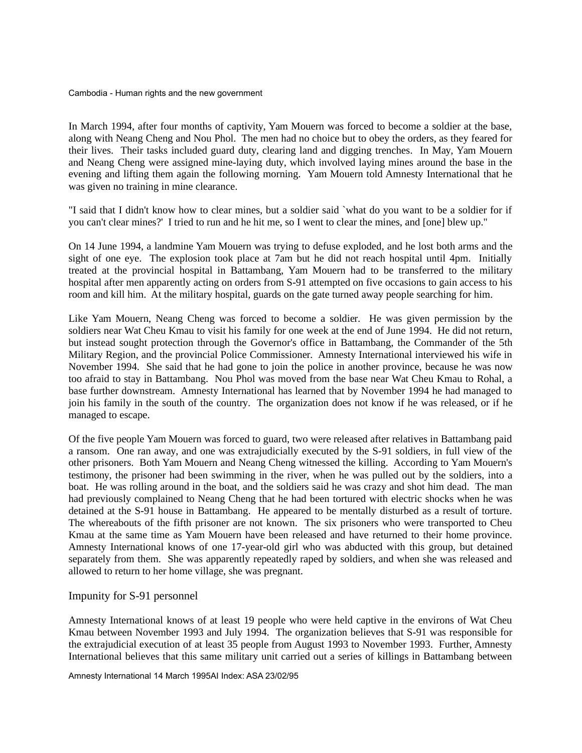In March 1994, after four months of captivity, Yam Mouern was forced to become a soldier at the base, along with Neang Cheng and Nou Phol. The men had no choice but to obey the orders, as they feared for their lives. Their tasks included guard duty, clearing land and digging trenches. In May, Yam Mouern and Neang Cheng were assigned mine-laying duty, which involved laying mines around the base in the evening and lifting them again the following morning. Yam Mouern told Amnesty International that he was given no training in mine clearance.

"I said that I didn't know how to clear mines, but a soldier said `what do you want to be a soldier for if you can't clear mines?' I tried to run and he hit me, so I went to clear the mines, and [one] blew up."

On 14 June 1994, a landmine Yam Mouern was trying to defuse exploded, and he lost both arms and the sight of one eye. The explosion took place at 7am but he did not reach hospital until 4pm. Initially treated at the provincial hospital in Battambang, Yam Mouern had to be transferred to the military hospital after men apparently acting on orders from S-91 attempted on five occasions to gain access to his room and kill him. At the military hospital, guards on the gate turned away people searching for him.

Like Yam Mouern, Neang Cheng was forced to become a soldier. He was given permission by the soldiers near Wat Cheu Kmau to visit his family for one week at the end of June 1994. He did not return, but instead sought protection through the Governor's office in Battambang, the Commander of the 5th Military Region, and the provincial Police Commissioner. Amnesty International interviewed his wife in November 1994. She said that he had gone to join the police in another province, because he was now too afraid to stay in Battambang. Nou Phol was moved from the base near Wat Cheu Kmau to Rohal, a base further downstream. Amnesty International has learned that by November 1994 he had managed to join his family in the south of the country. The organization does not know if he was released, or if he managed to escape.

Of the five people Yam Mouern was forced to guard, two were released after relatives in Battambang paid a ransom. One ran away, and one was extrajudicially executed by the S-91 soldiers, in full view of the other prisoners. Both Yam Mouern and Neang Cheng witnessed the killing. According to Yam Mouern's testimony, the prisoner had been swimming in the river, when he was pulled out by the soldiers, into a boat. He was rolling around in the boat, and the soldiers said he was crazy and shot him dead. The man had previously complained to Neang Cheng that he had been tortured with electric shocks when he was detained at the S-91 house in Battambang. He appeared to be mentally disturbed as a result of torture. The whereabouts of the fifth prisoner are not known. The six prisoners who were transported to Cheu Kmau at the same time as Yam Mouern have been released and have returned to their home province. Amnesty International knows of one 17-year-old girl who was abducted with this group, but detained separately from them. She was apparently repeatedly raped by soldiers, and when she was released and allowed to return to her home village, she was pregnant.

## Impunity for S-91 personnel

Amnesty International knows of at least 19 people who were held captive in the environs of Wat Cheu Kmau between November 1993 and July 1994. The organization believes that S-91 was responsible for the extrajudicial execution of at least 35 people from August 1993 to November 1993. Further, Amnesty International believes that this same military unit carried out a series of killings in Battambang between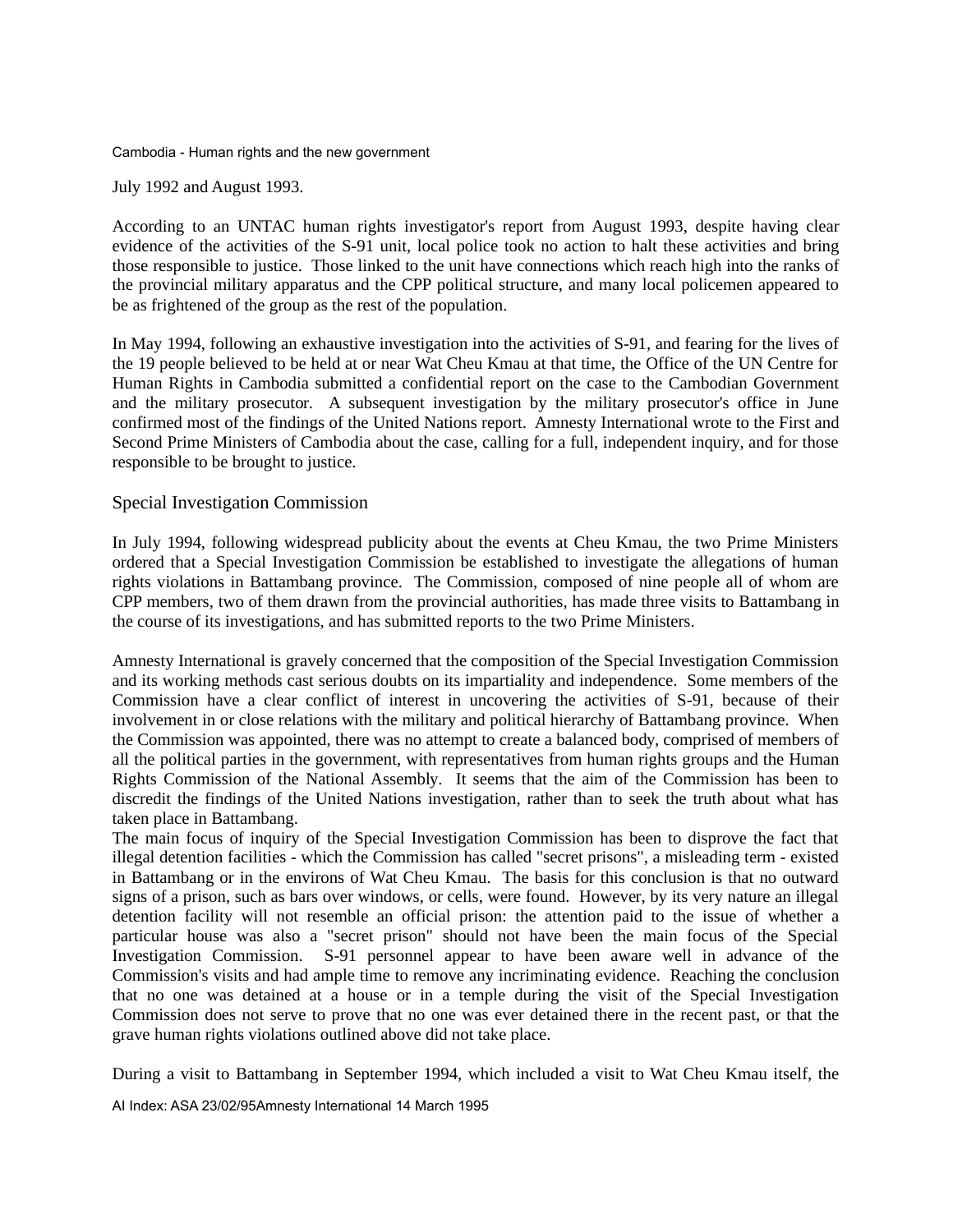July 1992 and August 1993.

According to an UNTAC human rights investigator's report from August 1993, despite having clear evidence of the activities of the S-91 unit, local police took no action to halt these activities and bring those responsible to justice. Those linked to the unit have connections which reach high into the ranks of the provincial military apparatus and the CPP political structure, and many local policemen appeared to be as frightened of the group as the rest of the population.

In May 1994, following an exhaustive investigation into the activities of S-91, and fearing for the lives of the 19 people believed to be held at or near Wat Cheu Kmau at that time, the Office of the UN Centre for Human Rights in Cambodia submitted a confidential report on the case to the Cambodian Government and the military prosecutor. A subsequent investigation by the military prosecutor's office in June confirmed most of the findings of the United Nations report. Amnesty International wrote to the First and Second Prime Ministers of Cambodia about the case, calling for a full, independent inquiry, and for those responsible to be brought to justice.

## Special Investigation Commission

In July 1994, following widespread publicity about the events at Cheu Kmau, the two Prime Ministers ordered that a Special Investigation Commission be established to investigate the allegations of human rights violations in Battambang province. The Commission, composed of nine people all of whom are CPP members, two of them drawn from the provincial authorities, has made three visits to Battambang in the course of its investigations, and has submitted reports to the two Prime Ministers.

Amnesty International is gravely concerned that the composition of the Special Investigation Commission and its working methods cast serious doubts on its impartiality and independence. Some members of the Commission have a clear conflict of interest in uncovering the activities of S-91, because of their involvement in or close relations with the military and political hierarchy of Battambang province. When the Commission was appointed, there was no attempt to create a balanced body, comprised of members of all the political parties in the government, with representatives from human rights groups and the Human Rights Commission of the National Assembly. It seems that the aim of the Commission has been to discredit the findings of the United Nations investigation, rather than to seek the truth about what has taken place in Battambang.

The main focus of inquiry of the Special Investigation Commission has been to disprove the fact that illegal detention facilities - which the Commission has called "secret prisons", a misleading term - existed in Battambang or in the environs of Wat Cheu Kmau. The basis for this conclusion is that no outward signs of a prison, such as bars over windows, or cells, were found. However, by its very nature an illegal detention facility will not resemble an official prison: the attention paid to the issue of whether a particular house was also a "secret prison" should not have been the main focus of the Special Investigation Commission. S-91 personnel appear to have been aware well in advance of the Commission's visits and had ample time to remove any incriminating evidence. Reaching the conclusion that no one was detained at a house or in a temple during the visit of the Special Investigation Commission does not serve to prove that no one was ever detained there in the recent past, or that the grave human rights violations outlined above did not take place.

During a visit to Battambang in September 1994, which included a visit to Wat Cheu Kmau itself, the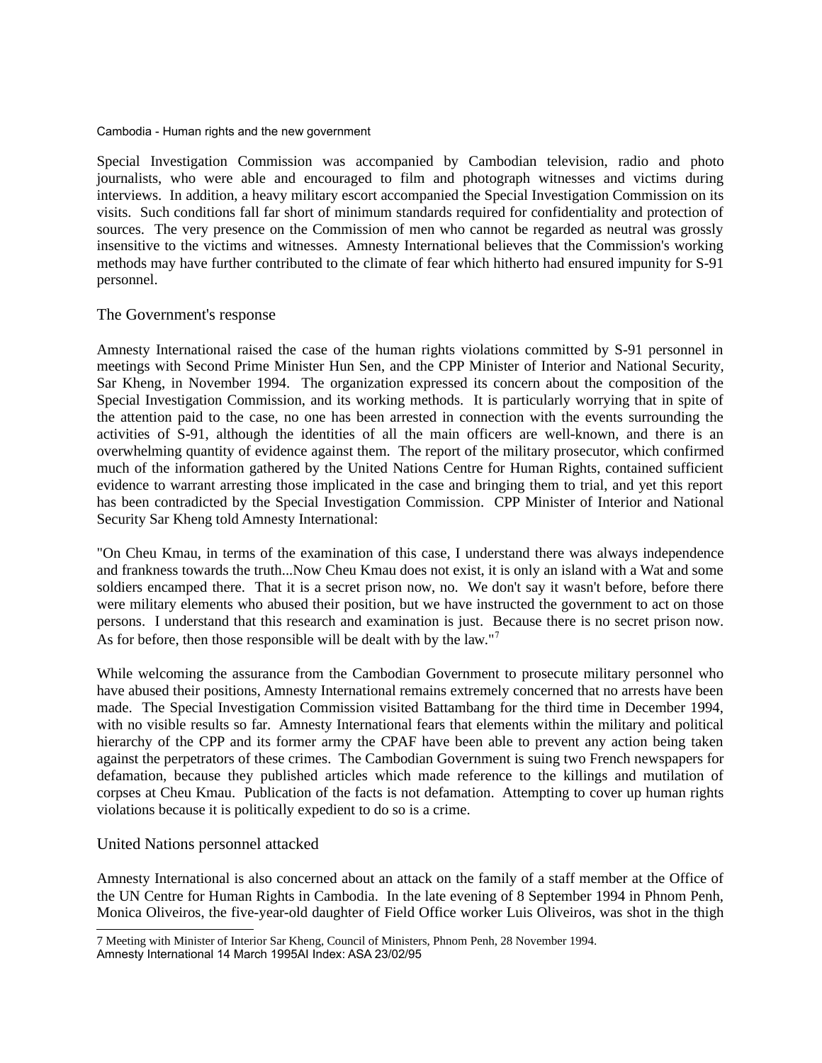Special Investigation Commission was accompanied by Cambodian television, radio and photo journalists, who were able and encouraged to film and photograph witnesses and victims during interviews. In addition, a heavy military escort accompanied the Special Investigation Commission on its visits. Such conditions fall far short of minimum standards required for confidentiality and protection of sources. The very presence on the Commission of men who cannot be regarded as neutral was grossly insensitive to the victims and witnesses. Amnesty International believes that the Commission's working methods may have further contributed to the climate of fear which hitherto had ensured impunity for S-91 personnel.

## The Government's response

Amnesty International raised the case of the human rights violations committed by S-91 personnel in meetings with Second Prime Minister Hun Sen, and the CPP Minister of Interior and National Security, Sar Kheng, in November 1994. The organization expressed its concern about the composition of the Special Investigation Commission, and its working methods. It is particularly worrying that in spite of the attention paid to the case, no one has been arrested in connection with the events surrounding the activities of S-91, although the identities of all the main officers are well-known, and there is an overwhelming quantity of evidence against them. The report of the military prosecutor, which confirmed much of the information gathered by the United Nations Centre for Human Rights, contained sufficient evidence to warrant arresting those implicated in the case and bringing them to trial, and yet this report has been contradicted by the Special Investigation Commission. CPP Minister of Interior and National Security Sar Kheng told Amnesty International:

"On Cheu Kmau, in terms of the examination of this case, I understand there was always independence and frankness towards the truth...Now Cheu Kmau does not exist, it is only an island with a Wat and some soldiers encamped there. That it is a secret prison now, no. We don't say it wasn't before, before there were military elements who abused their position, but we have instructed the government to act on those persons. I understand that this research and examination is just. Because there is no secret prison now. As for before, then those responsible will be dealt with by the law."[7]

While welcoming the assurance from the Cambodian Government to prosecute military personnel who have abused their positions, Amnesty International remains extremely concerned that no arrests have been made. The Special Investigation Commission visited Battambang for the third time in December 1994, with no visible results so far. Amnesty International fears that elements within the military and political hierarchy of the CPP and its former army the CPAF have been able to prevent any action being taken against the perpetrators of these crimes. The Cambodian Government is suing two French newspapers for defamation, because they published articles which made reference to the killings and mutilation of corpses at Cheu Kmau. Publication of the facts is not defamation. Attempting to cover up human rights violations because it is politically expedient to do so is a crime.

## United Nations personnel attacked

Amnesty International is also concerned about an attack on the family of a staff member at the Office of the UN Centre for Human Rights in Cambodia. In the late evening of 8 September 1994 in Phnom Penh, Monica Oliveiros, the five-year-old daughter of Field Office worker Luis Oliveiros, was shot in the thigh

7 Meeting with Minister of Interior Sar Kheng, Council of Ministers, Phnom Penh, 28 November 1994.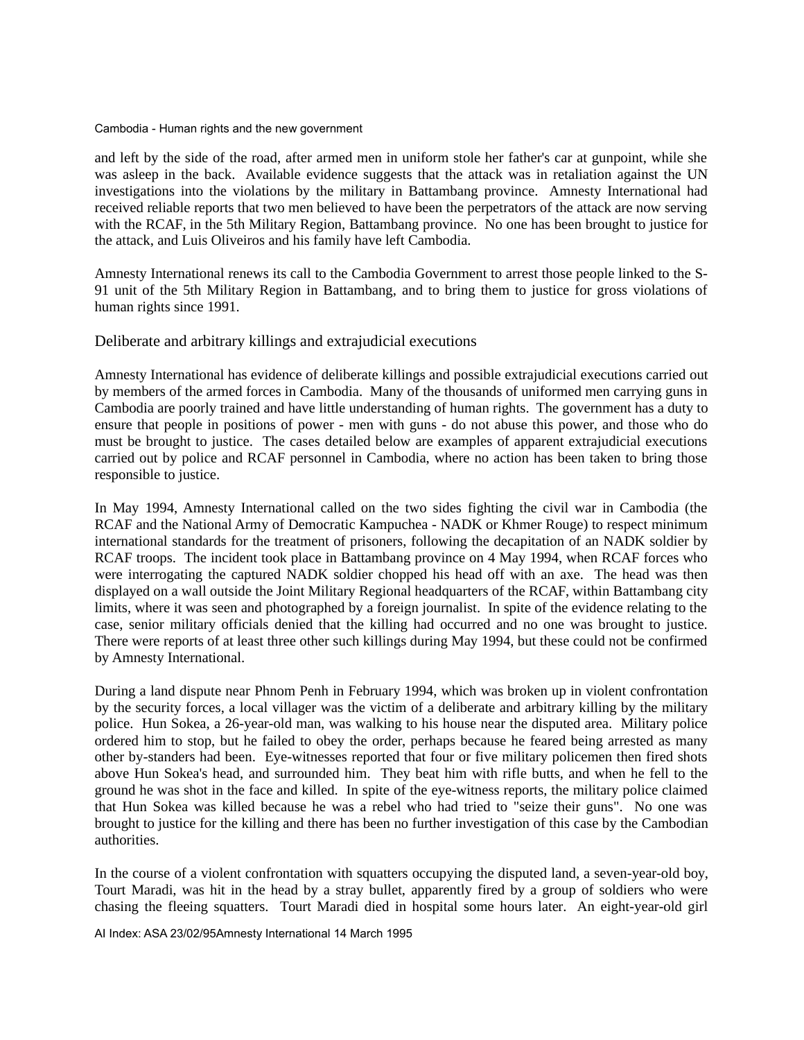and left by the side of the road, after armed men in uniform stole her father's car at gunpoint, while she was asleep in the back. Available evidence suggests that the attack was in retaliation against the UN investigations into the violations by the military in Battambang province. Amnesty International had received reliable reports that two men believed to have been the perpetrators of the attack are now serving with the RCAF, in the 5th Military Region, Battambang province. No one has been brought to justice for the attack, and Luis Oliveiros and his family have left Cambodia.

Amnesty International renews its call to the Cambodia Government to arrest those people linked to the S-91 unit of the 5th Military Region in Battambang, and to bring them to justice for gross violations of human rights since 1991.

## Deliberate and arbitrary killings and extrajudicial executions

Amnesty International has evidence of deliberate killings and possible extrajudicial executions carried out by members of the armed forces in Cambodia. Many of the thousands of uniformed men carrying guns in Cambodia are poorly trained and have little understanding of human rights. The government has a duty to ensure that people in positions of power - men with guns - do not abuse this power, and those who do must be brought to justice. The cases detailed below are examples of apparent extrajudicial executions carried out by police and RCAF personnel in Cambodia, where no action has been taken to bring those responsible to justice.

In May 1994, Amnesty International called on the two sides fighting the civil war in Cambodia (the RCAF and the National Army of Democratic Kampuchea - NADK or Khmer Rouge) to respect minimum international standards for the treatment of prisoners, following the decapitation of an NADK soldier by RCAF troops. The incident took place in Battambang province on 4 May 1994, when RCAF forces who were interrogating the captured NADK soldier chopped his head off with an axe. The head was then displayed on a wall outside the Joint Military Regional headquarters of the RCAF, within Battambang city limits, where it was seen and photographed by a foreign journalist. In spite of the evidence relating to the case, senior military officials denied that the killing had occurred and no one was brought to justice. There were reports of at least three other such killings during May 1994, but these could not be confirmed by Amnesty International.

During a land dispute near Phnom Penh in February 1994, which was broken up in violent confrontation by the security forces, a local villager was the victim of a deliberate and arbitrary killing by the military police. Hun Sokea, a 26-year-old man, was walking to his house near the disputed area. Military police ordered him to stop, but he failed to obey the order, perhaps because he feared being arrested as many other by-standers had been. Eye-witnesses reported that four or five military policemen then fired shots above Hun Sokea's head, and surrounded him. They beat him with rifle butts, and when he fell to the ground he was shot in the face and killed. In spite of the eye-witness reports, the military police claimed that Hun Sokea was killed because he was a rebel who had tried to "seize their guns". No one was brought to justice for the killing and there has been no further investigation of this case by the Cambodian authorities.

In the course of a violent confrontation with squatters occupying the disputed land, a seven-year-old boy, Tourt Maradi, was hit in the head by a stray bullet, apparently fired by a group of soldiers who were chasing the fleeing squatters. Tourt Maradi died in hospital some hours later. An eight-year-old girl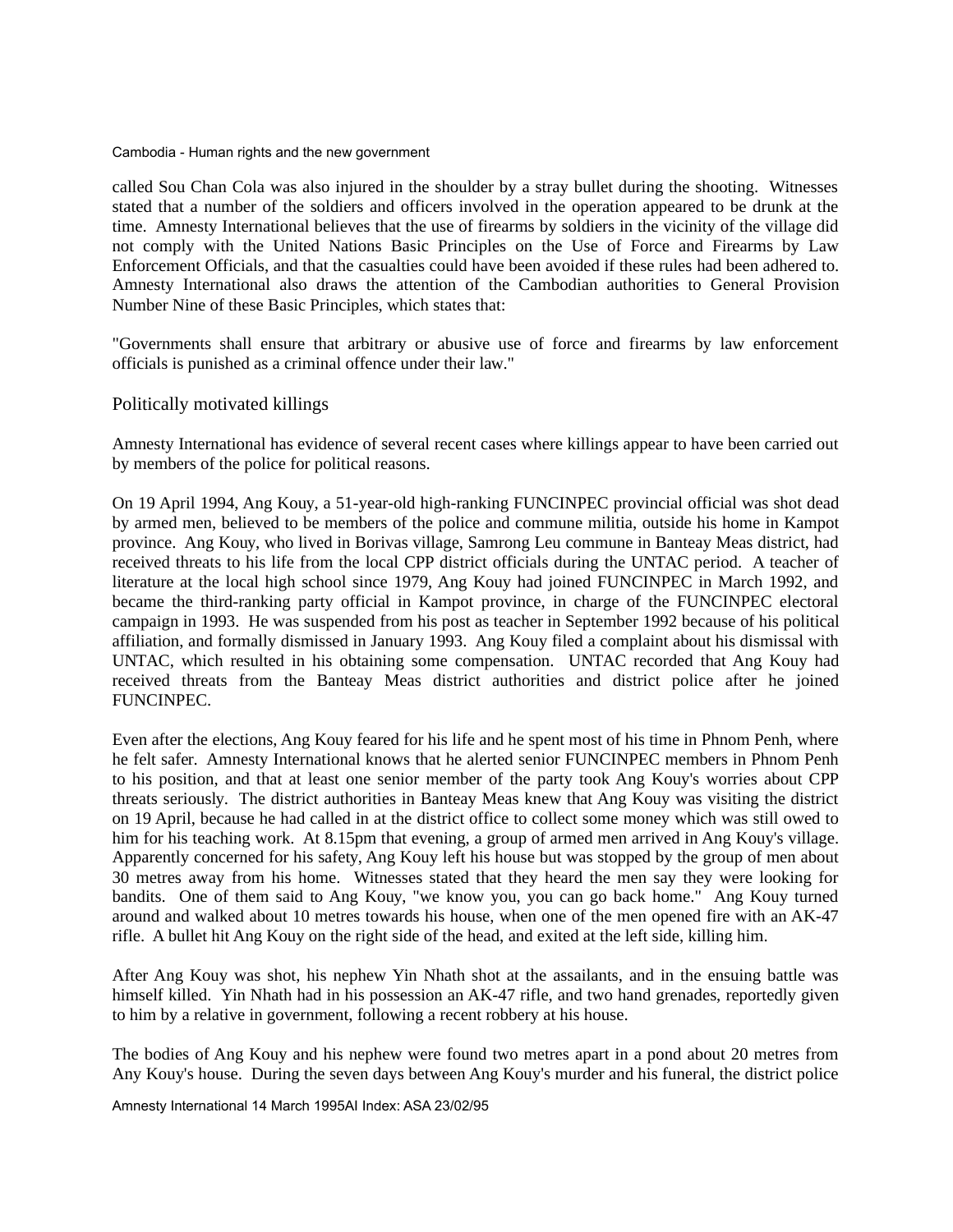called Sou Chan Cola was also injured in the shoulder by a stray bullet during the shooting. Witnesses stated that a number of the soldiers and officers involved in the operation appeared to be drunk at the time. Amnesty International believes that the use of firearms by soldiers in the vicinity of the village did not comply with the United Nations Basic Principles on the Use of Force and Firearms by Law Enforcement Officials, and that the casualties could have been avoided if these rules had been adhered to. Amnesty International also draws the attention of the Cambodian authorities to General Provision Number Nine of these Basic Principles, which states that:

"Governments shall ensure that arbitrary or abusive use of force and firearms by law enforcement officials is punished as a criminal offence under their law."

## Politically motivated killings

Amnesty International has evidence of several recent cases where killings appear to have been carried out by members of the police for political reasons.

On 19 April 1994, Ang Kouy, a 51-year-old high-ranking FUNCINPEC provincial official was shot dead by armed men, believed to be members of the police and commune militia, outside his home in Kampot province. Ang Kouy, who lived in Borivas village, Samrong Leu commune in Banteay Meas district, had received threats to his life from the local CPP district officials during the UNTAC period. A teacher of literature at the local high school since 1979, Ang Kouy had joined FUNCINPEC in March 1992, and became the third-ranking party official in Kampot province, in charge of the FUNCINPEC electoral campaign in 1993. He was suspended from his post as teacher in September 1992 because of his political affiliation, and formally dismissed in January 1993. Ang Kouy filed a complaint about his dismissal with UNTAC, which resulted in his obtaining some compensation. UNTAC recorded that Ang Kouy had received threats from the Banteay Meas district authorities and district police after he joined FUNCINPEC.

Even after the elections, Ang Kouy feared for his life and he spent most of his time in Phnom Penh, where he felt safer. Amnesty International knows that he alerted senior FUNCINPEC members in Phnom Penh to his position, and that at least one senior member of the party took Ang Kouy's worries about CPP threats seriously. The district authorities in Banteay Meas knew that Ang Kouy was visiting the district on 19 April, because he had called in at the district office to collect some money which was still owed to him for his teaching work. At 8.15pm that evening, a group of armed men arrived in Ang Kouy's village. Apparently concerned for his safety, Ang Kouy left his house but was stopped by the group of men about 30 metres away from his home. Witnesses stated that they heard the men say they were looking for bandits. One of them said to Ang Kouy, "we know you, you can go back home." Ang Kouy turned around and walked about 10 metres towards his house, when one of the men opened fire with an AK-47 rifle. A bullet hit Ang Kouy on the right side of the head, and exited at the left side, killing him.

After Ang Kouy was shot, his nephew Yin Nhath shot at the assailants, and in the ensuing battle was himself killed. Yin Nhath had in his possession an AK-47 rifle, and two hand grenades, reportedly given to him by a relative in government, following a recent robbery at his house.

The bodies of Ang Kouy and his nephew were found two metres apart in a pond about 20 metres from Any Kouy's house. During the seven days between Ang Kouy's murder and his funeral, the district police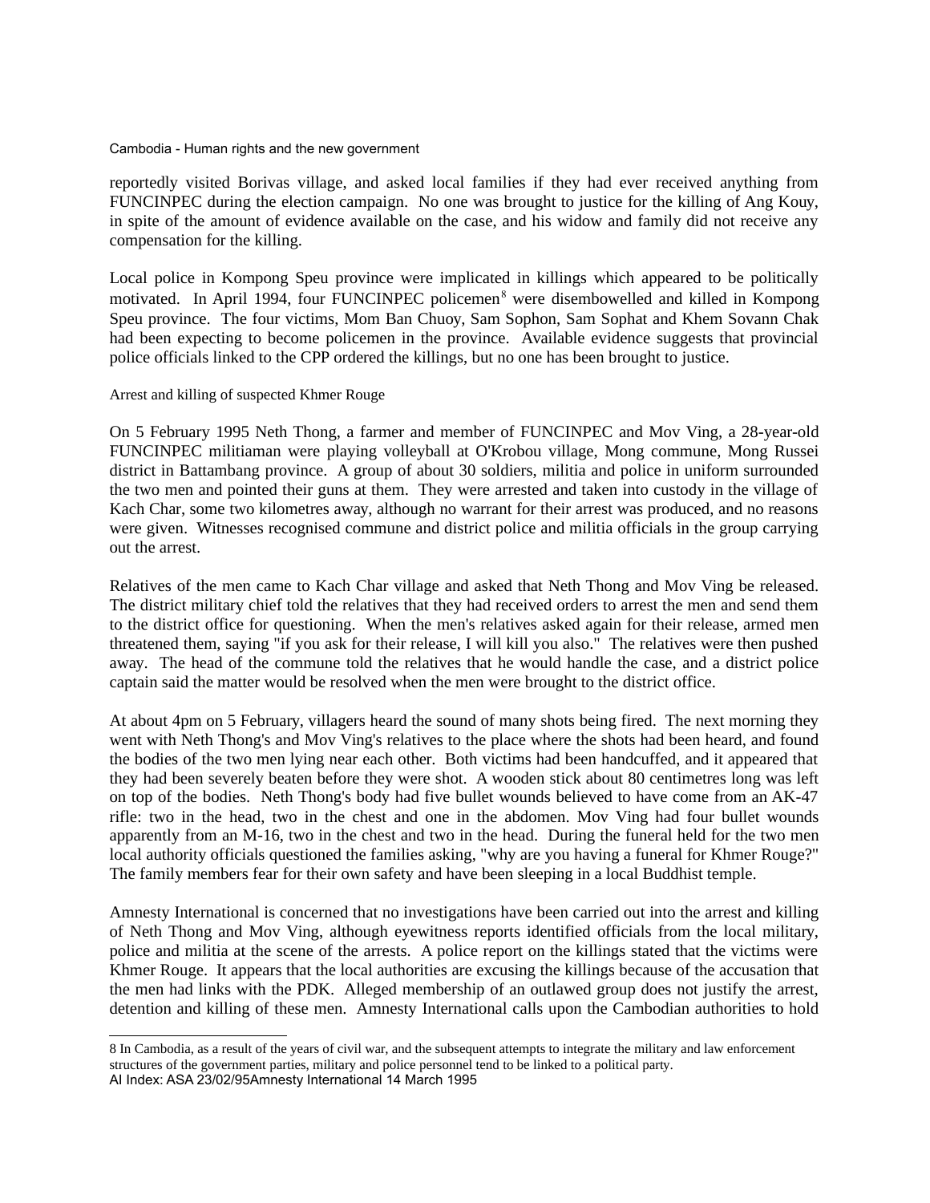reportedly visited Borivas village, and asked local families if they had ever received anything from FUNCINPEC during the election campaign. No one was brought to justice for the killing of Ang Kouy, in spite of the amount of evidence available on the case, and his widow and family did not receive any compensation for the killing.

Local police in Kompong Speu province were implicated in killings which appeared to be politically motivated. In April 1994, four FUNCINPEC policemen[8] were disembowelled and killed in Kompong Speu province. The four victims, Mom Ban Chuoy, Sam Sophon, Sam Sophat and Khem Sovann Chak had been expecting to become policemen in the province. Available evidence suggests that provincial police officials linked to the CPP ordered the killings, but no one has been brought to justice.

### Arrest and killing of suspected Khmer Rouge

On 5 February 1995 Neth Thong, a farmer and member of FUNCINPEC and Mov Ving, a 28-year-old FUNCINPEC militiaman were playing volleyball at O'Krobou village, Mong commune, Mong Russei district in Battambang province. A group of about 30 soldiers, militia and police in uniform surrounded the two men and pointed their guns at them. They were arrested and taken into custody in the village of Kach Char, some two kilometres away, although no warrant for their arrest was produced, and no reasons were given. Witnesses recognised commune and district police and militia officials in the group carrying out the arrest.

Relatives of the men came to Kach Char village and asked that Neth Thong and Mov Ving be released. The district military chief told the relatives that they had received orders to arrest the men and send them to the district office for questioning. When the men's relatives asked again for their release, armed men threatened them, saying "if you ask for their release, I will kill you also." The relatives were then pushed away. The head of the commune told the relatives that he would handle the case, and a district police captain said the matter would be resolved when the men were brought to the district office.

At about 4pm on 5 February, villagers heard the sound of many shots being fired. The next morning they went with Neth Thong's and Mov Ving's relatives to the place where the shots had been heard, and found the bodies of the two men lying near each other. Both victims had been handcuffed, and it appeared that they had been severely beaten before they were shot. A wooden stick about 80 centimetres long was left on top of the bodies. Neth Thong's body had five bullet wounds believed to have come from an AK-47 rifle: two in the head, two in the chest and one in the abdomen. Mov Ving had four bullet wounds apparently from an M-16, two in the chest and two in the head. During the funeral held for the two men local authority officials questioned the families asking, "why are you having a funeral for Khmer Rouge?" The family members fear for their own safety and have been sleeping in a local Buddhist temple.

Amnesty International is concerned that no investigations have been carried out into the arrest and killing of Neth Thong and Mov Ving, although eyewitness reports identified officials from the local military, police and militia at the scene of the arrests. A police report on the killings stated that the victims were Khmer Rouge. It appears that the local authorities are excusing the killings because of the accusation that the men had links with the PDK. Alleged membership of an outlawed group does not justify the arrest, detention and killing of these men. Amnesty International calls upon the Cambodian authorities to hold

---

8 In Cambodia, as a result of the years of civil war, and the subsequent attempts to integrate the military and law enforcement structures of the government parties, military and police personnel tend to be linked to a political party.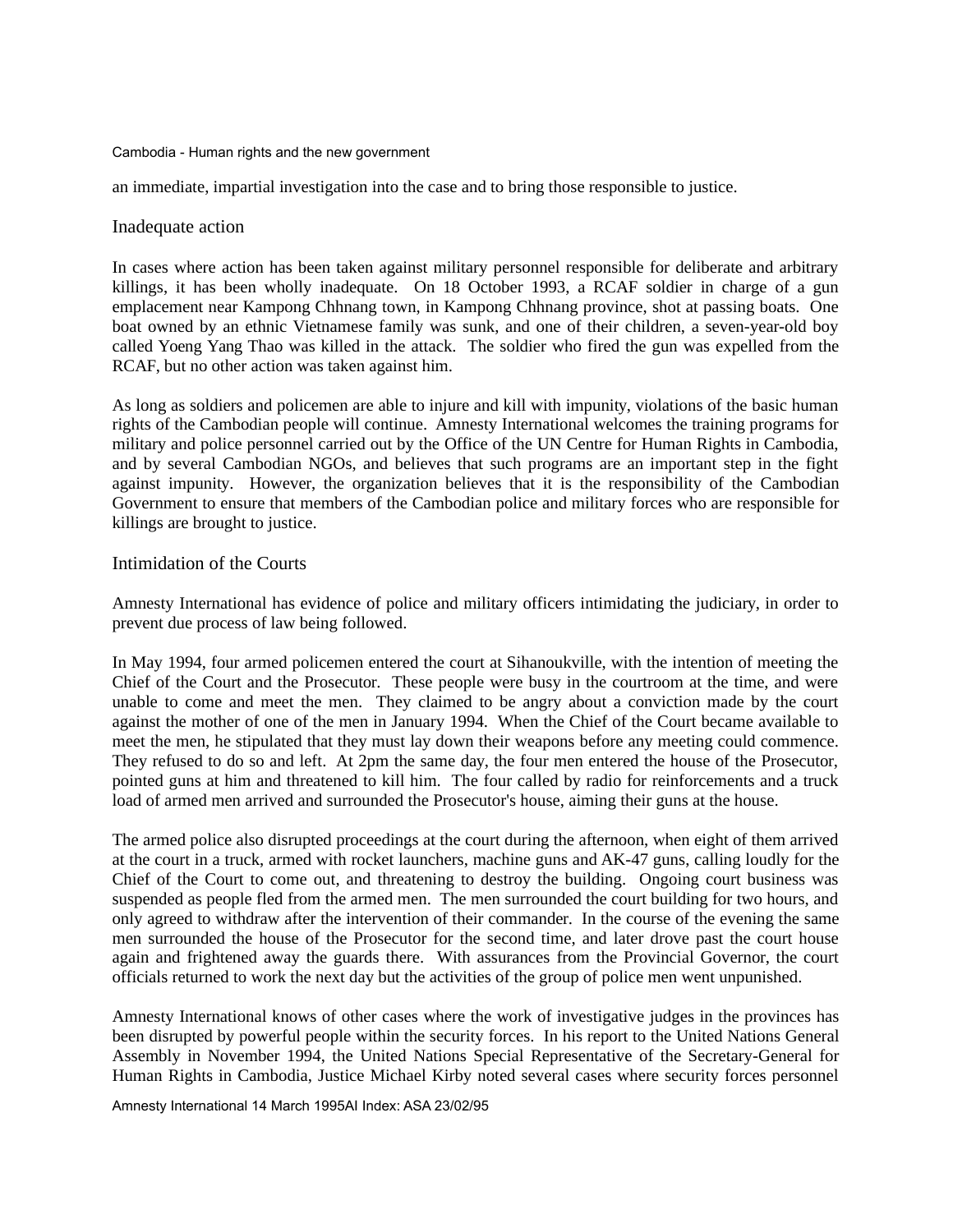an immediate, impartial investigation into the case and to bring those responsible to justice.

## Inadequate action

In cases where action has been taken against military personnel responsible for deliberate and arbitrary killings, it has been wholly inadequate. On 18 October 1993, a RCAF soldier in charge of a gun emplacement near Kampong Chhnang town, in Kampong Chhnang province, shot at passing boats. One boat owned by an ethnic Vietnamese family was sunk, and one of their children, a seven-year-old boy called Yoeng Yang Thao was killed in the attack. The soldier who fired the gun was expelled from the RCAF, but no other action was taken against him.

As long as soldiers and policemen are able to injure and kill with impunity, violations of the basic human rights of the Cambodian people will continue. Amnesty International welcomes the training programs for military and police personnel carried out by the Office of the UN Centre for Human Rights in Cambodia, and by several Cambodian NGOs, and believes that such programs are an important step in the fight against impunity. However, the organization believes that it is the responsibility of the Cambodian Government to ensure that members of the Cambodian police and military forces who are responsible for killings are brought to justice.

## Intimidation of the Courts

Amnesty International has evidence of police and military officers intimidating the judiciary, in order to prevent due process of law being followed.

In May 1994, four armed policemen entered the court at Sihanoukville, with the intention of meeting the Chief of the Court and the Prosecutor. These people were busy in the courtroom at the time, and were unable to come and meet the men. They claimed to be angry about a conviction made by the court against the mother of one of the men in January 1994. When the Chief of the Court became available to meet the men, he stipulated that they must lay down their weapons before any meeting could commence. They refused to do so and left. At 2pm the same day, the four men entered the house of the Prosecutor, pointed guns at him and threatened to kill him. The four called by radio for reinforcements and a truck load of armed men arrived and surrounded the Prosecutor's house, aiming their guns at the house.

The armed police also disrupted proceedings at the court during the afternoon, when eight of them arrived at the court in a truck, armed with rocket launchers, machine guns and AK-47 guns, calling loudly for the Chief of the Court to come out, and threatening to destroy the building. Ongoing court business was suspended as people fled from the armed men. The men surrounded the court building for two hours, and only agreed to withdraw after the intervention of their commander. In the course of the evening the same men surrounded the house of the Prosecutor for the second time, and later drove past the court house again and frightened away the guards there. With assurances from the Provincial Governor, the court officials returned to work the next day but the activities of the group of police men went unpunished.

Amnesty International knows of other cases where the work of investigative judges in the provinces has been disrupted by powerful people within the security forces. In his report to the United Nations General Assembly in November 1994, the United Nations Special Representative of the Secretary-General for Human Rights in Cambodia, Justice Michael Kirby noted several cases where security forces personnel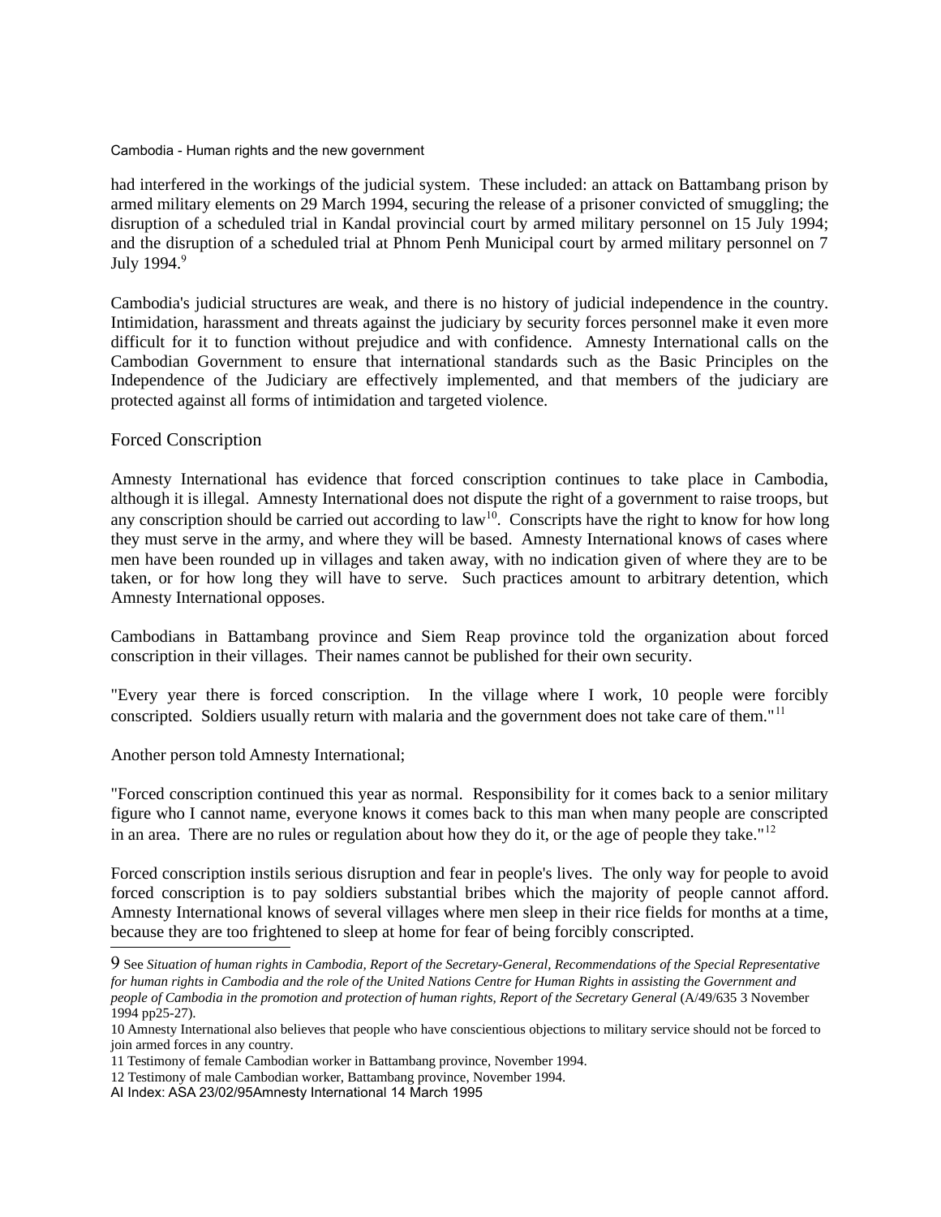had interfered in the workings of the judicial system. These included: an attack on Battambang prison by armed military elements on 29 March 1994, securing the release of a prisoner convicted of smuggling; the disruption of a scheduled trial in Kandal provincial court by armed military personnel on 15 July 1994; and the disruption of a scheduled trial at Phnom Penh Municipal court by armed military personnel on 7 July 1994.[9]

Cambodia's judicial structures are weak, and there is no history of judicial independence in the country. Intimidation, harassment and threats against the judiciary by security forces personnel make it even more difficult for it to function without prejudice and with confidence. Amnesty International calls on the Cambodian Government to ensure that international standards such as the Basic Principles on the Independence of the Judiciary are effectively implemented, and that members of the judiciary are protected against all forms of intimidation and targeted violence.

## Forced Conscription

Amnesty International has evidence that forced conscription continues to take place in Cambodia, although it is illegal. Amnesty International does not dispute the right of a government to raise troops, but any conscription should be carried out according to law[10]. Conscripts have the right to know for how long they must serve in the army, and where they will be based. Amnesty International knows of cases where men have been rounded up in villages and taken away, with no indication given of where they are to be taken, or for how long they will have to serve. Such practices amount to arbitrary detention, which Amnesty International opposes.

Cambodians in Battambang province and Siem Reap province told the organization about forced conscription in their villages. Their names cannot be published for their own security.

"Every year there is forced conscription. In the village where I work, 10 people were forcibly conscripted. Soldiers usually return with malaria and the government does not take care of them."[11]

Another person told Amnesty International;

"Forced conscription continued this year as normal. Responsibility for it comes back to a senior military figure who I cannot name, everyone knows it comes back to this man when many people are conscripted in an area. There are no rules or regulation about how they do it, or the age of people they take."[12]

Forced conscription instils serious disruption and fear in people's lives. The only way for people to avoid forced conscription is to pay soldiers substantial bribes which the majority of people cannot afford. Amnesty International knows of several villages where men sleep in their rice fields for months at a time, because they are too frightened to sleep at home for fear of being forcibly conscripted.

---

9 See *Situation of human rights in Cambodia, Report of the Secretary-General, Recommendations of the Special Representative for human rights in Cambodia and the role of the United Nations Centre for Human Rights in assisting the Government and people of Cambodia in the promotion and protection of human rights, Report of the Secretary General* (A/49/635 3 November 1994 pp25-27).

10 Amnesty International also believes that people who have conscientious objections to military service should not be forced to join armed forces in any country.

11 Testimony of female Cambodian worker in Battambang province, November 1994.

12 Testimony of male Cambodian worker, Battambang province, November 1994.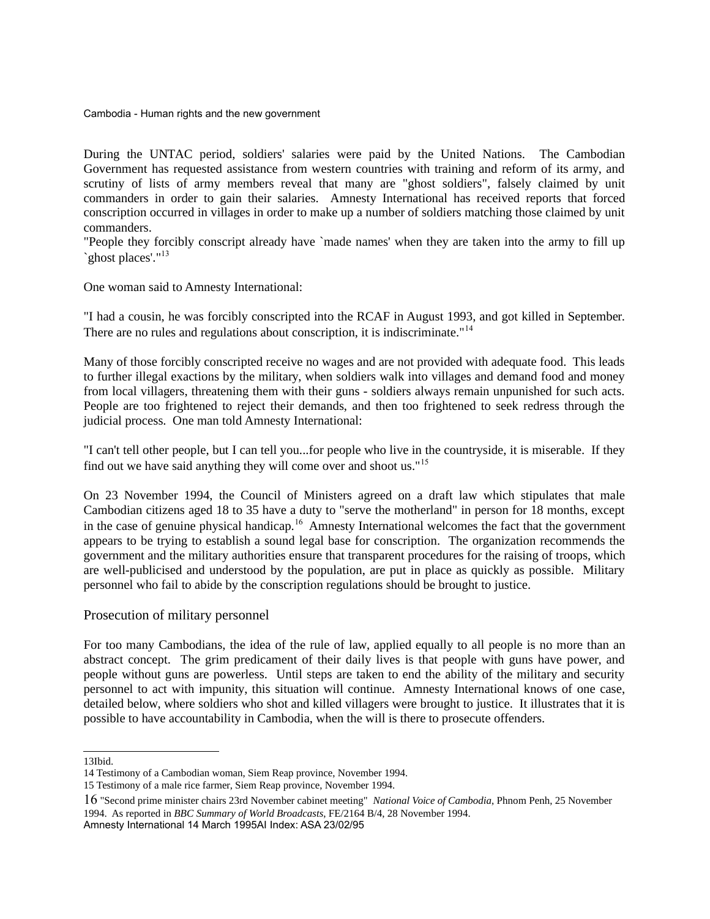During the UNTAC period, soldiers' salaries were paid by the United Nations. The Cambodian Government has requested assistance from western countries with training and reform of its army, and scrutiny of lists of army members reveal that many are "ghost soldiers", falsely claimed by unit commanders in order to gain their salaries. Amnesty International has received reports that forced conscription occurred in villages in order to make up a number of soldiers matching those claimed by unit commanders.

"People they forcibly conscript already have `made names' when they are taken into the army to fill up `ghost places'."[13]

One woman said to Amnesty International:

"I had a cousin, he was forcibly conscripted into the RCAF in August 1993, and got killed in September. There are no rules and regulations about conscription, it is indiscriminate."[14]

Many of those forcibly conscripted receive no wages and are not provided with adequate food. This leads to further illegal exactions by the military, when soldiers walk into villages and demand food and money from local villagers, threatening them with their guns - soldiers always remain unpunished for such acts. People are too frightened to reject their demands, and then too frightened to seek redress through the judicial process. One man told Amnesty International:

"I can't tell other people, but I can tell you...for people who live in the countryside, it is miserable. If they find out we have said anything they will come over and shoot us."[15]

On 23 November 1994, the Council of Ministers agreed on a draft law which stipulates that male Cambodian citizens aged 18 to 35 have a duty to "serve the motherland" in person for 18 months, except in the case of genuine physical handicap.[16] Amnesty International welcomes the fact that the government appears to be trying to establish a sound legal base for conscription. The organization recommends the government and the military authorities ensure that transparent procedures for the raising of troops, which are well-publicised and understood by the population, are put in place as quickly as possible. Military personnel who fail to abide by the conscription regulations should be brought to justice.

## Prosecution of military personnel

For too many Cambodians, the idea of the rule of law, applied equally to all people is no more than an abstract concept. The grim predicament of their daily lives is that people with guns have power, and people without guns are powerless. Until steps are taken to end the ability of the military and security personnel to act with impunity, this situation will continue. Amnesty International knows of one case, detailed below, where soldiers who shot and killed villagers were brought to justice. It illustrates that it is possible to have accountability in Cambodia, when the will is there to prosecute offenders.

---

13 Ibid.

14 Testimony of a Cambodian woman, Siem Reap province, November 1994.

15 Testimony of a male rice farmer, Siem Reap province, November 1994.

16 "Second prime minister chairs 23rd November cabinet meeting" *National Voice of Cambodia*, Phnom Penh, 25 November 1994. As reported in *BBC Summary of World Broadcasts*, FE/2164 B/4, 28 November 1994.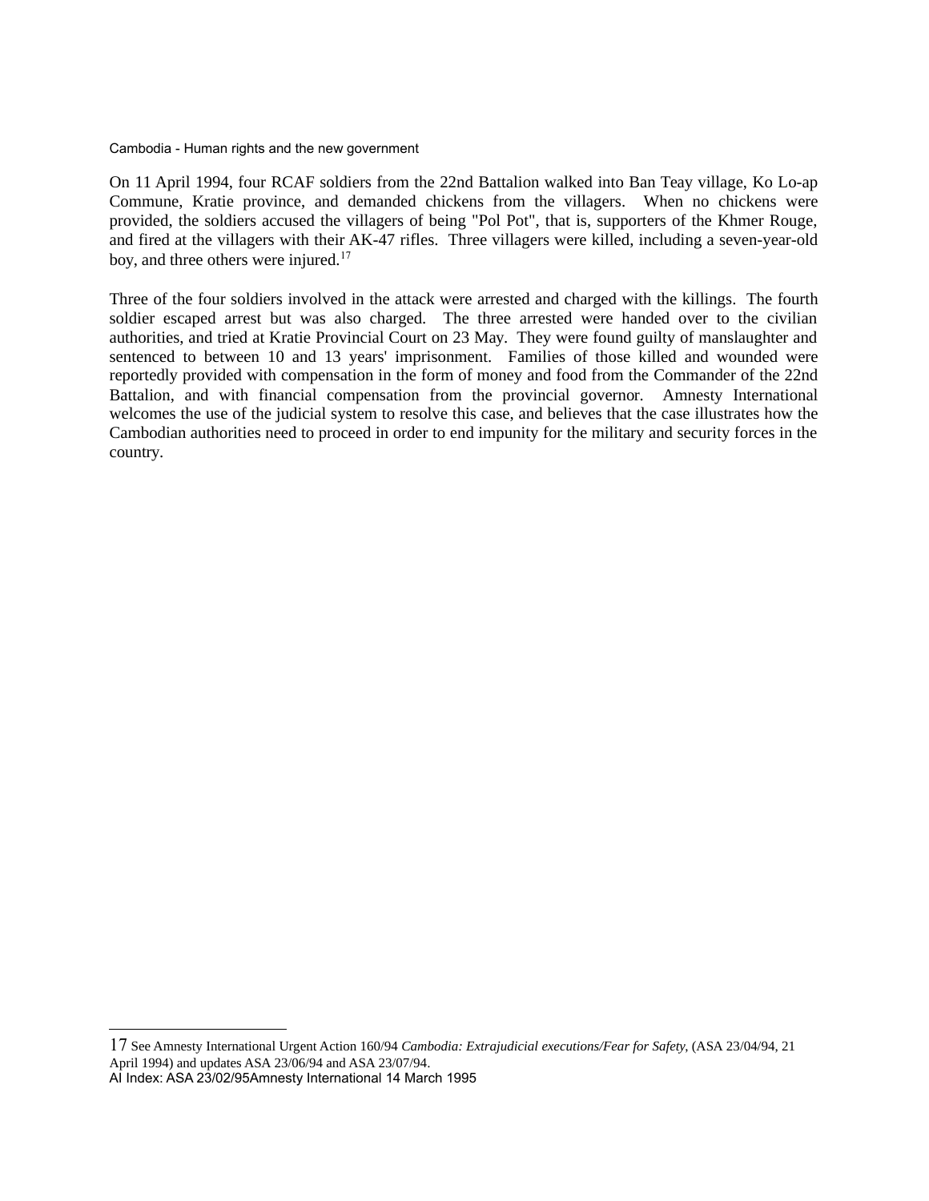On 11 April 1994, four RCAF soldiers from the 22nd Battalion walked into Ban Teay village, Ko Lo-ap Commune, Kratie province, and demanded chickens from the villagers. When no chickens were provided, the soldiers accused the villagers of being "Pol Pot", that is, supporters of the Khmer Rouge, and fired at the villagers with their AK-47 rifles. Three villagers were killed, including a seven-year-old boy, and three others were injured.[17]

Three of the four soldiers involved in the attack were arrested and charged with the killings. The fourth soldier escaped arrest but was also charged. The three arrested were handed over to the civilian authorities, and tried at Kratie Provincial Court on 23 May. They were found guilty of manslaughter and sentenced to between 10 and 13 years' imprisonment. Families of those killed and wounded were reportedly provided with compensation in the form of money and food from the Commander of the 22nd Battalion, and with financial compensation from the provincial governor. Amnesty International welcomes the use of the judicial system to resolve this case, and believes that the case illustrates how the Cambodian authorities need to proceed in order to end impunity for the military and security forces in the country.

---

17 See Amnesty International Urgent Action 160/94 *Cambodia: Extrajudicial executions/Fear for Safety*, (ASA 23/04/94, 21 April 1994) and updates ASA 23/06/94 and ASA 23/07/94.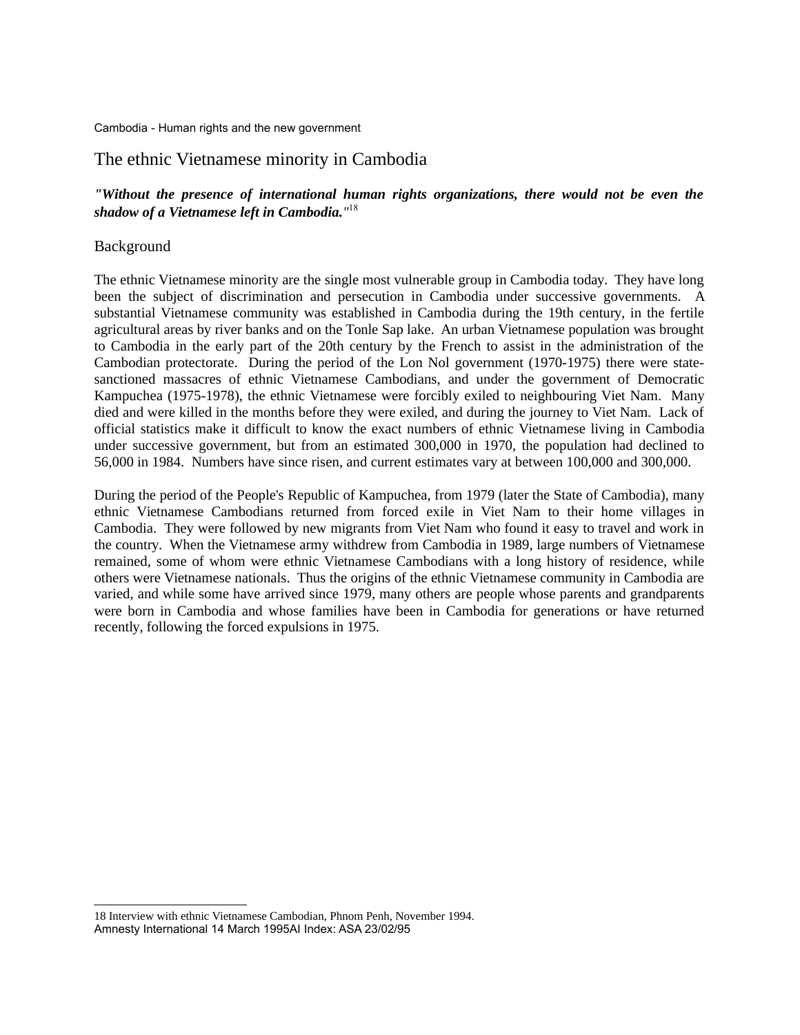## The ethnic Vietnamese minority in Cambodia

***"Without the presence of international human rights organizations, there would not be even the shadow of a Vietnamese left in Cambodia."***[18]

### Background

The ethnic Vietnamese minority are the single most vulnerable group in Cambodia today. They have long been the subject of discrimination and persecution in Cambodia under successive governments. A substantial Vietnamese community was established in Cambodia during the 19th century, in the fertile agricultural areas by river banks and on the Tonle Sap lake. An urban Vietnamese population was brought to Cambodia in the early part of the 20th century by the French to assist in the administration of the Cambodian protectorate. During the period of the Lon Nol government (1970-1975) there were state-sanctioned massacres of ethnic Vietnamese Cambodians, and under the government of Democratic Kampuchea (1975-1978), the ethnic Vietnamese were forcibly exiled to neighbouring Viet Nam. Many died and were killed in the months before they were exiled, and during the journey to Viet Nam. Lack of official statistics make it difficult to know the exact numbers of ethnic Vietnamese living in Cambodia under successive government, but from an estimated 300,000 in 1970, the population had declined to 56,000 in 1984. Numbers have since risen, and current estimates vary at between 100,000 and 300,000.

During the period of the People's Republic of Kampuchea, from 1979 (later the State of Cambodia), many ethnic Vietnamese Cambodians returned from forced exile in Viet Nam to their home villages in Cambodia. They were followed by new migrants from Viet Nam who found it easy to travel and work in the country. When the Vietnamese army withdrew from Cambodia in 1989, large numbers of Vietnamese remained, some of whom were ethnic Vietnamese Cambodians with a long history of residence, while others were Vietnamese nationals. Thus the origins of the ethnic Vietnamese community in Cambodia are varied, and while some have arrived since 1979, many others are people whose parents and grandparents were born in Cambodia and whose families have been in Cambodia for generations or have returned recently, following the forced expulsions in 1975.

---

18 Interview with ethnic Vietnamese Cambodian, Phnom Penh, November 1994.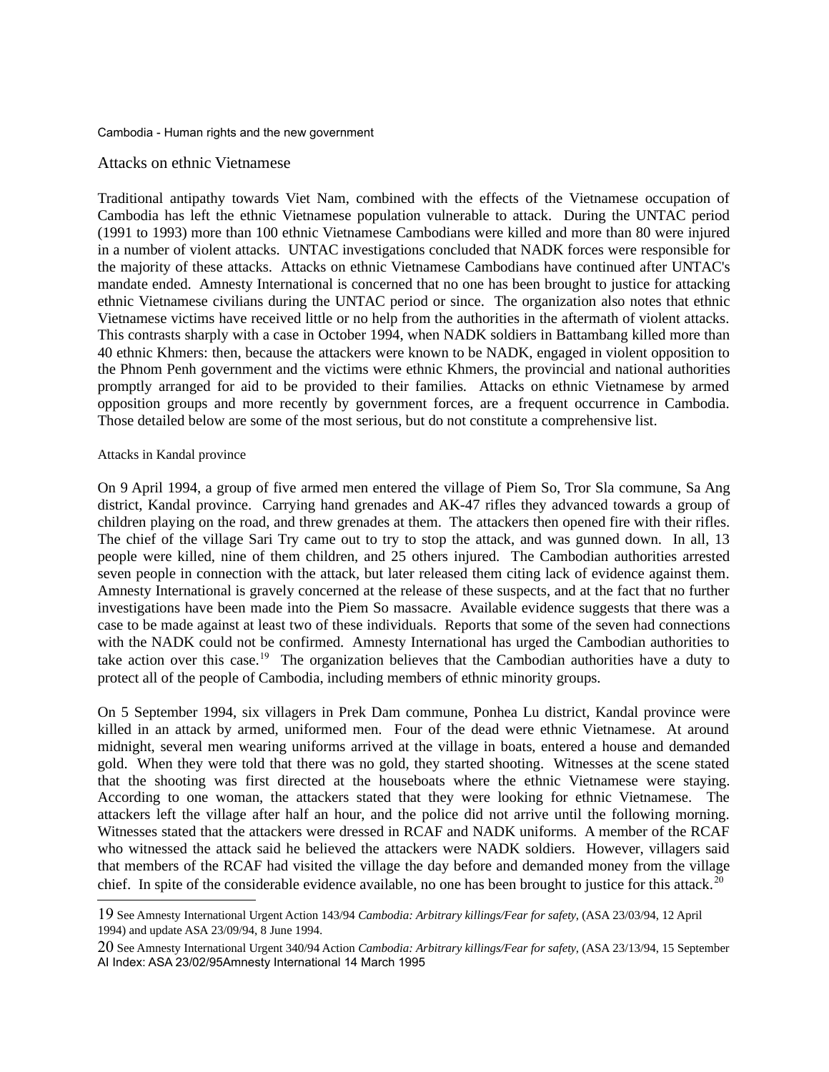## Attacks on ethnic Vietnamese

Traditional antipathy towards Viet Nam, combined with the effects of the Vietnamese occupation of Cambodia has left the ethnic Vietnamese population vulnerable to attack. During the UNTAC period (1991 to 1993) more than 100 ethnic Vietnamese Cambodians were killed and more than 80 were injured in a number of violent attacks. UNTAC investigations concluded that NADK forces were responsible for the majority of these attacks. Attacks on ethnic Vietnamese Cambodians have continued after UNTAC's mandate ended. Amnesty International is concerned that no one has been brought to justice for attacking ethnic Vietnamese civilians during the UNTAC period or since. The organization also notes that ethnic Vietnamese victims have received little or no help from the authorities in the aftermath of violent attacks. This contrasts sharply with a case in October 1994, when NADK soldiers in Battambang killed more than 40 ethnic Khmers: then, because the attackers were known to be NADK, engaged in violent opposition to the Phnom Penh government and the victims were ethnic Khmers, the provincial and national authorities promptly arranged for aid to be provided to their families. Attacks on ethnic Vietnamese by armed opposition groups and more recently by government forces, are a frequent occurrence in Cambodia. Those detailed below are some of the most serious, but do not constitute a comprehensive list.

### Attacks in Kandal province

On 9 April 1994, a group of five armed men entered the village of Piem So, Tror Sla commune, Sa Ang district, Kandal province. Carrying hand grenades and AK-47 rifles they advanced towards a group of children playing on the road, and threw grenades at them. The attackers then opened fire with their rifles. The chief of the village Sari Try came out to try to stop the attack, and was gunned down. In all, 13 people were killed, nine of them children, and 25 others injured. The Cambodian authorities arrested seven people in connection with the attack, but later released them citing lack of evidence against them. Amnesty International is gravely concerned at the release of these suspects, and at the fact that no further investigations have been made into the Piem So massacre. Available evidence suggests that there was a case to be made against at least two of these individuals. Reports that some of the seven had connections with the NADK could not be confirmed. Amnesty International has urged the Cambodian authorities to take action over this case.[19] The organization believes that the Cambodian authorities have a duty to protect all of the people of Cambodia, including members of ethnic minority groups.

On 5 September 1994, six villagers in Prek Dam commune, Ponhea Lu district, Kandal province were killed in an attack by armed, uniformed men. Four of the dead were ethnic Vietnamese. At around midnight, several men wearing uniforms arrived at the village in boats, entered a house and demanded gold. When they were told that there was no gold, they started shooting. Witnesses at the scene stated that the shooting was first directed at the houseboats where the ethnic Vietnamese were staying. According to one woman, the attackers stated that they were looking for ethnic Vietnamese. The attackers left the village after half an hour, and the police did not arrive until the following morning. Witnesses stated that the attackers were dressed in RCAF and NADK uniforms. A member of the RCAF who witnessed the attack said he believed the attackers were NADK soldiers. However, villagers said that members of the RCAF had visited the village the day before and demanded money from the village chief. In spite of the considerable evidence available, no one has been brought to justice for this attack.[20]

---

19 See Amnesty International Urgent Action 143/94 *Cambodia: Arbitrary killings/Fear for safety*, (ASA 23/03/94, 12 April 1994) and update ASA 23/09/94, 8 June 1994.

20 See Amnesty International Urgent 340/94 Action *Cambodia: Arbitrary killings/Fear for safety*, (ASA 23/13/94, 15 September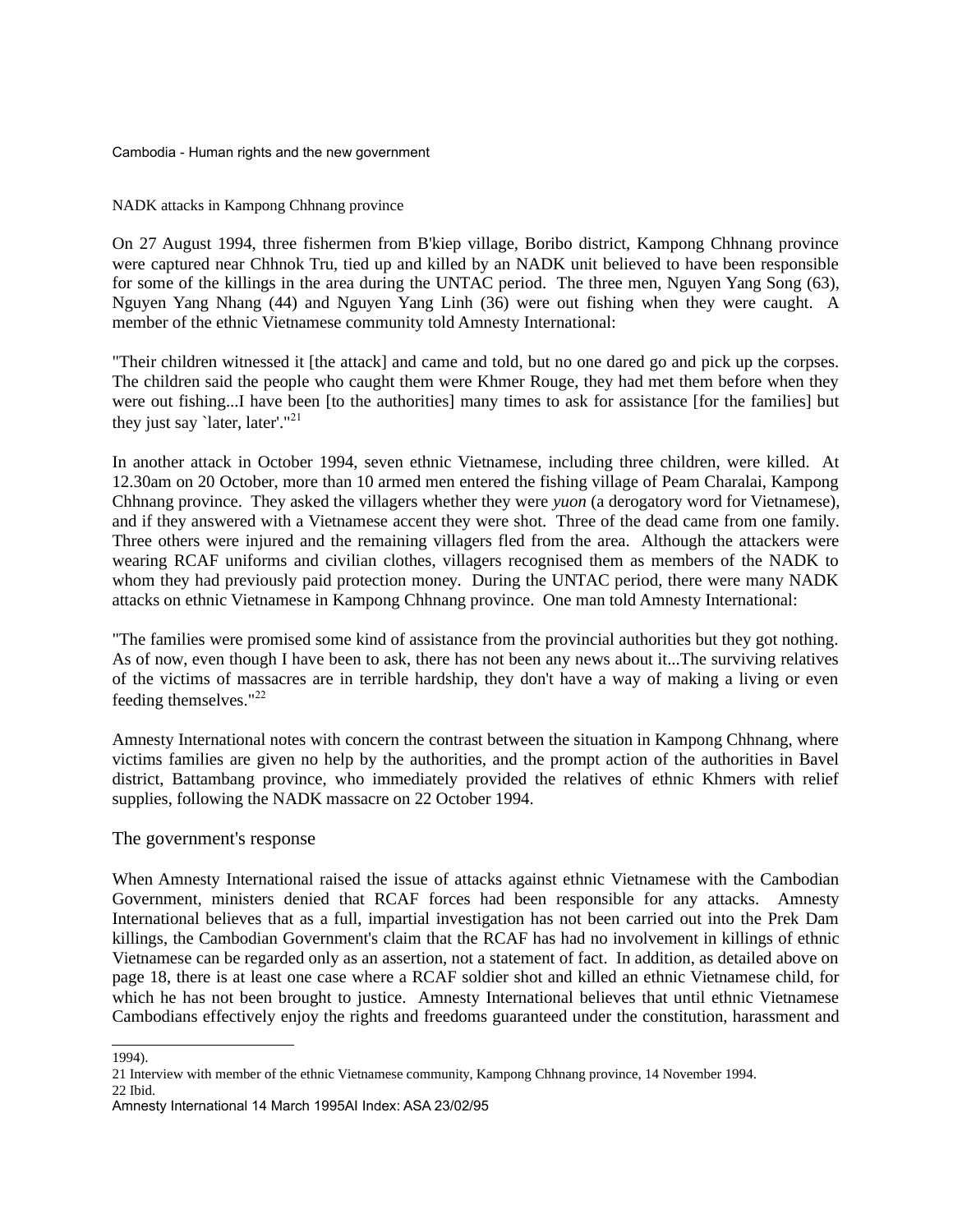NADK attacks in Kampong Chhnang province

On 27 August 1994, three fishermen from B'kiep village, Boribo district, Kampong Chhnang province were captured near Chhnok Tru, tied up and killed by an NADK unit believed to have been responsible for some of the killings in the area during the UNTAC period. The three men, Nguyen Yang Song (63), Nguyen Yang Nhang (44) and Nguyen Yang Linh (36) were out fishing when they were caught. A member of the ethnic Vietnamese community told Amnesty International:

"Their children witnessed it [the attack] and came and told, but no one dared go and pick up the corpses. The children said the people who caught them were Khmer Rouge, they had met them before when they were out fishing...I have been [to the authorities] many times to ask for assistance [for the families] but they just say `later, later'."[21]

In another attack in October 1994, seven ethnic Vietnamese, including three children, were killed. At 12.30am on 20 October, more than 10 armed men entered the fishing village of Peam Charalai, Kampong Chhnang province. They asked the villagers whether they were *yuon* (a derogatory word for Vietnamese), and if they answered with a Vietnamese accent they were shot. Three of the dead came from one family. Three others were injured and the remaining villagers fled from the area. Although the attackers were wearing RCAF uniforms and civilian clothes, villagers recognised them as members of the NADK to whom they had previously paid protection money. During the UNTAC period, there were many NADK attacks on ethnic Vietnamese in Kampong Chhnang province. One man told Amnesty International:

"The families were promised some kind of assistance from the provincial authorities but they got nothing. As of now, even though I have been to ask, there has not been any news about it...The surviving relatives of the victims of massacres are in terrible hardship, they don't have a way of making a living or even feeding themselves."[22]

Amnesty International notes with concern the contrast between the situation in Kampong Chhnang, where victims families are given no help by the authorities, and the prompt action of the authorities in Bavel district, Battambang province, who immediately provided the relatives of ethnic Khmers with relief supplies, following the NADK massacre on 22 October 1994.

## The government's response

When Amnesty International raised the issue of attacks against ethnic Vietnamese with the Cambodian Government, ministers denied that RCAF forces had been responsible for any attacks. Amnesty International believes that as a full, impartial investigation has not been carried out into the Prek Dam killings, the Cambodian Government's claim that the RCAF has had no involvement in killings of ethnic Vietnamese can be regarded only as an assertion, not a statement of fact. In addition, as detailed above on page 18, there is at least one case where a RCAF soldier shot and killed an ethnic Vietnamese child, for which he has not been brought to justice. Amnesty International believes that until ethnic Vietnamese Cambodians effectively enjoy the rights and freedoms guaranteed under the constitution, harassment and

---

1994).

21 Interview with member of the ethnic Vietnamese community, Kampong Chhnang province, 14 November 1994.

22 Ibid.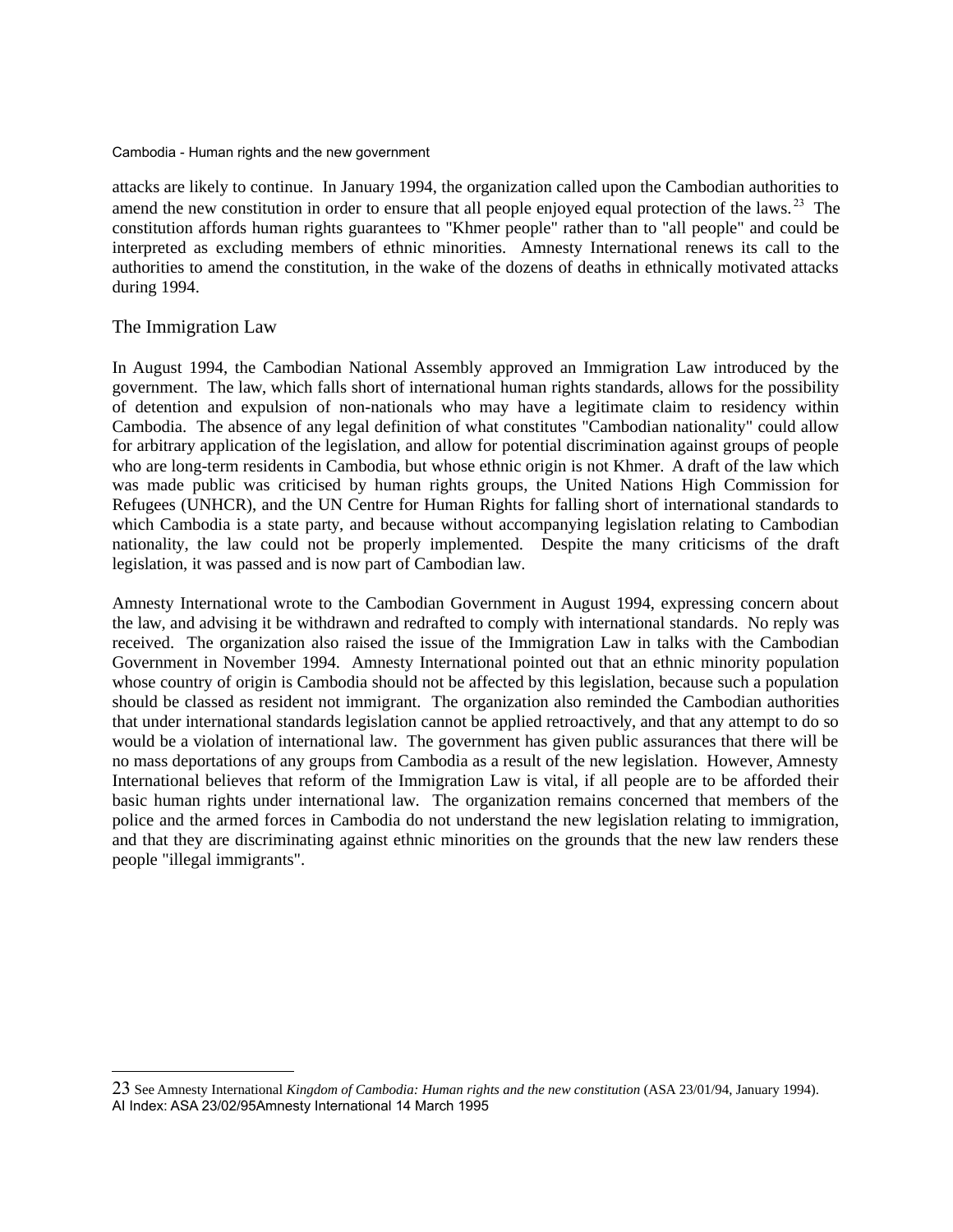attacks are likely to continue. In January 1994, the organization called upon the Cambodian authorities to amend the new constitution in order to ensure that all people enjoyed equal protection of the laws.[23] The constitution affords human rights guarantees to "Khmer people" rather than to "all people" and could be interpreted as excluding members of ethnic minorities. Amnesty International renews its call to the authorities to amend the constitution, in the wake of the dozens of deaths in ethnically motivated attacks during 1994.

## The Immigration Law

In August 1994, the Cambodian National Assembly approved an Immigration Law introduced by the government. The law, which falls short of international human rights standards, allows for the possibility of detention and expulsion of non-nationals who may have a legitimate claim to residency within Cambodia. The absence of any legal definition of what constitutes "Cambodian nationality" could allow for arbitrary application of the legislation, and allow for potential discrimination against groups of people who are long-term residents in Cambodia, but whose ethnic origin is not Khmer. A draft of the law which was made public was criticised by human rights groups, the United Nations High Commission for Refugees (UNHCR), and the UN Centre for Human Rights for falling short of international standards to which Cambodia is a state party, and because without accompanying legislation relating to Cambodian nationality, the law could not be properly implemented. Despite the many criticisms of the draft legislation, it was passed and is now part of Cambodian law.

Amnesty International wrote to the Cambodian Government in August 1994, expressing concern about the law, and advising it be withdrawn and redrafted to comply with international standards. No reply was received. The organization also raised the issue of the Immigration Law in talks with the Cambodian Government in November 1994. Amnesty International pointed out that an ethnic minority population whose country of origin is Cambodia should not be affected by this legislation, because such a population should be classed as resident not immigrant. The organization also reminded the Cambodian authorities that under international standards legislation cannot be applied retroactively, and that any attempt to do so would be a violation of international law. The government has given public assurances that there will be no mass deportations of any groups from Cambodia as a result of the new legislation. However, Amnesty International believes that reform of the Immigration Law is vital, if all people are to be afforded their basic human rights under international law. The organization remains concerned that members of the police and the armed forces in Cambodia do not understand the new legislation relating to immigration, and that they are discriminating against ethnic minorities on the grounds that the new law renders these people "illegal immigrants".

---

[23] See Amnesty International *Kingdom of Cambodia: Human rights and the new constitution* (ASA 23/01/94, January 1994).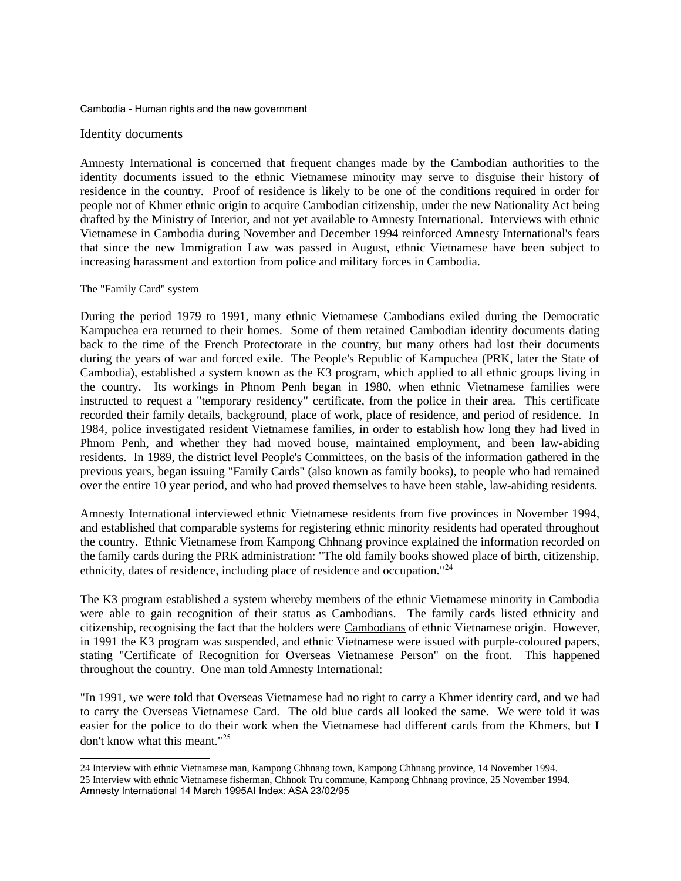## Identity documents

Amnesty International is concerned that frequent changes made by the Cambodian authorities to the identity documents issued to the ethnic Vietnamese minority may serve to disguise their history of residence in the country. Proof of residence is likely to be one of the conditions required in order for people not of Khmer ethnic origin to acquire Cambodian citizenship, under the new Nationality Act being drafted by the Ministry of Interior, and not yet available to Amnesty International. Interviews with ethnic Vietnamese in Cambodia during November and December 1994 reinforced Amnesty International's fears that since the new Immigration Law was passed in August, ethnic Vietnamese have been subject to increasing harassment and extortion from police and military forces in Cambodia.

### The "Family Card" system

During the period 1979 to 1991, many ethnic Vietnamese Cambodians exiled during the Democratic Kampuchea era returned to their homes. Some of them retained Cambodian identity documents dating back to the time of the French Protectorate in the country, but many others had lost their documents during the years of war and forced exile. The People's Republic of Kampuchea (PRK, later the State of Cambodia), established a system known as the K3 program, which applied to all ethnic groups living in the country. Its workings in Phnom Penh began in 1980, when ethnic Vietnamese families were instructed to request a "temporary residency" certificate, from the police in their area. This certificate recorded their family details, background, place of work, place of residence, and period of residence. In 1984, police investigated resident Vietnamese families, in order to establish how long they had lived in Phnom Penh, and whether they had moved house, maintained employment, and been law-abiding residents. In 1989, the district level People's Committees, on the basis of the information gathered in the previous years, began issuing "Family Cards" (also known as family books), to people who had remained over the entire 10 year period, and who had proved themselves to have been stable, law-abiding residents.

Amnesty International interviewed ethnic Vietnamese residents from five provinces in November 1994, and established that comparable systems for registering ethnic minority residents had operated throughout the country. Ethnic Vietnamese from Kampong Chhnang province explained the information recorded on the family cards during the PRK administration: "The old family books showed place of birth, citizenship, ethnicity, dates of residence, including place of residence and occupation."[24]

The K3 program established a system whereby members of the ethnic Vietnamese minority in Cambodia were able to gain recognition of their status as Cambodians. The family cards listed ethnicity and citizenship, recognising the fact that the holders were <u>Cambodians</u> of ethnic Vietnamese origin. However, in 1991 the K3 program was suspended, and ethnic Vietnamese were issued with purple-coloured papers, stating "Certificate of Recognition for Overseas Vietnamese Person" on the front. This happened throughout the country. One man told Amnesty International:

"In 1991, we were told that Overseas Vietnamese had no right to carry a Khmer identity card, and we had to carry the Overseas Vietnamese Card. The old blue cards all looked the same. We were told it was easier for the police to do their work when the Vietnamese had different cards from the Khmers, but I don't know what this meant."[25]

---

24 Interview with ethnic Vietnamese man, Kampong Chhnang town, Kampong Chhnang province, 14 November 1994.

25 Interview with ethnic Vietnamese fisherman, Chhnok Tru commune, Kampong Chhnang province, 25 November 1994.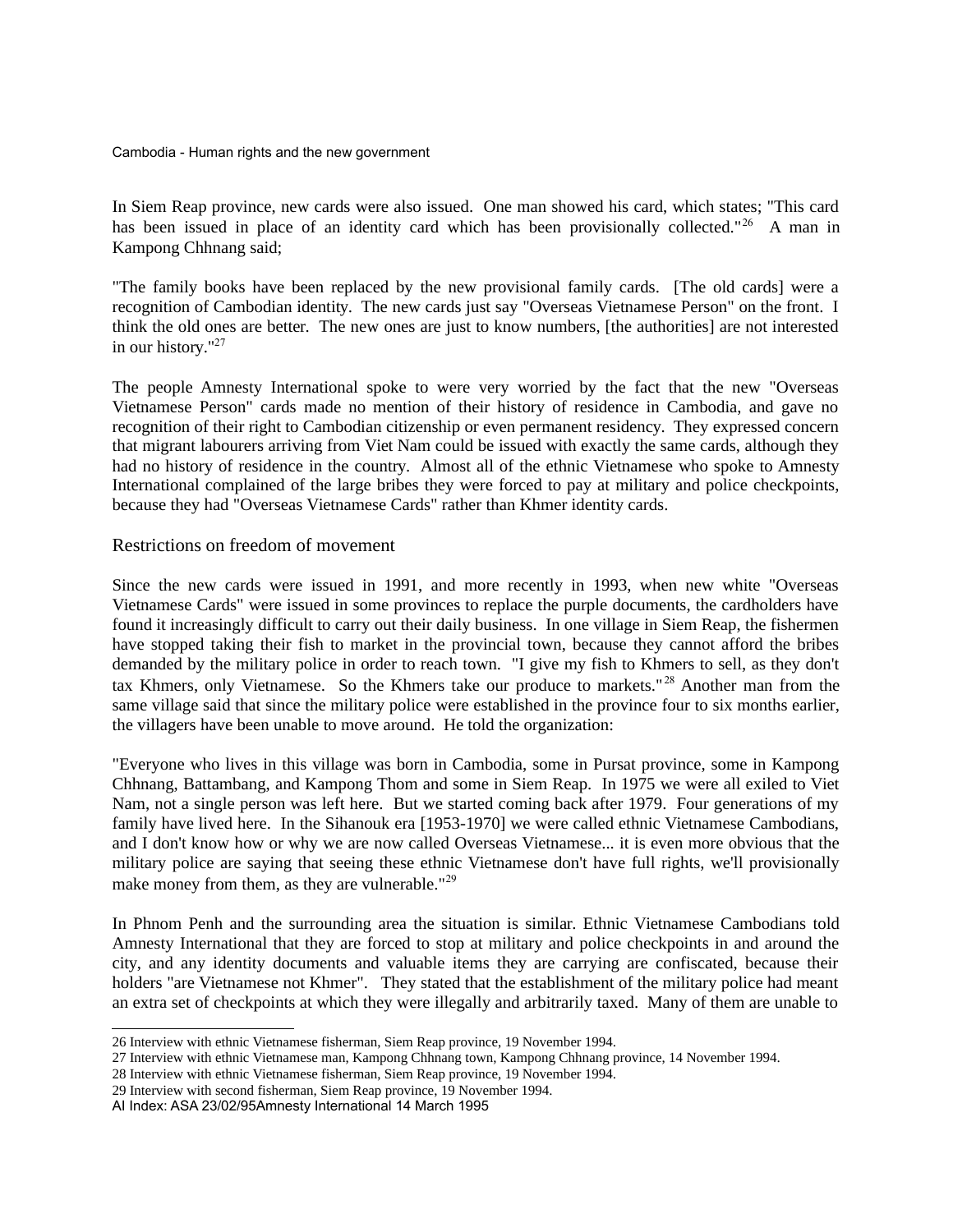In Siem Reap province, new cards were also issued. One man showed his card, which states; "This card has been issued in place of an identity card which has been provisionally collected."[26] A man in Kampong Chhnang said;

"The family books have been replaced by the new provisional family cards. [The old cards] were a recognition of Cambodian identity. The new cards just say "Overseas Vietnamese Person" on the front. I think the old ones are better. The new ones are just to know numbers, [the authorities] are not interested in our history."[27]

The people Amnesty International spoke to were very worried by the fact that the new "Overseas Vietnamese Person" cards made no mention of their history of residence in Cambodia, and gave no recognition of their right to Cambodian citizenship or even permanent residency. They expressed concern that migrant labourers arriving from Viet Nam could be issued with exactly the same cards, although they had no history of residence in the country. Almost all of the ethnic Vietnamese who spoke to Amnesty International complained of the large bribes they were forced to pay at military and police checkpoints, because they had "Overseas Vietnamese Cards" rather than Khmer identity cards.

## Restrictions on freedom of movement

Since the new cards were issued in 1991, and more recently in 1993, when new white "Overseas Vietnamese Cards" were issued in some provinces to replace the purple documents, the cardholders have found it increasingly difficult to carry out their daily business. In one village in Siem Reap, the fishermen have stopped taking their fish to market in the provincial town, because they cannot afford the bribes demanded by the military police in order to reach town. "I give my fish to Khmers to sell, as they don't tax Khmers, only Vietnamese. So the Khmers take our produce to markets."[28] Another man from the same village said that since the military police were established in the province four to six months earlier, the villagers have been unable to move around. He told the organization:

"Everyone who lives in this village was born in Cambodia, some in Pursat province, some in Kampong Chhnang, Battambang, and Kampong Thom and some in Siem Reap. In 1975 we were all exiled to Viet Nam, not a single person was left here. But we started coming back after 1979. Four generations of my family have lived here. In the Sihanouk era [1953-1970] we were called ethnic Vietnamese Cambodians, and I don't know how or why we are now called Overseas Vietnamese... it is even more obvious that the military police are saying that seeing these ethnic Vietnamese don't have full rights, we'll provisionally make money from them, as they are vulnerable."[29]

In Phnom Penh and the surrounding area the situation is similar. Ethnic Vietnamese Cambodians told Amnesty International that they are forced to stop at military and police checkpoints in and around the city, and any identity documents and valuable items they are carrying are confiscated, because their holders "are Vietnamese not Khmer". They stated that the establishment of the military police had meant an extra set of checkpoints at which they were illegally and arbitrarily taxed. Many of them are unable to

---

26 Interview with ethnic Vietnamese fisherman, Siem Reap province, 19 November 1994.

27 Interview with ethnic Vietnamese man, Kampong Chhnang town, Kampong Chhnang province, 14 November 1994.

28 Interview with ethnic Vietnamese fisherman, Siem Reap province, 19 November 1994.

29 Interview with second fisherman, Siem Reap province, 19 November 1994.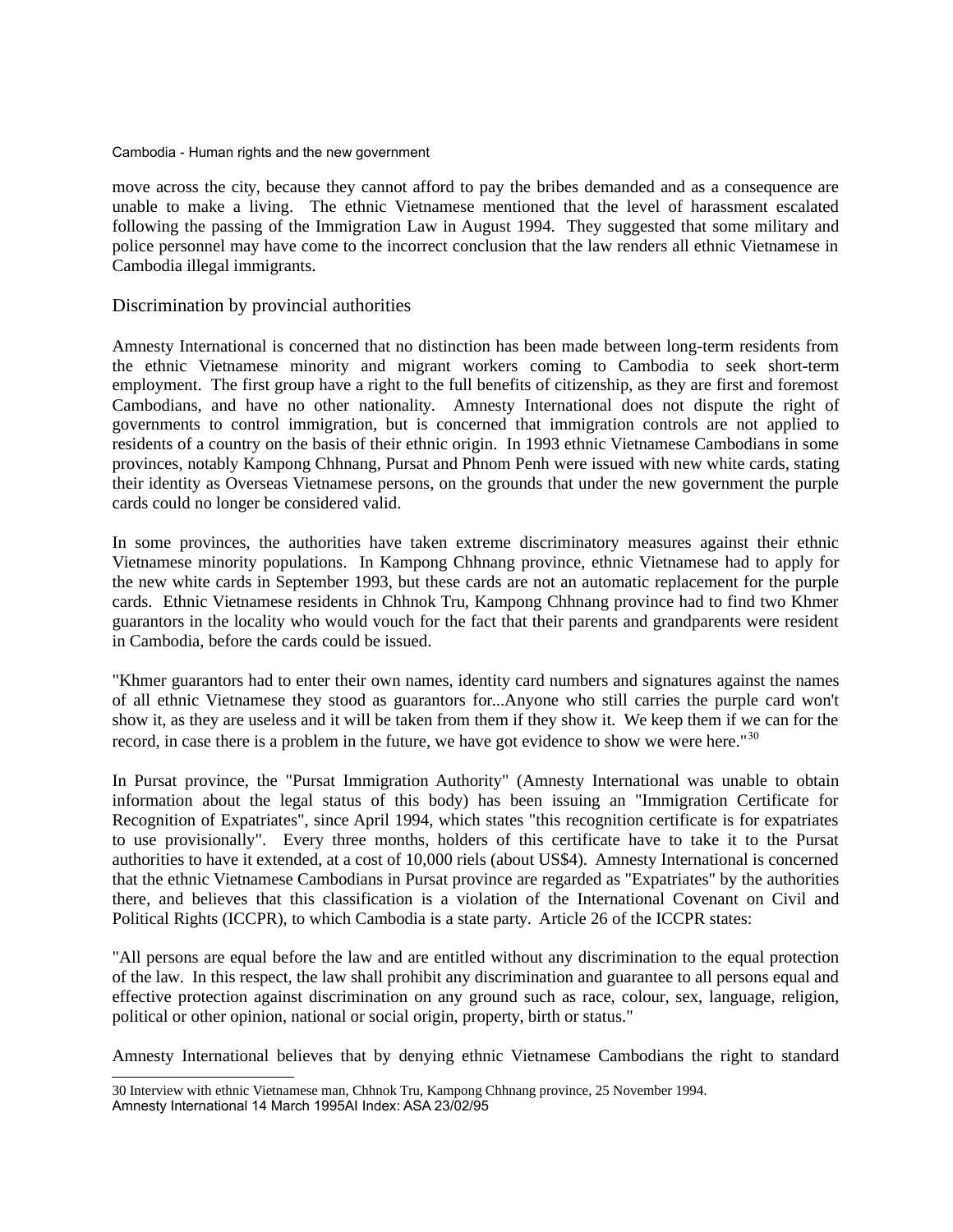move across the city, because they cannot afford to pay the bribes demanded and as a consequence are unable to make a living. The ethnic Vietnamese mentioned that the level of harassment escalated following the passing of the Immigration Law in August 1994. They suggested that some military and police personnel may have come to the incorrect conclusion that the law renders all ethnic Vietnamese in Cambodia illegal immigrants.

## Discrimination by provincial authorities

Amnesty International is concerned that no distinction has been made between long-term residents from the ethnic Vietnamese minority and migrant workers coming to Cambodia to seek short-term employment. The first group have a right to the full benefits of citizenship, as they are first and foremost Cambodians, and have no other nationality. Amnesty International does not dispute the right of governments to control immigration, but is concerned that immigration controls are not applied to residents of a country on the basis of their ethnic origin. In 1993 ethnic Vietnamese Cambodians in some provinces, notably Kampong Chhnang, Pursat and Phnom Penh were issued with new white cards, stating their identity as Overseas Vietnamese persons, on the grounds that under the new government the purple cards could no longer be considered valid.

In some provinces, the authorities have taken extreme discriminatory measures against their ethnic Vietnamese minority populations. In Kampong Chhnang province, ethnic Vietnamese had to apply for the new white cards in September 1993, but these cards are not an automatic replacement for the purple cards. Ethnic Vietnamese residents in Chhnok Tru, Kampong Chhnang province had to find two Khmer guarantors in the locality who would vouch for the fact that their parents and grandparents were resident in Cambodia, before the cards could be issued.

"Khmer guarantors had to enter their own names, identity card numbers and signatures against the names of all ethnic Vietnamese they stood as guarantors for...Anyone who still carries the purple card won't show it, as they are useless and it will be taken from them if they show it. We keep them if we can for the record, in case there is a problem in the future, we have got evidence to show we were here."[30]

In Pursat province, the "Pursat Immigration Authority" (Amnesty International was unable to obtain information about the legal status of this body) has been issuing an "Immigration Certificate for Recognition of Expatriates", since April 1994, which states "this recognition certificate is for expatriates to use provisionally". Every three months, holders of this certificate have to take it to the Pursat authorities to have it extended, at a cost of 10,000 riels (about US$4). Amnesty International is concerned that the ethnic Vietnamese Cambodians in Pursat province are regarded as "Expatriates" by the authorities there, and believes that this classification is a violation of the International Covenant on Civil and Political Rights (ICCPR), to which Cambodia is a state party. Article 26 of the ICCPR states:

"All persons are equal before the law and are entitled without any discrimination to the equal protection of the law. In this respect, the law shall prohibit any discrimination and guarantee to all persons equal and effective protection against discrimination on any ground such as race, colour, sex, language, religion, political or other opinion, national or social origin, property, birth or status."

Amnesty International believes that by denying ethnic Vietnamese Cambodians the right to standard

[30] Interview with ethnic Vietnamese man, Chhnok Tru, Kampong Chhnang province, 25 November 1994.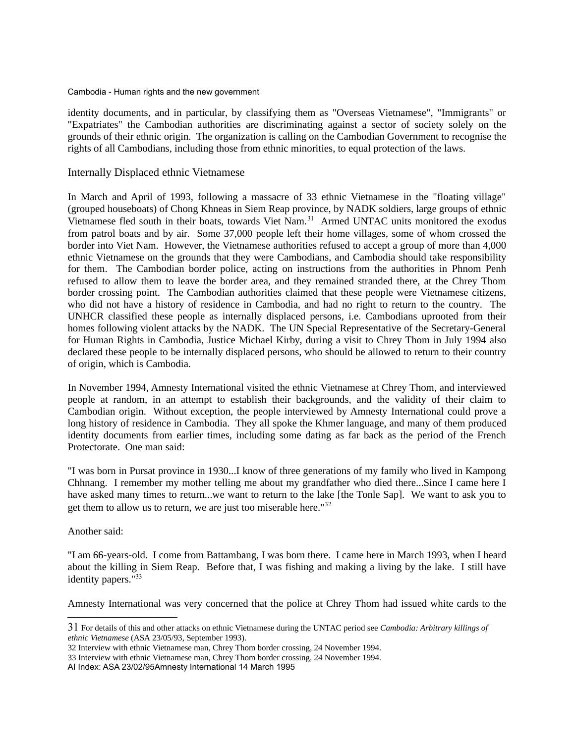identity documents, and in particular, by classifying them as "Overseas Vietnamese", "Immigrants" or "Expatriates" the Cambodian authorities are discriminating against a sector of society solely on the grounds of their ethnic origin. The organization is calling on the Cambodian Government to recognise the rights of all Cambodians, including those from ethnic minorities, to equal protection of the laws.

## Internally Displaced ethnic Vietnamese

In March and April of 1993, following a massacre of 33 ethnic Vietnamese in the "floating village" (grouped houseboats) of Chong Khneas in Siem Reap province, by NADK soldiers, large groups of ethnic Vietnamese fled south in their boats, towards Viet Nam.[31] Armed UNTAC units monitored the exodus from patrol boats and by air. Some 37,000 people left their home villages, some of whom crossed the border into Viet Nam. However, the Vietnamese authorities refused to accept a group of more than 4,000 ethnic Vietnamese on the grounds that they were Cambodians, and Cambodia should take responsibility for them. The Cambodian border police, acting on instructions from the authorities in Phnom Penh refused to allow them to leave the border area, and they remained stranded there, at the Chrey Thom border crossing point. The Cambodian authorities claimed that these people were Vietnamese citizens, who did not have a history of residence in Cambodia, and had no right to return to the country. The UNHCR classified these people as internally displaced persons, i.e. Cambodians uprooted from their homes following violent attacks by the NADK. The UN Special Representative of the Secretary-General for Human Rights in Cambodia, Justice Michael Kirby, during a visit to Chrey Thom in July 1994 also declared these people to be internally displaced persons, who should be allowed to return to their country of origin, which is Cambodia.

In November 1994, Amnesty International visited the ethnic Vietnamese at Chrey Thom, and interviewed people at random, in an attempt to establish their backgrounds, and the validity of their claim to Cambodian origin. Without exception, the people interviewed by Amnesty International could prove a long history of residence in Cambodia. They all spoke the Khmer language, and many of them produced identity documents from earlier times, including some dating as far back as the period of the French Protectorate. One man said:

"I was born in Pursat province in 1930...I know of three generations of my family who lived in Kampong Chhnang. I remember my mother telling me about my grandfather who died there...Since I came here I have asked many times to return...we want to return to the lake [the Tonle Sap]. We want to ask you to get them to allow us to return, we are just too miserable here."[32]

Another said:

"I am 66-years-old. I come from Battambang, I was born there. I came here in March 1993, when I heard about the killing in Siem Reap. Before that, I was fishing and making a living by the lake. I still have identity papers."[33]

Amnesty International was very concerned that the police at Chrey Thom had issued white cards to the

---

31 For details of this and other attacks on ethnic Vietnamese during the UNTAC period see *Cambodia: Arbitrary killings of ethnic Vietnamese* (ASA 23/05/93, September 1993).

32 Interview with ethnic Vietnamese man, Chrey Thom border crossing, 24 November 1994.

33 Interview with ethnic Vietnamese man, Chrey Thom border crossing, 24 November 1994.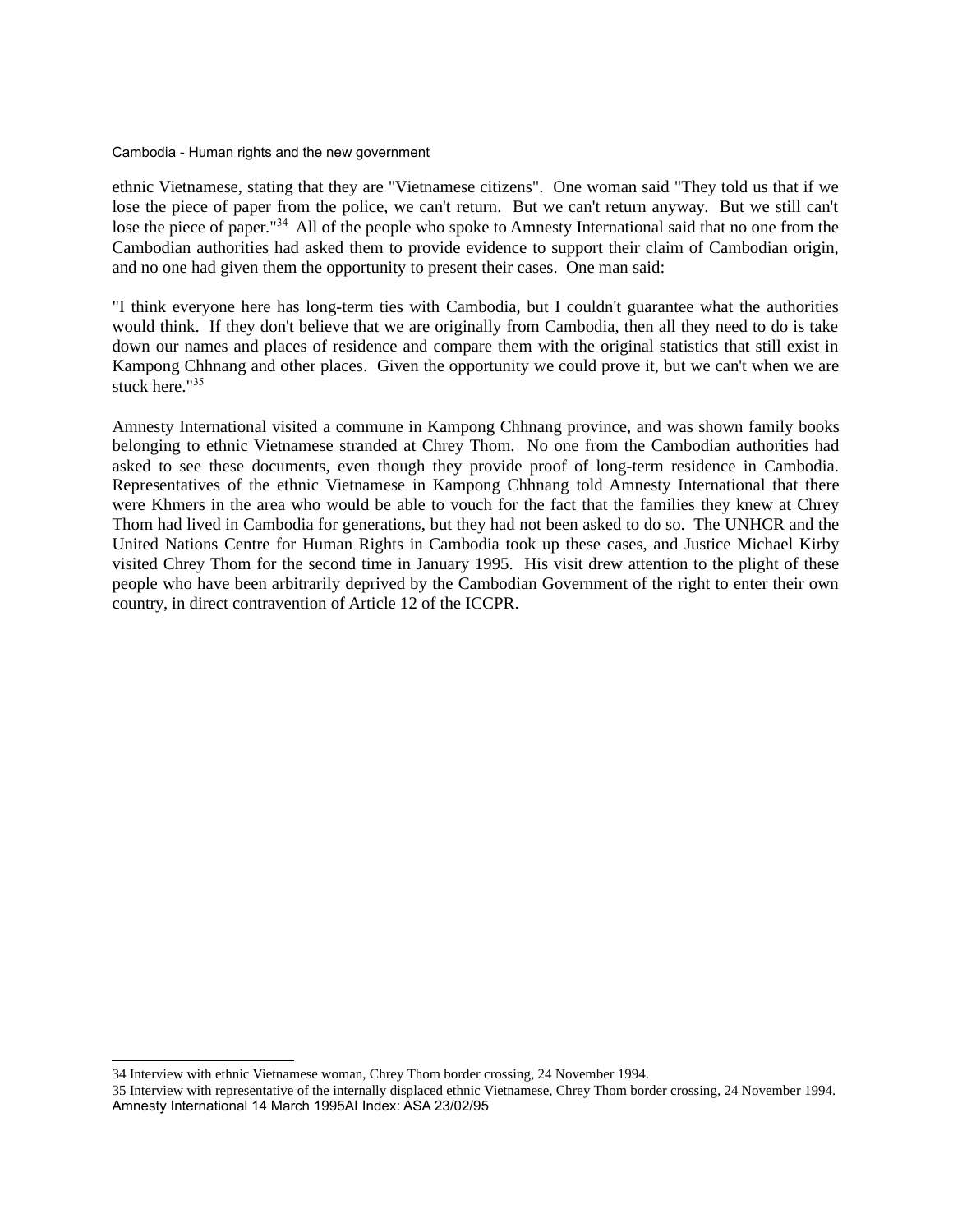ethnic Vietnamese, stating that they are "Vietnamese citizens". One woman said "They told us that if we lose the piece of paper from the police, we can't return. But we can't return anyway. But we still can't lose the piece of paper."[34] All of the people who spoke to Amnesty International said that no one from the Cambodian authorities had asked them to provide evidence to support their claim of Cambodian origin, and no one had given them the opportunity to present their cases. One man said:

"I think everyone here has long-term ties with Cambodia, but I couldn't guarantee what the authorities would think. If they don't believe that we are originally from Cambodia, then all they need to do is take down our names and places of residence and compare them with the original statistics that still exist in Kampong Chhnang and other places. Given the opportunity we could prove it, but we can't when we are stuck here."[35]

Amnesty International visited a commune in Kampong Chhnang province, and was shown family books belonging to ethnic Vietnamese stranded at Chrey Thom. No one from the Cambodian authorities had asked to see these documents, even though they provide proof of long-term residence in Cambodia. Representatives of the ethnic Vietnamese in Kampong Chhnang told Amnesty International that there were Khmers in the area who would be able to vouch for the fact that the families they knew at Chrey Thom had lived in Cambodia for generations, but they had not been asked to do so. The UNHCR and the United Nations Centre for Human Rights in Cambodia took up these cases, and Justice Michael Kirby visited Chrey Thom for the second time in January 1995. His visit drew attention to the plight of these people who have been arbitrarily deprived by the Cambodian Government of the right to enter their own country, in direct contravention of Article 12 of the ICCPR.

---

34 Interview with ethnic Vietnamese woman, Chrey Thom border crossing, 24 November 1994.

35 Interview with representative of the internally displaced ethnic Vietnamese, Chrey Thom border crossing, 24 November 1994.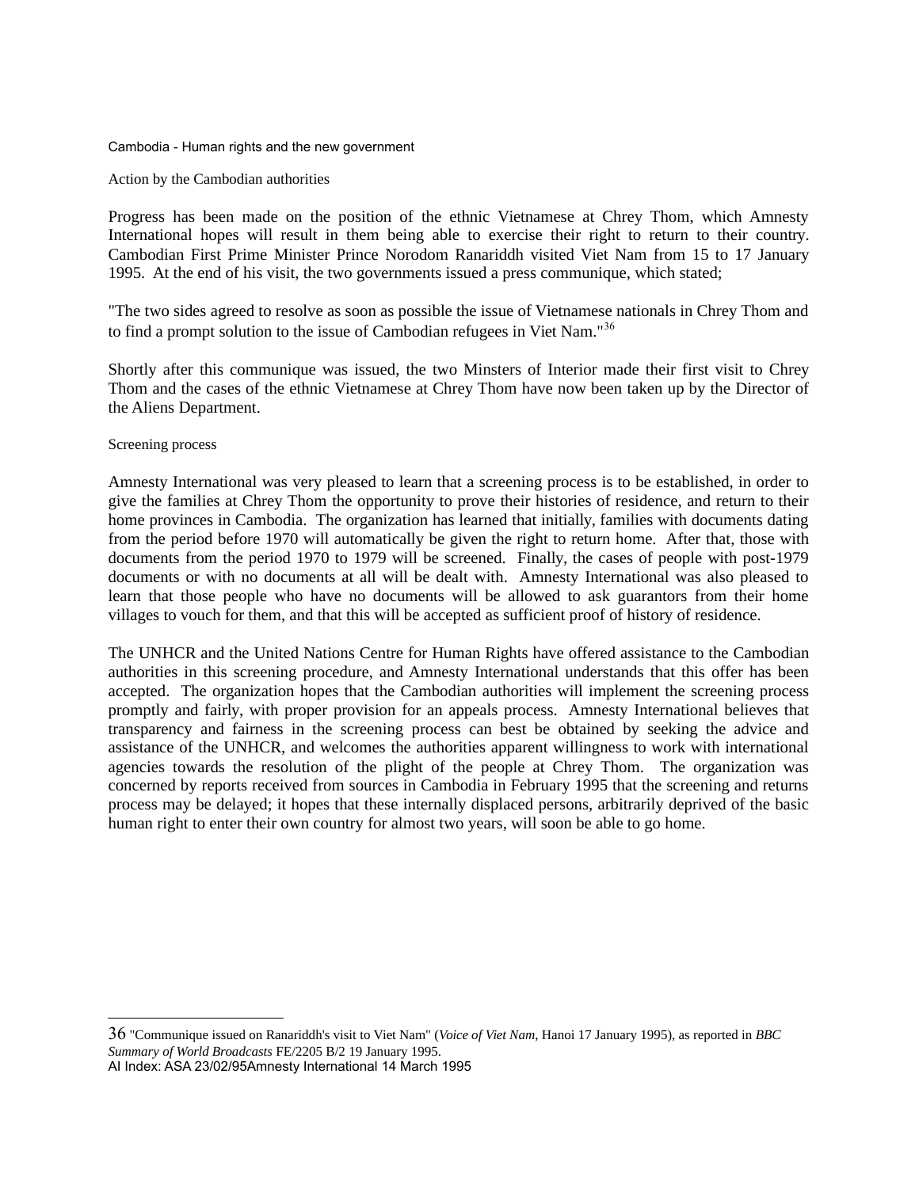### Action by the Cambodian authorities

Progress has been made on the position of the ethnic Vietnamese at Chrey Thom, which Amnesty International hopes will result in them being able to exercise their right to return to their country. Cambodian First Prime Minister Prince Norodom Ranariddh visited Viet Nam from 15 to 17 January 1995. At the end of his visit, the two governments issued a press communique, which stated;

"The two sides agreed to resolve as soon as possible the issue of Vietnamese nationals in Chrey Thom and to find a prompt solution to the issue of Cambodian refugees in Viet Nam."[36]

Shortly after this communique was issued, the two Minsters of Interior made their first visit to Chrey Thom and the cases of the ethnic Vietnamese at Chrey Thom have now been taken up by the Director of the Aliens Department.

### Screening process

Amnesty International was very pleased to learn that a screening process is to be established, in order to give the families at Chrey Thom the opportunity to prove their histories of residence, and return to their home provinces in Cambodia. The organization has learned that initially, families with documents dating from the period before 1970 will automatically be given the right to return home. After that, those with documents from the period 1970 to 1979 will be screened. Finally, the cases of people with post-1979 documents or with no documents at all will be dealt with. Amnesty International was also pleased to learn that those people who have no documents will be allowed to ask guarantors from their home villages to vouch for them, and that this will be accepted as sufficient proof of history of residence.

The UNHCR and the United Nations Centre for Human Rights have offered assistance to the Cambodian authorities in this screening procedure, and Amnesty International understands that this offer has been accepted. The organization hopes that the Cambodian authorities will implement the screening process promptly and fairly, with proper provision for an appeals process. Amnesty International believes that transparency and fairness in the screening process can best be obtained by seeking the advice and assistance of the UNHCR, and welcomes the authorities apparent willingness to work with international agencies towards the resolution of the plight of the people at Chrey Thom. The organization was concerned by reports received from sources in Cambodia in February 1995 that the screening and returns process may be delayed; it hopes that these internally displaced persons, arbitrarily deprived of the basic human right to enter their own country for almost two years, will soon be able to go home.

---

36 "Communique issued on Ranariddh's visit to Viet Nam" (*Voice of Viet Nam*, Hanoi 17 January 1995), as reported in *BBC Summary of World Broadcasts* FE/2205 B/2 19 January 1995.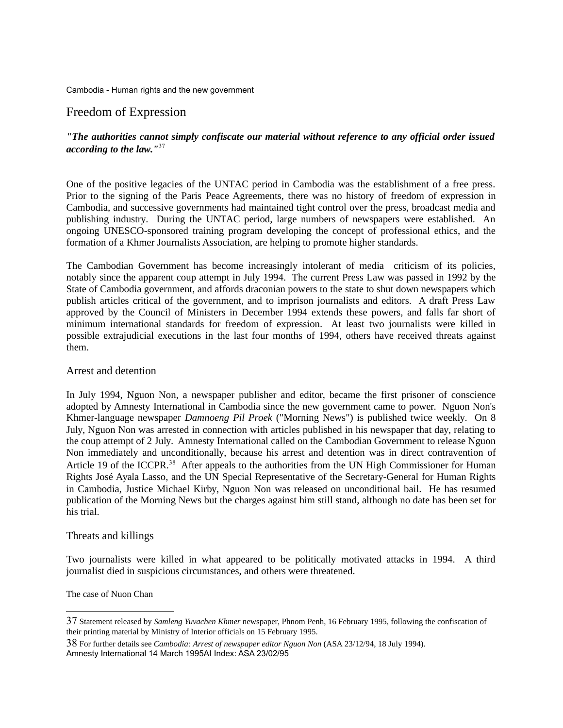## Freedom of Expression

***"The authorities cannot simply confiscate our material without reference to any official order issued according to the law."***[37]

One of the positive legacies of the UNTAC period in Cambodia was the establishment of a free press. Prior to the signing of the Paris Peace Agreements, there was no history of freedom of expression in Cambodia, and successive governments had maintained tight control over the press, broadcast media and publishing industry. During the UNTAC period, large numbers of newspapers were established. An ongoing UNESCO-sponsored training program developing the concept of professional ethics, and the formation of a Khmer Journalists Association, are helping to promote higher standards.

The Cambodian Government has become increasingly intolerant of media criticism of its policies, notably since the apparent coup attempt in July 1994. The current Press Law was passed in 1992 by the State of Cambodia government, and affords draconian powers to the state to shut down newspapers which publish articles critical of the government, and to imprison journalists and editors. A draft Press Law approved by the Council of Ministers in December 1994 extends these powers, and falls far short of minimum international standards for freedom of expression. At least two journalists were killed in possible extrajudicial executions in the last four months of 1994, others have received threats against them.

### Arrest and detention

In July 1994, Nguon Non, a newspaper publisher and editor, became the first prisoner of conscience adopted by Amnesty International in Cambodia since the new government came to power. Nguon Non's Khmer-language newspaper *Damnoeng Pil Proek* ("Morning News") is published twice weekly. On 8 July, Nguon Non was arrested in connection with articles published in his newspaper that day, relating to the coup attempt of 2 July. Amnesty International called on the Cambodian Government to release Nguon Non immediately and unconditionally, because his arrest and detention was in direct contravention of Article 19 of the ICCPR.[38] After appeals to the authorities from the UN High Commissioner for Human Rights José Ayala Lasso, and the UN Special Representative of the Secretary-General for Human Rights in Cambodia, Justice Michael Kirby, Nguon Non was released on unconditional bail. He has resumed publication of the Morning News but the charges against him still stand, although no date has been set for his trial.

### Threats and killings

Two journalists were killed in what appeared to be politically motivated attacks in 1994. A third journalist died in suspicious circumstances, and others were threatened.

#### The case of Nuon Chan

---

37 Statement released by *Samleng Yuvachen Khmer* newspaper, Phnom Penh, 16 February 1995, following the confiscation of their printing material by Ministry of Interior officials on 15 February 1995.

38 For further details see *Cambodia: Arrest of newspaper editor Nguon Non* (ASA 23/12/94, 18 July 1994).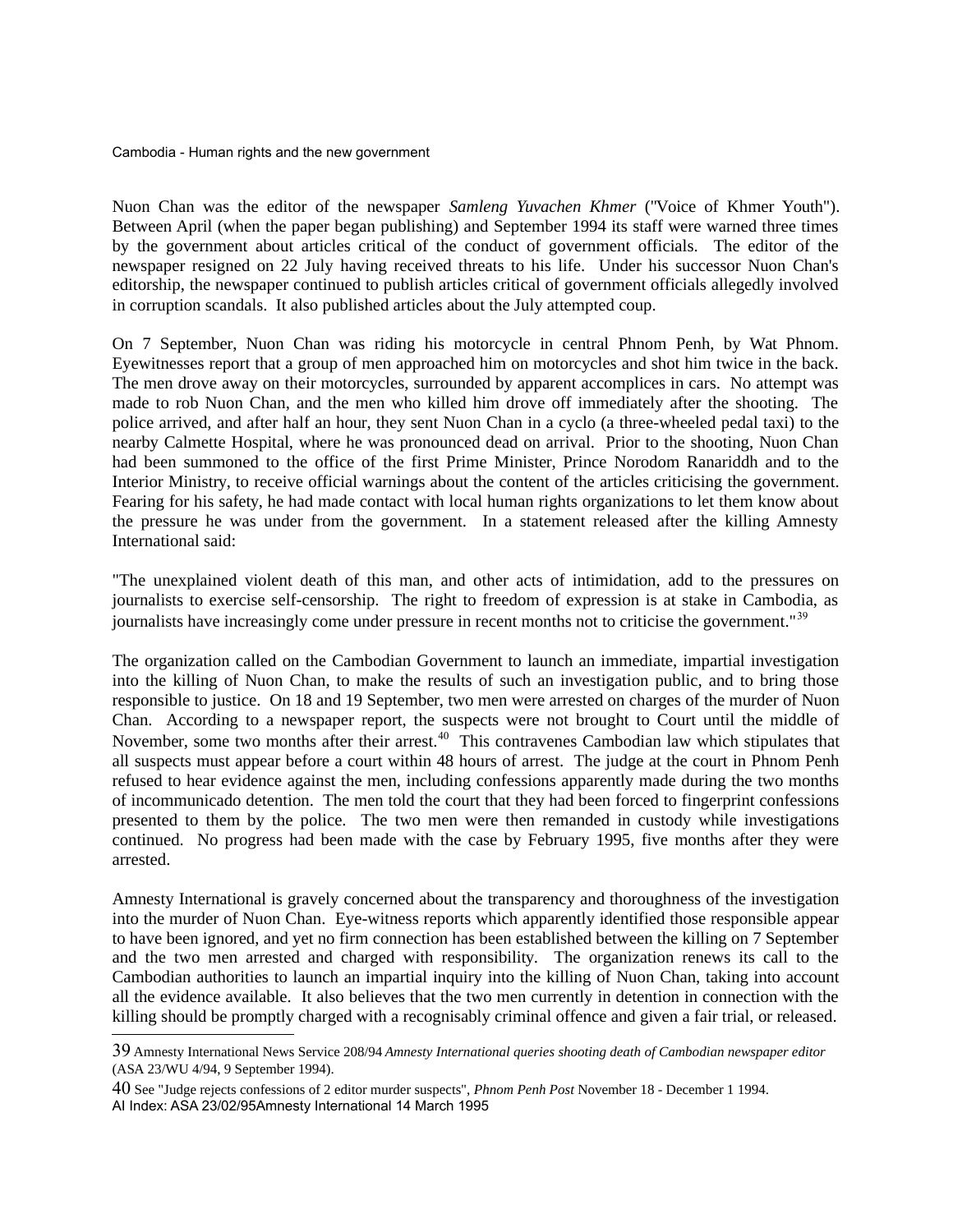Nuon Chan was the editor of the newspaper *Samleng Yuvachen Khmer* ("Voice of Khmer Youth"). Between April (when the paper began publishing) and September 1994 its staff were warned three times by the government about articles critical of the conduct of government officials. The editor of the newspaper resigned on 22 July having received threats to his life. Under his successor Nuon Chan's editorship, the newspaper continued to publish articles critical of government officials allegedly involved in corruption scandals. It also published articles about the July attempted coup.

On 7 September, Nuon Chan was riding his motorcycle in central Phnom Penh, by Wat Phnom. Eyewitnesses report that a group of men approached him on motorcycles and shot him twice in the back. The men drove away on their motorcycles, surrounded by apparent accomplices in cars. No attempt was made to rob Nuon Chan, and the men who killed him drove off immediately after the shooting. The police arrived, and after half an hour, they sent Nuon Chan in a cyclo (a three-wheeled pedal taxi) to the nearby Calmette Hospital, where he was pronounced dead on arrival. Prior to the shooting, Nuon Chan had been summoned to the office of the first Prime Minister, Prince Norodom Ranariddh and to the Interior Ministry, to receive official warnings about the content of the articles criticising the government. Fearing for his safety, he had made contact with local human rights organizations to let them know about the pressure he was under from the government. In a statement released after the killing Amnesty International said:

"The unexplained violent death of this man, and other acts of intimidation, add to the pressures on journalists to exercise self-censorship. The right to freedom of expression is at stake in Cambodia, as journalists have increasingly come under pressure in recent months not to criticise the government."[39]

The organization called on the Cambodian Government to launch an immediate, impartial investigation into the killing of Nuon Chan, to make the results of such an investigation public, and to bring those responsible to justice. On 18 and 19 September, two men were arrested on charges of the murder of Nuon Chan. According to a newspaper report, the suspects were not brought to Court until the middle of November, some two months after their arrest.[40] This contravenes Cambodian law which stipulates that all suspects must appear before a court within 48 hours of arrest. The judge at the court in Phnom Penh refused to hear evidence against the men, including confessions apparently made during the two months of incommunicado detention. The men told the court that they had been forced to fingerprint confessions presented to them by the police. The two men were then remanded in custody while investigations continued. No progress had been made with the case by February 1995, five months after they were arrested.

Amnesty International is gravely concerned about the transparency and thoroughness of the investigation into the murder of Nuon Chan. Eye-witness reports which apparently identified those responsible appear to have been ignored, and yet no firm connection has been established between the killing on 7 September and the two men arrested and charged with responsibility. The organization renews its call to the Cambodian authorities to launch an impartial inquiry into the killing of Nuon Chan, taking into account all the evidence available. It also believes that the two men currently in detention in connection with the killing should be promptly charged with a recognisably criminal offence and given a fair trial, or released.

---

[39] Amnesty International News Service 208/94 *Amnesty International queries shooting death of Cambodian newspaper editor* (ASA 23/WU 4/94, 9 September 1994).

[40] See "Judge rejects confessions of 2 editor murder suspects", *Phnom Penh Post* November 18 - December 1 1994.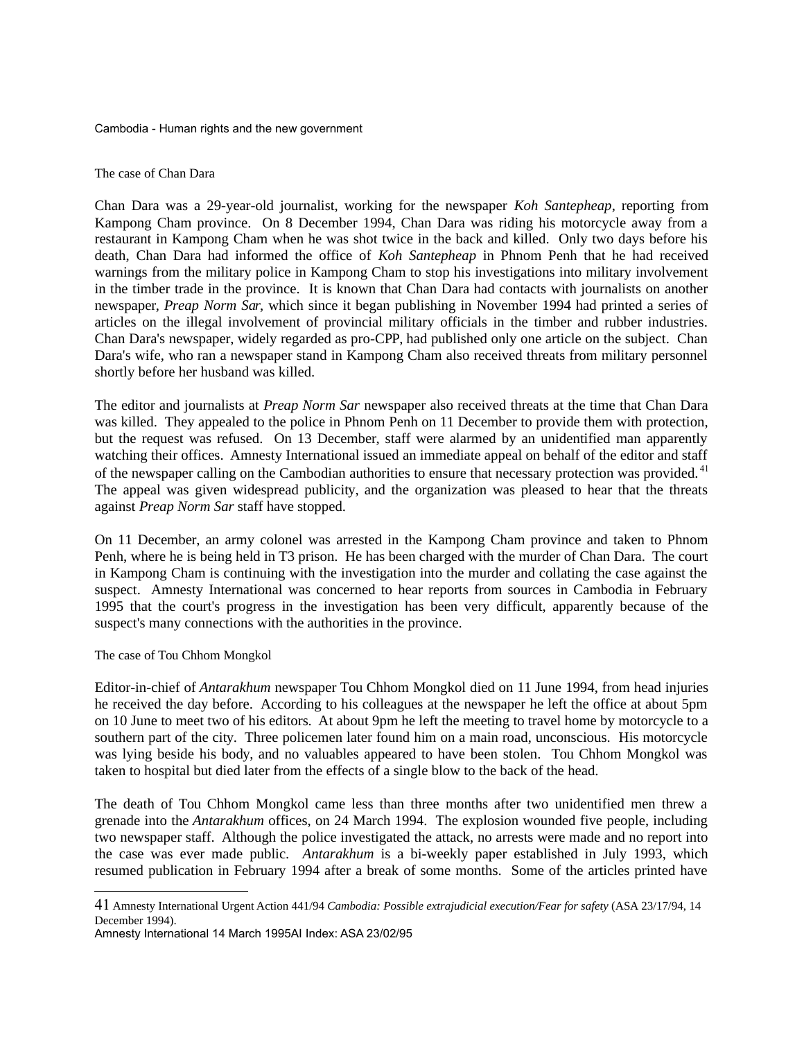### The case of Chan Dara

Chan Dara was a 29-year-old journalist, working for the newspaper *Koh Santepheap*, reporting from Kampong Cham province. On 8 December 1994, Chan Dara was riding his motorcycle away from a restaurant in Kampong Cham when he was shot twice in the back and killed. Only two days before his death, Chan Dara had informed the office of *Koh Santepheap* in Phnom Penh that he had received warnings from the military police in Kampong Cham to stop his investigations into military involvement in the timber trade in the province. It is known that Chan Dara had contacts with journalists on another newspaper, *Preap Norm Sar*, which since it began publishing in November 1994 had printed a series of articles on the illegal involvement of provincial military officials in the timber and rubber industries. Chan Dara's newspaper, widely regarded as pro-CPP, had published only one article on the subject. Chan Dara's wife, who ran a newspaper stand in Kampong Cham also received threats from military personnel shortly before her husband was killed.

The editor and journalists at *Preap Norm Sar* newspaper also received threats at the time that Chan Dara was killed. They appealed to the police in Phnom Penh on 11 December to provide them with protection, but the request was refused. On 13 December, staff were alarmed by an unidentified man apparently watching their offices. Amnesty International issued an immediate appeal on behalf of the editor and staff of the newspaper calling on the Cambodian authorities to ensure that necessary protection was provided.[41] The appeal was given widespread publicity, and the organization was pleased to hear that the threats against *Preap Norm Sar* staff have stopped.

On 11 December, an army colonel was arrested in the Kampong Cham province and taken to Phnom Penh, where he is being held in T3 prison. He has been charged with the murder of Chan Dara. The court in Kampong Cham is continuing with the investigation into the murder and collating the case against the suspect. Amnesty International was concerned to hear reports from sources in Cambodia in February 1995 that the court's progress in the investigation has been very difficult, apparently because of the suspect's many connections with the authorities in the province.

### The case of Tou Chhom Mongkol

Editor-in-chief of *Antarakhum* newspaper Tou Chhom Mongkol died on 11 June 1994, from head injuries he received the day before. According to his colleagues at the newspaper he left the office at about 5pm on 10 June to meet two of his editors. At about 9pm he left the meeting to travel home by motorcycle to a southern part of the city. Three policemen later found him on a main road, unconscious. His motorcycle was lying beside his body, and no valuables appeared to have been stolen. Tou Chhom Mongkol was taken to hospital but died later from the effects of a single blow to the back of the head.

The death of Tou Chhom Mongkol came less than three months after two unidentified men threw a grenade into the *Antarakhum* offices, on 24 March 1994. The explosion wounded five people, including two newspaper staff. Although the police investigated the attack, no arrests were made and no report into the case was ever made public. *Antarakhum* is a bi-weekly paper established in July 1993, which resumed publication in February 1994 after a break of some months. Some of the articles printed have

---

[41] Amnesty International Urgent Action 441/94 *Cambodia: Possible extrajudicial execution/Fear for safety* (ASA 23/17/94, 14 December 1994).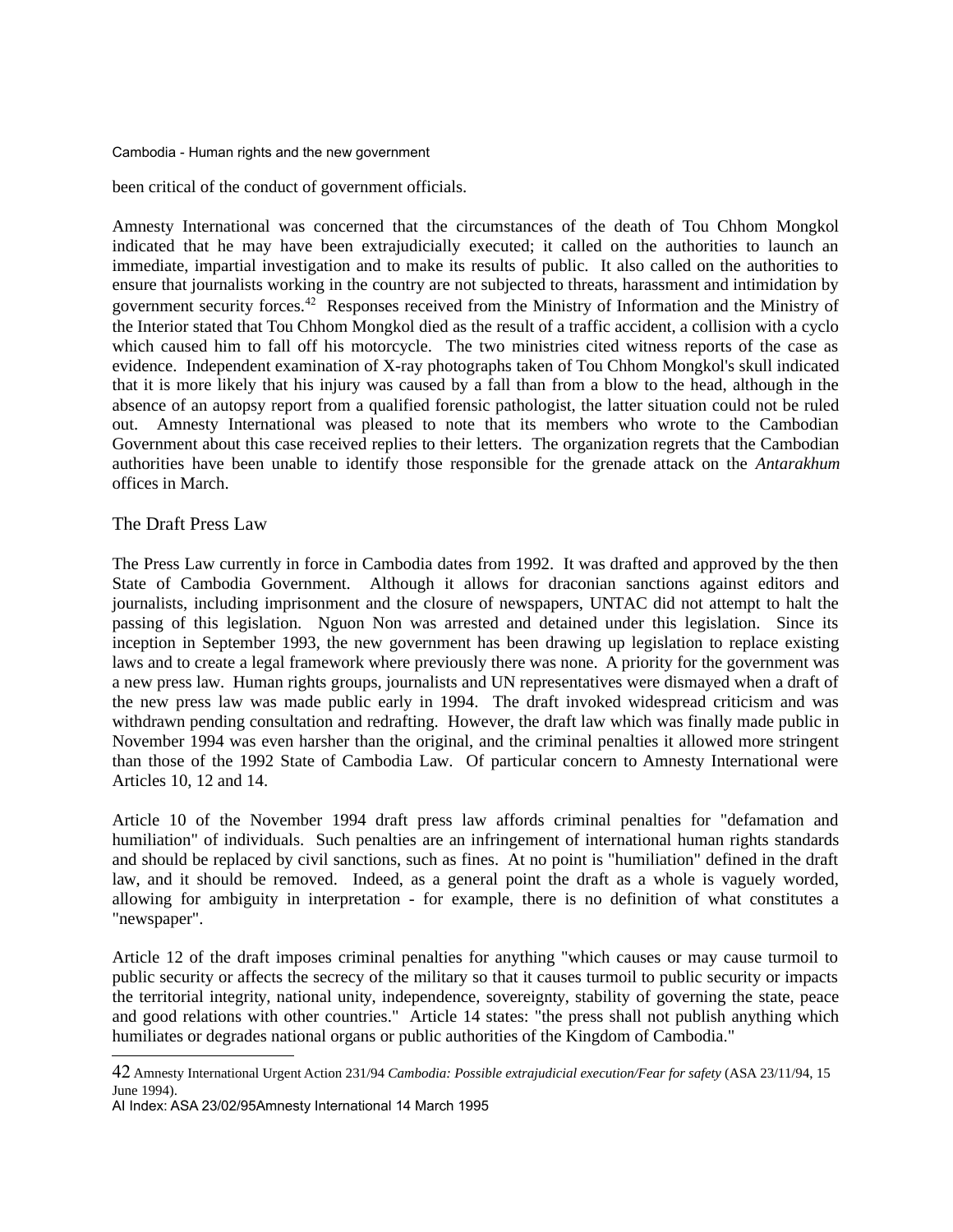been critical of the conduct of government officials.

Amnesty International was concerned that the circumstances of the death of Tou Chhom Mongkol indicated that he may have been extrajudicially executed; it called on the authorities to launch an immediate, impartial investigation and to make its results of public. It also called on the authorities to ensure that journalists working in the country are not subjected to threats, harassment and intimidation by government security forces.[42] Responses received from the Ministry of Information and the Ministry of the Interior stated that Tou Chhom Mongkol died as the result of a traffic accident, a collision with a cyclo which caused him to fall off his motorcycle. The two ministries cited witness reports of the case as evidence. Independent examination of X-ray photographs taken of Tou Chhom Mongkol's skull indicated that it is more likely that his injury was caused by a fall than from a blow to the head, although in the absence of an autopsy report from a qualified forensic pathologist, the latter situation could not be ruled out. Amnesty International was pleased to note that its members who wrote to the Cambodian Government about this case received replies to their letters. The organization regrets that the Cambodian authorities have been unable to identify those responsible for the grenade attack on the *Antarakhum* offices in March.

## The Draft Press Law

The Press Law currently in force in Cambodia dates from 1992. It was drafted and approved by the then State of Cambodia Government. Although it allows for draconian sanctions against editors and journalists, including imprisonment and the closure of newspapers, UNTAC did not attempt to halt the passing of this legislation. Nguon Non was arrested and detained under this legislation. Since its inception in September 1993, the new government has been drawing up legislation to replace existing laws and to create a legal framework where previously there was none. A priority for the government was a new press law. Human rights groups, journalists and UN representatives were dismayed when a draft of the new press law was made public early in 1994. The draft invoked widespread criticism and was withdrawn pending consultation and redrafting. However, the draft law which was finally made public in November 1994 was even harsher than the original, and the criminal penalties it allowed more stringent than those of the 1992 State of Cambodia Law. Of particular concern to Amnesty International were Articles 10, 12 and 14.

Article 10 of the November 1994 draft press law affords criminal penalties for "defamation and humiliation" of individuals. Such penalties are an infringement of international human rights standards and should be replaced by civil sanctions, such as fines. At no point is "humiliation" defined in the draft law, and it should be removed. Indeed, as a general point the draft as a whole is vaguely worded, allowing for ambiguity in interpretation - for example, there is no definition of what constitutes a "newspaper".

Article 12 of the draft imposes criminal penalties for anything "which causes or may cause turmoil to public security or affects the secrecy of the military so that it causes turmoil to public security or impacts the territorial integrity, national unity, independence, sovereignty, stability of governing the state, peace and good relations with other countries." Article 14 states: "the press shall not publish anything which humiliates or degrades national organs or public authorities of the Kingdom of Cambodia."

---

42 Amnesty International Urgent Action 231/94 *Cambodia: Possible extrajudicial execution/Fear for safety* (ASA 23/11/94, 15 June 1994).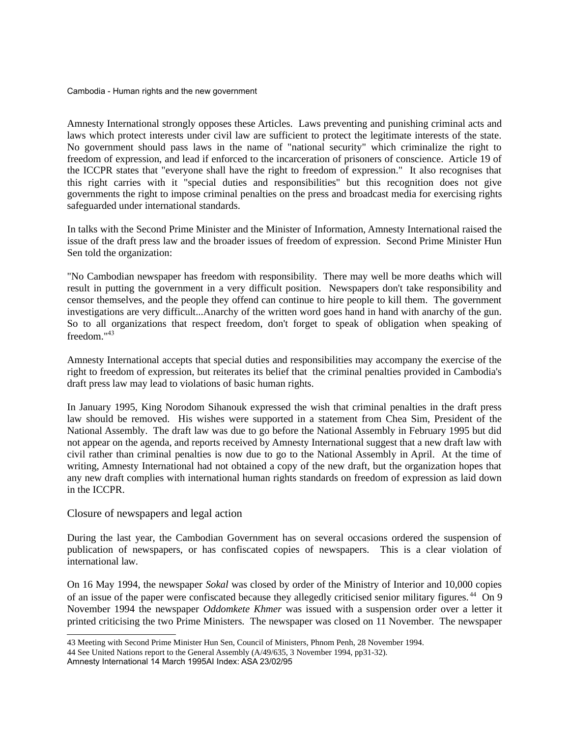Amnesty International strongly opposes these Articles. Laws preventing and punishing criminal acts and laws which protect interests under civil law are sufficient to protect the legitimate interests of the state. No government should pass laws in the name of "national security" which criminalize the right to freedom of expression, and lead if enforced to the incarceration of prisoners of conscience. Article 19 of the ICCPR states that "everyone shall have the right to freedom of expression." It also recognises that this right carries with it "special duties and responsibilities" but this recognition does not give governments the right to impose criminal penalties on the press and broadcast media for exercising rights safeguarded under international standards.

In talks with the Second Prime Minister and the Minister of Information, Amnesty International raised the issue of the draft press law and the broader issues of freedom of expression. Second Prime Minister Hun Sen told the organization:

"No Cambodian newspaper has freedom with responsibility. There may well be more deaths which will result in putting the government in a very difficult position. Newspapers don't take responsibility and censor themselves, and the people they offend can continue to hire people to kill them. The government investigations are very difficult...Anarchy of the written word goes hand in hand with anarchy of the gun. So to all organizations that respect freedom, don't forget to speak of obligation when speaking of freedom."[43]

Amnesty International accepts that special duties and responsibilities may accompany the exercise of the right to freedom of expression, but reiterates its belief that the criminal penalties provided in Cambodia's draft press law may lead to violations of basic human rights.

In January 1995, King Norodom Sihanouk expressed the wish that criminal penalties in the draft press law should be removed. His wishes were supported in a statement from Chea Sim, President of the National Assembly. The draft law was due to go before the National Assembly in February 1995 but did not appear on the agenda, and reports received by Amnesty International suggest that a new draft law with civil rather than criminal penalties is now due to go to the National Assembly in April. At the time of writing, Amnesty International had not obtained a copy of the new draft, but the organization hopes that any new draft complies with international human rights standards on freedom of expression as laid down in the ICCPR.

## Closure of newspapers and legal action

During the last year, the Cambodian Government has on several occasions ordered the suspension of publication of newspapers, or has confiscated copies of newspapers. This is a clear violation of international law.

On 16 May 1994, the newspaper *Sokal* was closed by order of the Ministry of Interior and 10,000 copies of an issue of the paper were confiscated because they allegedly criticised senior military figures.[44] On 9 November 1994 the newspaper *Oddomkete Khmer* was issued with a suspension order over a letter it printed criticising the two Prime Ministers. The newspaper was closed on 11 November. The newspaper

---

43 Meeting with Second Prime Minister Hun Sen, Council of Ministers, Phnom Penh, 28 November 1994.

44 See United Nations report to the General Assembly (A/49/635, 3 November 1994, pp31-32).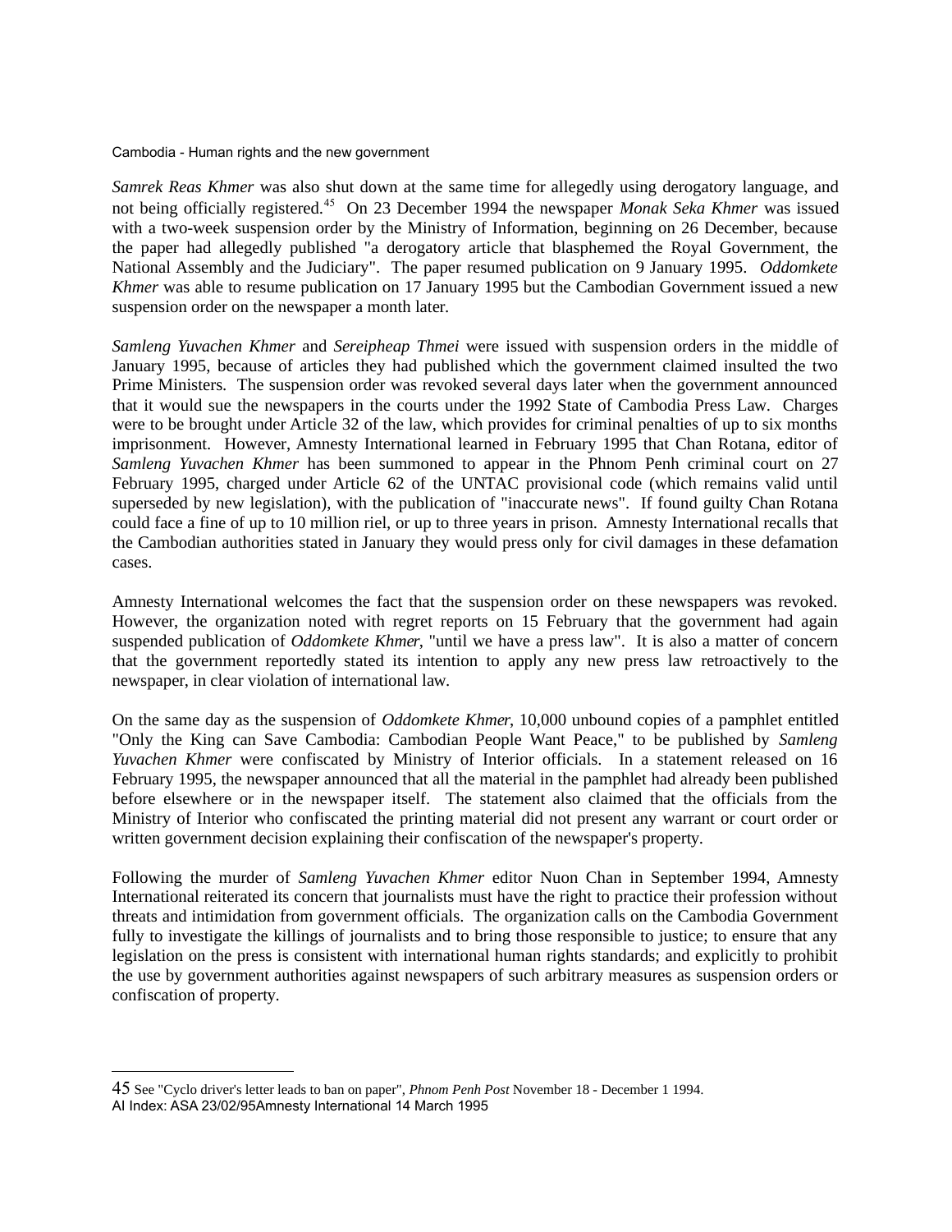*Samrek Reas Khmer* was also shut down at the same time for allegedly using derogatory language, and not being officially registered.[45] On 23 December 1994 the newspaper *Monak Seka Khmer* was issued with a two-week suspension order by the Ministry of Information, beginning on 26 December, because the paper had allegedly published "a derogatory article that blasphemed the Royal Government, the National Assembly and the Judiciary". The paper resumed publication on 9 January 1995. *Oddomkete Khmer* was able to resume publication on 17 January 1995 but the Cambodian Government issued a new suspension order on the newspaper a month later.

*Samleng Yuvachen Khmer* and *Sereipheap Thmei* were issued with suspension orders in the middle of January 1995, because of articles they had published which the government claimed insulted the two Prime Ministers. The suspension order was revoked several days later when the government announced that it would sue the newspapers in the courts under the 1992 State of Cambodia Press Law. Charges were to be brought under Article 32 of the law, which provides for criminal penalties of up to six months imprisonment. However, Amnesty International learned in February 1995 that Chan Rotana, editor of *Samleng Yuvachen Khmer* has been summoned to appear in the Phnom Penh criminal court on 27 February 1995, charged under Article 62 of the UNTAC provisional code (which remains valid until superseded by new legislation), with the publication of "inaccurate news". If found guilty Chan Rotana could face a fine of up to 10 million riel, or up to three years in prison. Amnesty International recalls that the Cambodian authorities stated in January they would press only for civil damages in these defamation cases.

Amnesty International welcomes the fact that the suspension order on these newspapers was revoked. However, the organization noted with regret reports on 15 February that the government had again suspended publication of *Oddomkete Khmer*, "until we have a press law". It is also a matter of concern that the government reportedly stated its intention to apply any new press law retroactively to the newspaper, in clear violation of international law.

On the same day as the suspension of *Oddomkete Khmer*, 10,000 unbound copies of a pamphlet entitled "Only the King can Save Cambodia: Cambodian People Want Peace," to be published by *Samleng Yuvachen Khmer* were confiscated by Ministry of Interior officials. In a statement released on 16 February 1995, the newspaper announced that all the material in the pamphlet had already been published before elsewhere or in the newspaper itself. The statement also claimed that the officials from the Ministry of Interior who confiscated the printing material did not present any warrant or court order or written government decision explaining their confiscation of the newspaper's property.

Following the murder of *Samleng Yuvachen Khmer* editor Nuon Chan in September 1994, Amnesty International reiterated its concern that journalists must have the right to practice their profession without threats and intimidation from government officials. The organization calls on the Cambodia Government fully to investigate the killings of journalists and to bring those responsible to justice; to ensure that any legislation on the press is consistent with international human rights standards; and explicitly to prohibit the use by government authorities against newspapers of such arbitrary measures as suspension orders or confiscation of property.

---

45 See "Cyclo driver's letter leads to ban on paper", *Phnom Penh Post* November 18 - December 1 1994.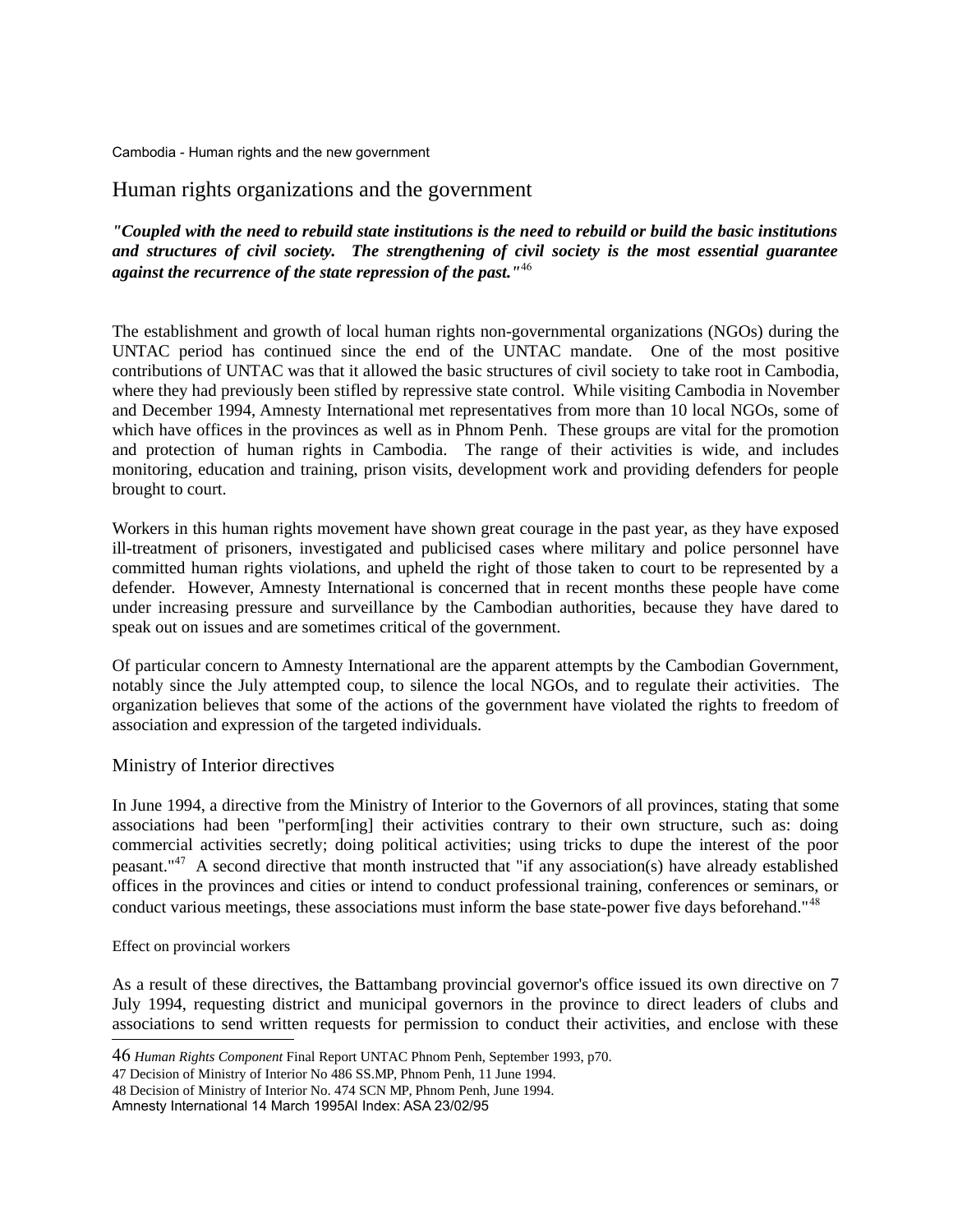## Human rights organizations and the government

***"Coupled with the need to rebuild state institutions is the need to rebuild or build the basic institutions and structures of civil society. The strengthening of civil society is the most essential guarantee against the recurrence of the state repression of the past."***[46]

The establishment and growth of local human rights non-governmental organizations (NGOs) during the UNTAC period has continued since the end of the UNTAC mandate. One of the most positive contributions of UNTAC was that it allowed the basic structures of civil society to take root in Cambodia, where they had previously been stifled by repressive state control. While visiting Cambodia in November and December 1994, Amnesty International met representatives from more than 10 local NGOs, some of which have offices in the provinces as well as in Phnom Penh. These groups are vital for the promotion and protection of human rights in Cambodia. The range of their activities is wide, and includes monitoring, education and training, prison visits, development work and providing defenders for people brought to court.

Workers in this human rights movement have shown great courage in the past year, as they have exposed ill-treatment of prisoners, investigated and publicised cases where military and police personnel have committed human rights violations, and upheld the right of those taken to court to be represented by a defender. However, Amnesty International is concerned that in recent months these people have come under increasing pressure and surveillance by the Cambodian authorities, because they have dared to speak out on issues and are sometimes critical of the government.

Of particular concern to Amnesty International are the apparent attempts by the Cambodian Government, notably since the July attempted coup, to silence the local NGOs, and to regulate their activities. The organization believes that some of the actions of the government have violated the rights to freedom of association and expression of the targeted individuals.

### Ministry of Interior directives

In June 1994, a directive from the Ministry of Interior to the Governors of all provinces, stating that some associations had been "perform[ing] their activities contrary to their own structure, such as: doing commercial activities secretly; doing political activities; using tricks to dupe the interest of the poor peasant."[47] A second directive that month instructed that "if any association(s) have already established offices in the provinces and cities or intend to conduct professional training, conferences or seminars, or conduct various meetings, these associations must inform the base state-power five days beforehand."[48]

#### Effect on provincial workers

As a result of these directives, the Battambang provincial governor's office issued its own directive on 7 July 1994, requesting district and municipal governors in the province to direct leaders of clubs and associations to send written requests for permission to conduct their activities, and enclose with these

---

46 *Human Rights Component* Final Report UNTAC Phnom Penh, September 1993, p70.

47 Decision of Ministry of Interior No 486 SS.MP, Phnom Penh, 11 June 1994.

48 Decision of Ministry of Interior No. 474 SCN MP, Phnom Penh, June 1994.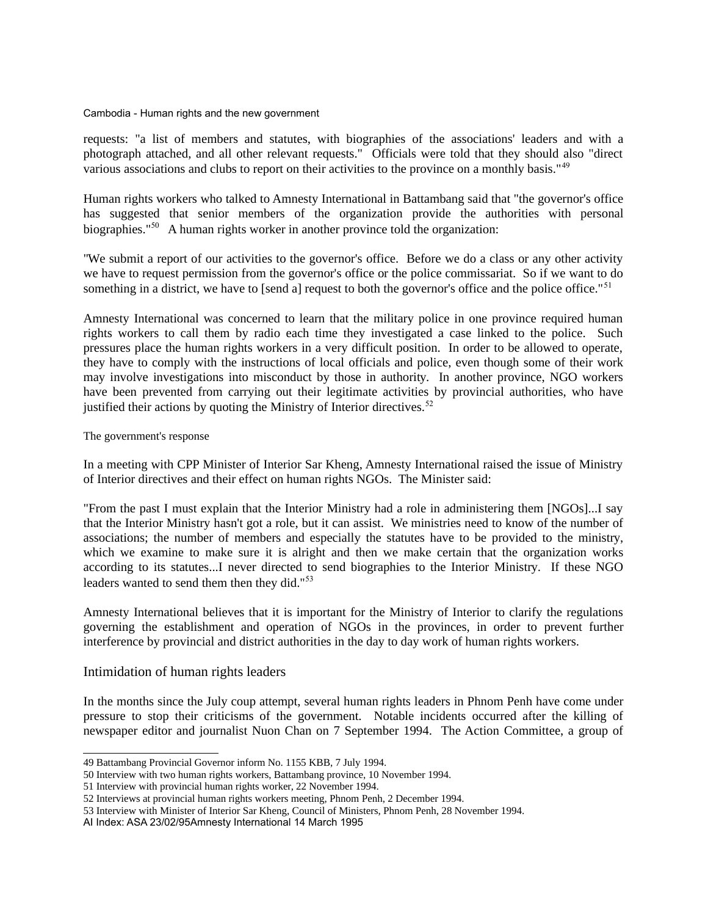requests: "a list of members and statutes, with biographies of the associations' leaders and with a photograph attached, and all other relevant requests." Officials were told that they should also "direct various associations and clubs to report on their activities to the province on a monthly basis."[49]

Human rights workers who talked to Amnesty International in Battambang said that "the governor's office has suggested that senior members of the organization provide the authorities with personal biographies."[50] A human rights worker in another province told the organization:

"We submit a report of our activities to the governor's office. Before we do a class or any other activity we have to request permission from the governor's office or the police commissariat. So if we want to do something in a district, we have to [send a] request to both the governor's office and the police office."[51]

Amnesty International was concerned to learn that the military police in one province required human rights workers to call them by radio each time they investigated a case linked to the police. Such pressures place the human rights workers in a very difficult position. In order to be allowed to operate, they have to comply with the instructions of local officials and police, even though some of their work may involve investigations into misconduct by those in authority. In another province, NGO workers have been prevented from carrying out their legitimate activities by provincial authorities, who have justified their actions by quoting the Ministry of Interior directives.[52]

### The government's response

In a meeting with CPP Minister of Interior Sar Kheng, Amnesty International raised the issue of Ministry of Interior directives and their effect on human rights NGOs. The Minister said:

"From the past I must explain that the Interior Ministry had a role in administering them [NGOs]...I say that the Interior Ministry hasn't got a role, but it can assist. We ministries need to know of the number of associations; the number of members and especially the statutes have to be provided to the ministry, which we examine to make sure it is alright and then we make certain that the organization works according to its statutes...I never directed to send biographies to the Interior Ministry. If these NGO leaders wanted to send them then they did."[53]

Amnesty International believes that it is important for the Ministry of Interior to clarify the regulations governing the establishment and operation of NGOs in the provinces, in order to prevent further interference by provincial and district authorities in the day to day work of human rights workers.

## Intimidation of human rights leaders

In the months since the July coup attempt, several human rights leaders in Phnom Penh have come under pressure to stop their criticisms of the government. Notable incidents occurred after the killing of newspaper editor and journalist Nuon Chan on 7 September 1994. The Action Committee, a group of

---

49 Battambang Provincial Governor inform No. 1155 KBB, 7 July 1994.

50 Interview with two human rights workers, Battambang province, 10 November 1994.

51 Interview with provincial human rights worker, 22 November 1994.

52 Interviews at provincial human rights workers meeting, Phnom Penh, 2 December 1994.

53 Interview with Minister of Interior Sar Kheng, Council of Ministers, Phnom Penh, 28 November 1994.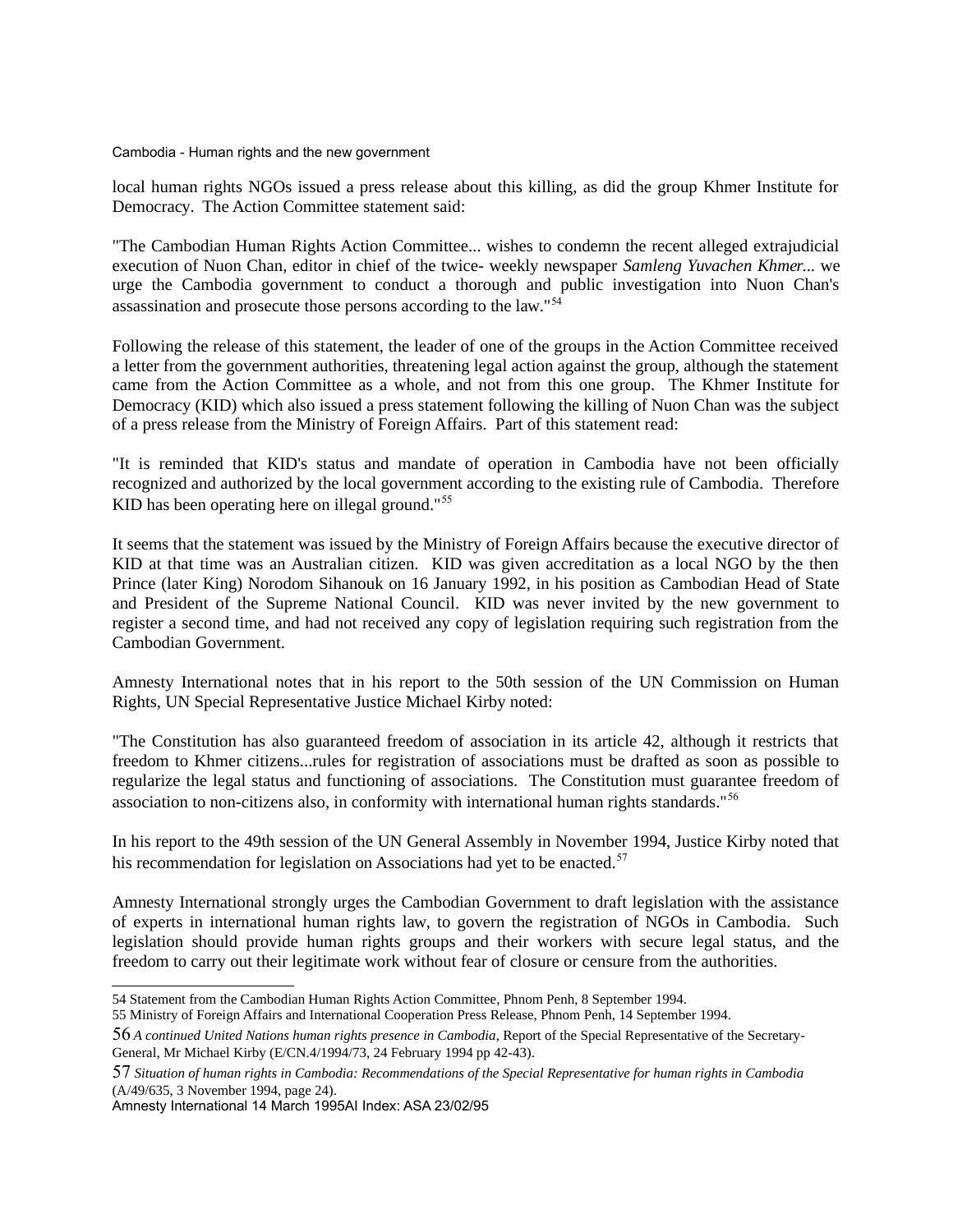local human rights NGOs issued a press release about this killing, as did the group Khmer Institute for Democracy. The Action Committee statement said:

"The Cambodian Human Rights Action Committee... wishes to condemn the recent alleged extrajudicial execution of Nuon Chan, editor in chief of the twice- weekly newspaper *Samleng Yuvachen Khmer*... we urge the Cambodia government to conduct a thorough and public investigation into Nuon Chan's assassination and prosecute those persons according to the law."[54]

Following the release of this statement, the leader of one of the groups in the Action Committee received a letter from the government authorities, threatening legal action against the group, although the statement came from the Action Committee as a whole, and not from this one group. The Khmer Institute for Democracy (KID) which also issued a press statement following the killing of Nuon Chan was the subject of a press release from the Ministry of Foreign Affairs. Part of this statement read:

"It is reminded that KID's status and mandate of operation in Cambodia have not been officially recognized and authorized by the local government according to the existing rule of Cambodia. Therefore KID has been operating here on illegal ground."[55]

It seems that the statement was issued by the Ministry of Foreign Affairs because the executive director of KID at that time was an Australian citizen. KID was given accreditation as a local NGO by the then Prince (later King) Norodom Sihanouk on 16 January 1992, in his position as Cambodian Head of State and President of the Supreme National Council. KID was never invited by the new government to register a second time, and had not received any copy of legislation requiring such registration from the Cambodian Government.

Amnesty International notes that in his report to the 50th session of the UN Commission on Human Rights, UN Special Representative Justice Michael Kirby noted:

"The Constitution has also guaranteed freedom of association in its article 42, although it restricts that freedom to Khmer citizens...rules for registration of associations must be drafted as soon as possible to regularize the legal status and functioning of associations. The Constitution must guarantee freedom of association to non-citizens also, in conformity with international human rights standards."[56]

In his report to the 49th session of the UN General Assembly in November 1994, Justice Kirby noted that his recommendation for legislation on Associations had yet to be enacted.[57]

Amnesty International strongly urges the Cambodian Government to draft legislation with the assistance of experts in international human rights law, to govern the registration of NGOs in Cambodia. Such legislation should provide human rights groups and their workers with secure legal status, and the freedom to carry out their legitimate work without fear of closure or censure from the authorities.

---

54 Statement from the Cambodian Human Rights Action Committee, Phnom Penh, 8 September 1994.

55 Ministry of Foreign Affairs and International Cooperation Press Release, Phnom Penh, 14 September 1994.

56 *A continued United Nations human rights presence in Cambodia*, Report of the Special Representative of the Secretary-General, Mr Michael Kirby (E/CN.4/1994/73, 24 February 1994 pp 42-43).

57 *Situation of human rights in Cambodia: Recommendations of the Special Representative for human rights in Cambodia* (A/49/635, 3 November 1994, page 24).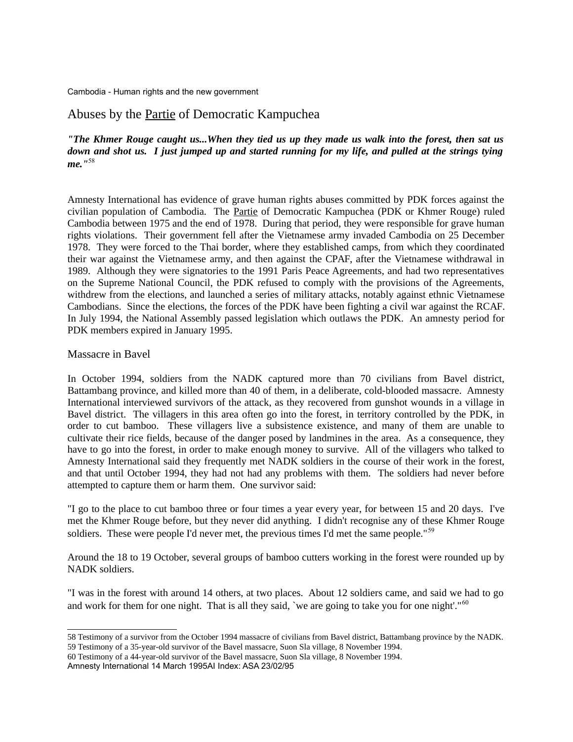## Abuses by the Partie of Democratic Kampuchea

***"The Khmer Rouge caught us...When they tied us up they made us walk into the forest, then sat us down and shot us. I just jumped up and started running for my life, and pulled at the strings tying me."***[58]

Amnesty International has evidence of grave human rights abuses committed by PDK forces against the civilian population of Cambodia. The Partie of Democratic Kampuchea (PDK or Khmer Rouge) ruled Cambodia between 1975 and the end of 1978. During that period, they were responsible for grave human rights violations. Their government fell after the Vietnamese army invaded Cambodia on 25 December 1978. They were forced to the Thai border, where they established camps, from which they coordinated their war against the Vietnamese army, and then against the CPAF, after the Vietnamese withdrawal in 1989. Although they were signatories to the 1991 Paris Peace Agreements, and had two representatives on the Supreme National Council, the PDK refused to comply with the provisions of the Agreements, withdrew from the elections, and launched a series of military attacks, notably against ethnic Vietnamese Cambodians. Since the elections, the forces of the PDK have been fighting a civil war against the RCAF. In July 1994, the National Assembly passed legislation which outlaws the PDK. An amnesty period for PDK members expired in January 1995.

### Massacre in Bavel

In October 1994, soldiers from the NADK captured more than 70 civilians from Bavel district, Battambang province, and killed more than 40 of them, in a deliberate, cold-blooded massacre. Amnesty International interviewed survivors of the attack, as they recovered from gunshot wounds in a village in Bavel district. The villagers in this area often go into the forest, in territory controlled by the PDK, in order to cut bamboo. These villagers live a subsistence existence, and many of them are unable to cultivate their rice fields, because of the danger posed by landmines in the area. As a consequence, they have to go into the forest, in order to make enough money to survive. All of the villagers who talked to Amnesty International said they frequently met NADK soldiers in the course of their work in the forest, and that until October 1994, they had not had any problems with them. The soldiers had never before attempted to capture them or harm them. One survivor said:

"I go to the place to cut bamboo three or four times a year every year, for between 15 and 20 days. I've met the Khmer Rouge before, but they never did anything. I didn't recognise any of these Khmer Rouge soldiers. These were people I'd never met, the previous times I'd met the same people."[59]

Around the 18 to 19 October, several groups of bamboo cutters working in the forest were rounded up by NADK soldiers.

"I was in the forest with around 14 others, at two places. About 12 soldiers came, and said we had to go and work for them for one night. That is all they said, `we are going to take you for one night'."[60]

---

58 Testimony of a survivor from the October 1994 massacre of civilians from Bavel district, Battambang province by the NADK.

59 Testimony of a 35-year-old survivor of the Bavel massacre, Suon Sla village, 8 November 1994.

60 Testimony of a 44-year-old survivor of the Bavel massacre, Suon Sla village, 8 November 1994.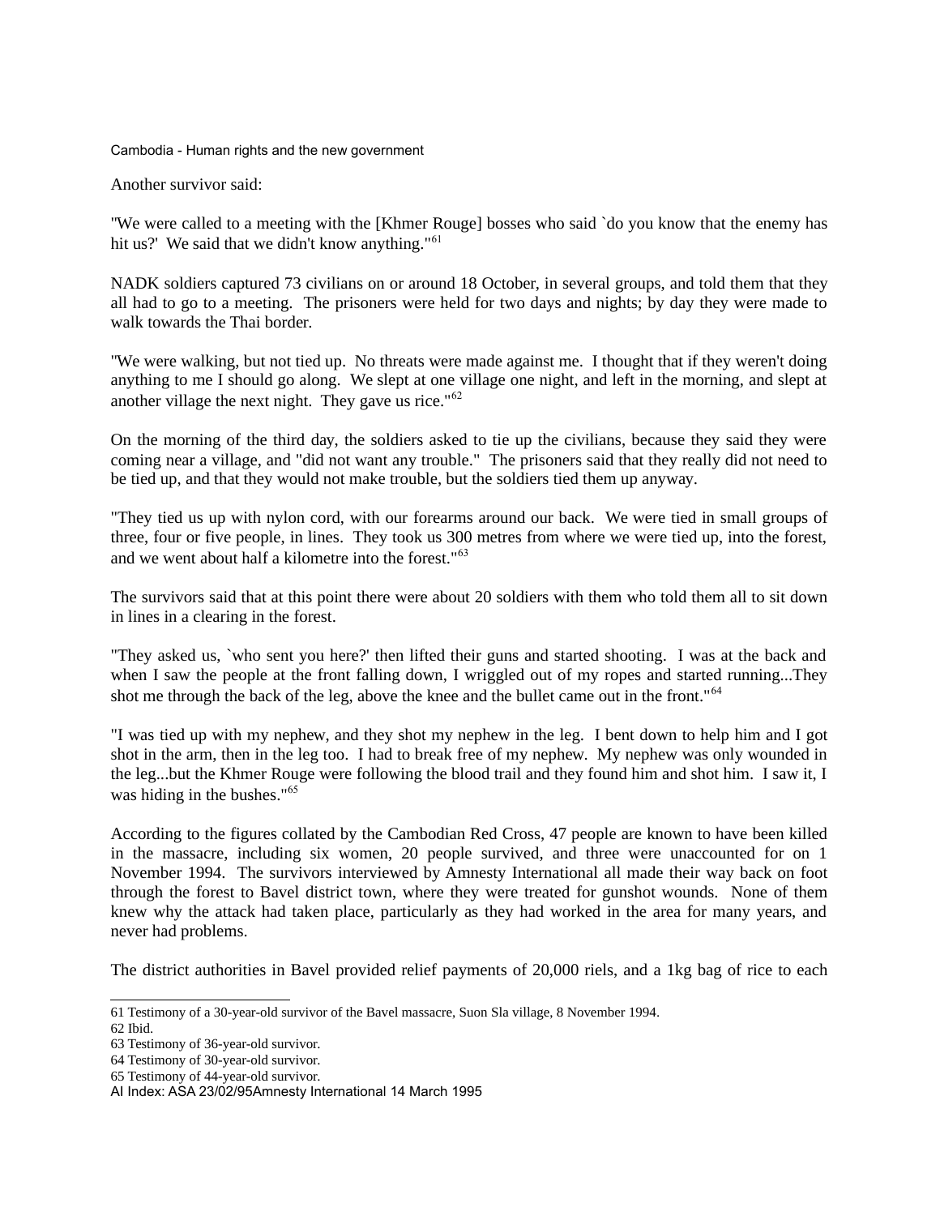Another survivor said:

"We were called to a meeting with the [Khmer Rouge] bosses who said `do you know that the enemy has hit us?' We said that we didn't know anything."[61]

NADK soldiers captured 73 civilians on or around 18 October, in several groups, and told them that they all had to go to a meeting. The prisoners were held for two days and nights; by day they were made to walk towards the Thai border.

"We were walking, but not tied up. No threats were made against me. I thought that if they weren't doing anything to me I should go along. We slept at one village one night, and left in the morning, and slept at another village the next night. They gave us rice."[62]

On the morning of the third day, the soldiers asked to tie up the civilians, because they said they were coming near a village, and "did not want any trouble." The prisoners said that they really did not need to be tied up, and that they would not make trouble, but the soldiers tied them up anyway.

"They tied us up with nylon cord, with our forearms around our back. We were tied in small groups of three, four or five people, in lines. They took us 300 metres from where we were tied up, into the forest, and we went about half a kilometre into the forest."[63]

The survivors said that at this point there were about 20 soldiers with them who told them all to sit down in lines in a clearing in the forest.

"They asked us, `who sent you here?' then lifted their guns and started shooting. I was at the back and when I saw the people at the front falling down, I wriggled out of my ropes and started running...They shot me through the back of the leg, above the knee and the bullet came out in the front."[64]

"I was tied up with my nephew, and they shot my nephew in the leg. I bent down to help him and I got shot in the arm, then in the leg too. I had to break free of my nephew. My nephew was only wounded in the leg...but the Khmer Rouge were following the blood trail and they found him and shot him. I saw it, I was hiding in the bushes."[65]

According to the figures collated by the Cambodian Red Cross, 47 people are known to have been killed in the massacre, including six women, 20 people survived, and three were unaccounted for on 1 November 1994. The survivors interviewed by Amnesty International all made their way back on foot through the forest to Bavel district town, where they were treated for gunshot wounds. None of them knew why the attack had taken place, particularly as they had worked in the area for many years, and never had problems.

The district authorities in Bavel provided relief payments of 20,000 riels, and a 1kg bag of rice to each

---

61 Testimony of a 30-year-old survivor of the Bavel massacre, Suon Sla village, 8 November 1994.

62 Ibid.

63 Testimony of 36-year-old survivor.

64 Testimony of 30-year-old survivor.

65 Testimony of 44-year-old survivor.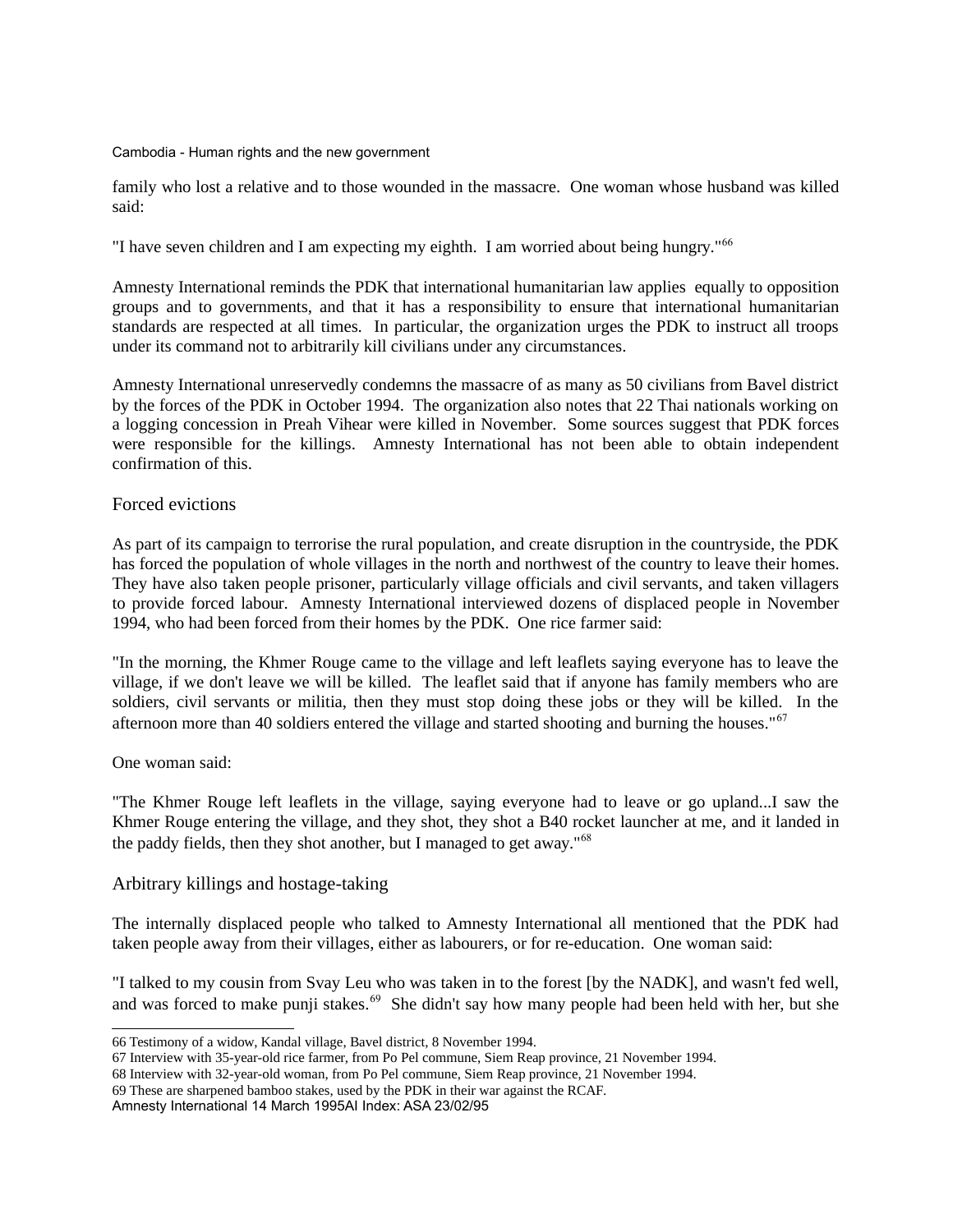family who lost a relative and to those wounded in the massacre. One woman whose husband was killed said:

"I have seven children and I am expecting my eighth. I am worried about being hungry."[66]

Amnesty International reminds the PDK that international humanitarian law applies equally to opposition groups and to governments, and that it has a responsibility to ensure that international humanitarian standards are respected at all times. In particular, the organization urges the PDK to instruct all troops under its command not to arbitrarily kill civilians under any circumstances.

Amnesty International unreservedly condemns the massacre of as many as 50 civilians from Bavel district by the forces of the PDK in October 1994. The organization also notes that 22 Thai nationals working on a logging concession in Preah Vihear were killed in November. Some sources suggest that PDK forces were responsible for the killings. Amnesty International has not been able to obtain independent confirmation of this.

## Forced evictions

As part of its campaign to terrorise the rural population, and create disruption in the countryside, the PDK has forced the population of whole villages in the north and northwest of the country to leave their homes. They have also taken people prisoner, particularly village officials and civil servants, and taken villagers to provide forced labour. Amnesty International interviewed dozens of displaced people in November 1994, who had been forced from their homes by the PDK. One rice farmer said:

"In the morning, the Khmer Rouge came to the village and left leaflets saying everyone has to leave the village, if we don't leave we will be killed. The leaflet said that if anyone has family members who are soldiers, civil servants or militia, then they must stop doing these jobs or they will be killed. In the afternoon more than 40 soldiers entered the village and started shooting and burning the houses."[67]

One woman said:

"The Khmer Rouge left leaflets in the village, saying everyone had to leave or go upland...I saw the Khmer Rouge entering the village, and they shot, they shot a B40 rocket launcher at me, and it landed in the paddy fields, then they shot another, but I managed to get away."[68]

## Arbitrary killings and hostage-taking

The internally displaced people who talked to Amnesty International all mentioned that the PDK had taken people away from their villages, either as labourers, or for re-education. One woman said:

"I talked to my cousin from Svay Leu who was taken in to the forest [by the NADK], and wasn't fed well, and was forced to make punji stakes.[69] She didn't say how many people had been held with her, but she

---

66 Testimony of a widow, Kandal village, Bavel district, 8 November 1994.

67 Interview with 35-year-old rice farmer, from Po Pel commune, Siem Reap province, 21 November 1994.

68 Interview with 32-year-old woman, from Po Pel commune, Siem Reap province, 21 November 1994.

69 These are sharpened bamboo stakes, used by the PDK in their war against the RCAF.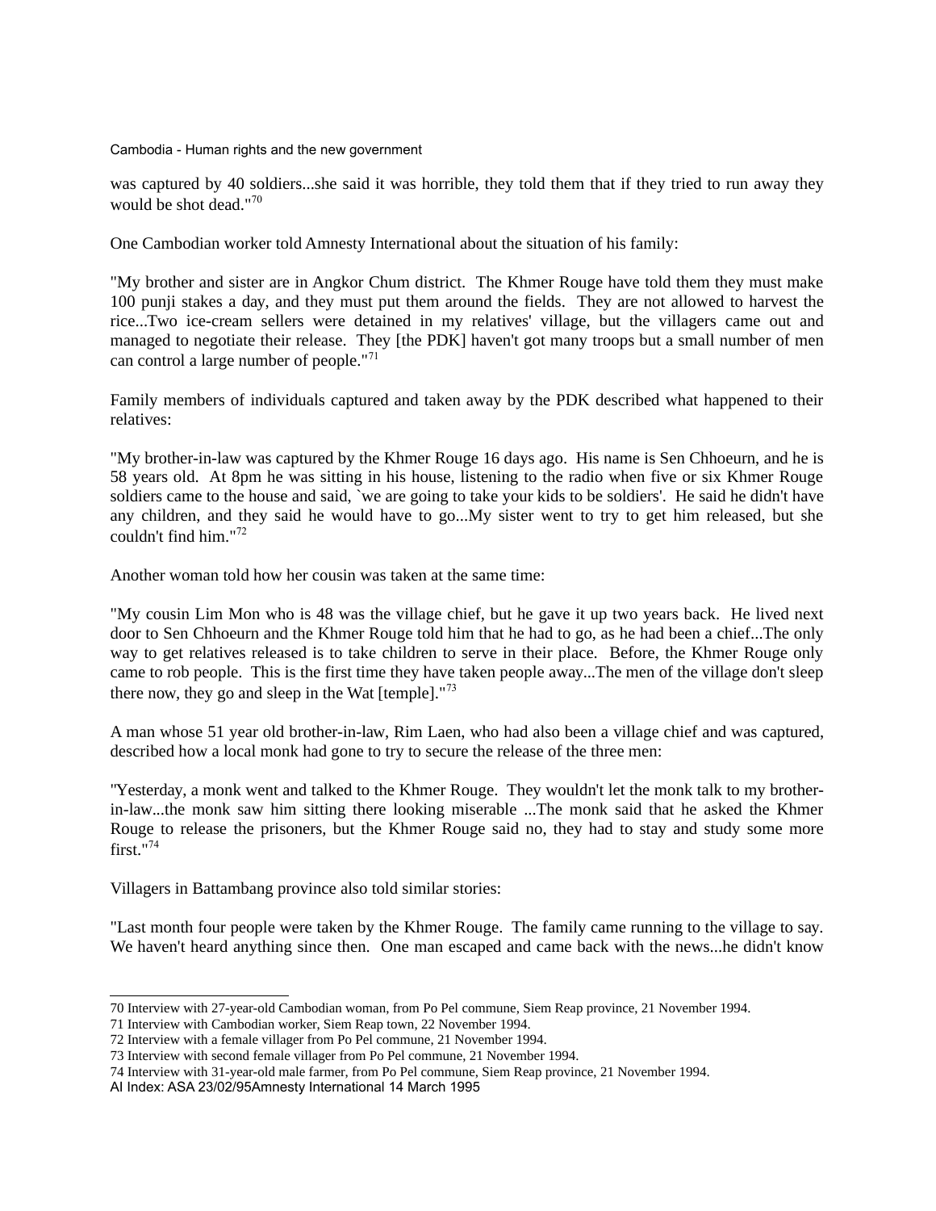was captured by 40 soldiers...she said it was horrible, they told them that if they tried to run away they would be shot dead."[70]

One Cambodian worker told Amnesty International about the situation of his family:

"My brother and sister are in Angkor Chum district. The Khmer Rouge have told them they must make 100 punji stakes a day, and they must put them around the fields. They are not allowed to harvest the rice...Two ice-cream sellers were detained in my relatives' village, but the villagers came out and managed to negotiate their release. They [the PDK] haven't got many troops but a small number of men can control a large number of people."[71]

Family members of individuals captured and taken away by the PDK described what happened to their relatives:

"My brother-in-law was captured by the Khmer Rouge 16 days ago. His name is Sen Chhoeurn, and he is 58 years old. At 8pm he was sitting in his house, listening to the radio when five or six Khmer Rouge soldiers came to the house and said, `we are going to take your kids to be soldiers'. He said he didn't have any children, and they said he would have to go...My sister went to try to get him released, but she couldn't find him."[72]

Another woman told how her cousin was taken at the same time:

"My cousin Lim Mon who is 48 was the village chief, but he gave it up two years back. He lived next door to Sen Chhoeurn and the Khmer Rouge told him that he had to go, as he had been a chief...The only way to get relatives released is to take children to serve in their place. Before, the Khmer Rouge only came to rob people. This is the first time they have taken people away...The men of the village don't sleep there now, they go and sleep in the Wat [temple]."[73]

A man whose 51 year old brother-in-law, Rim Laen, who had also been a village chief and was captured, described how a local monk had gone to try to secure the release of the three men:

"Yesterday, a monk went and talked to the Khmer Rouge. They wouldn't let the monk talk to my brother-in-law...the monk saw him sitting there looking miserable ...The monk said that he asked the Khmer Rouge to release the prisoners, but the Khmer Rouge said no, they had to stay and study some more first."[74]

Villagers in Battambang province also told similar stories:

"Last month four people were taken by the Khmer Rouge. The family came running to the village to say. We haven't heard anything since then. One man escaped and came back with the news...he didn't know

---

70 Interview with 27-year-old Cambodian woman, from Po Pel commune, Siem Reap province, 21 November 1994.

71 Interview with Cambodian worker, Siem Reap town, 22 November 1994.

72 Interview with a female villager from Po Pel commune, 21 November 1994.

73 Interview with second female villager from Po Pel commune, 21 November 1994.

74 Interview with 31-year-old male farmer, from Po Pel commune, Siem Reap province, 21 November 1994.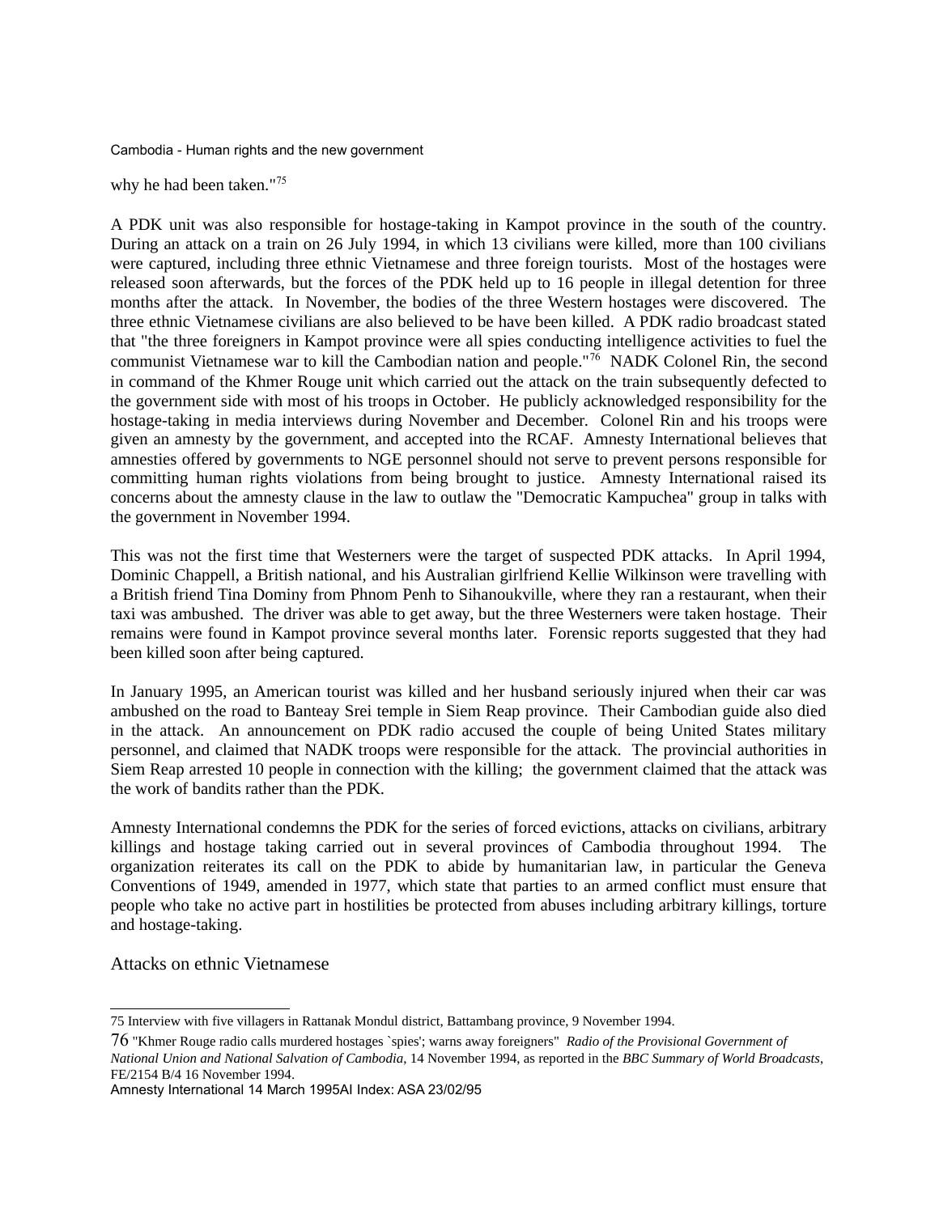why he had been taken."[75]

A PDK unit was also responsible for hostage-taking in Kampot province in the south of the country. During an attack on a train on 26 July 1994, in which 13 civilians were killed, more than 100 civilians were captured, including three ethnic Vietnamese and three foreign tourists. Most of the hostages were released soon afterwards, but the forces of the PDK held up to 16 people in illegal detention for three months after the attack. In November, the bodies of the three Western hostages were discovered. The three ethnic Vietnamese civilians are also believed to be have been killed. A PDK radio broadcast stated that "the three foreigners in Kampot province were all spies conducting intelligence activities to fuel the communist Vietnamese war to kill the Cambodian nation and people."[76] NADK Colonel Rin, the second in command of the Khmer Rouge unit which carried out the attack on the train subsequently defected to the government side with most of his troops in October. He publicly acknowledged responsibility for the hostage-taking in media interviews during November and December. Colonel Rin and his troops were given an amnesty by the government, and accepted into the RCAF. Amnesty International believes that amnesties offered by governments to NGE personnel should not serve to prevent persons responsible for committing human rights violations from being brought to justice. Amnesty International raised its concerns about the amnesty clause in the law to outlaw the "Democratic Kampuchea" group in talks with the government in November 1994.

This was not the first time that Westerners were the target of suspected PDK attacks. In April 1994, Dominic Chappell, a British national, and his Australian girlfriend Kellie Wilkinson were travelling with a British friend Tina Dominy from Phnom Penh to Sihanoukville, where they ran a restaurant, when their taxi was ambushed. The driver was able to get away, but the three Westerners were taken hostage. Their remains were found in Kampot province several months later. Forensic reports suggested that they had been killed soon after being captured.

In January 1995, an American tourist was killed and her husband seriously injured when their car was ambushed on the road to Banteay Srei temple in Siem Reap province. Their Cambodian guide also died in the attack. An announcement on PDK radio accused the couple of being United States military personnel, and claimed that NADK troops were responsible for the attack. The provincial authorities in Siem Reap arrested 10 people in connection with the killing; the government claimed that the attack was the work of bandits rather than the PDK.

Amnesty International condemns the PDK for the series of forced evictions, attacks on civilians, arbitrary killings and hostage taking carried out in several provinces of Cambodia throughout 1994. The organization reiterates its call on the PDK to abide by humanitarian law, in particular the Geneva Conventions of 1949, amended in 1977, which state that parties to an armed conflict must ensure that people who take no active part in hostilities be protected from abuses including arbitrary killings, torture and hostage-taking.

## Attacks on ethnic Vietnamese

---

75 Interview with five villagers in Rattanak Mondul district, Battambang province, 9 November 1994.

76 "Khmer Rouge radio calls murdered hostages `spies'; warns away foreigners" *Radio of the Provisional Government of National Union and National Salvation of Cambodia*, 14 November 1994, as reported in the *BBC Summary of World Broadcasts*, FE/2154 B/4 16 November 1994.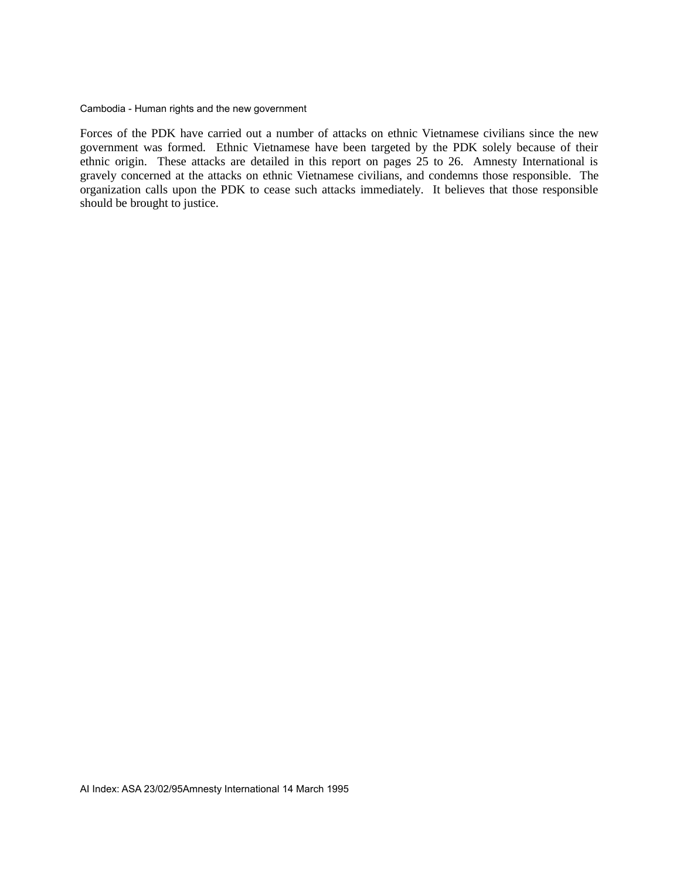Forces of the PDK have carried out a number of attacks on ethnic Vietnamese civilians since the new government was formed. Ethnic Vietnamese have been targeted by the PDK solely because of their ethnic origin. These attacks are detailed in this report on pages 25 to 26. Amnesty International is gravely concerned at the attacks on ethnic Vietnamese civilians, and condemns those responsible. The organization calls upon the PDK to cease such attacks immediately. It believes that those responsible should be brought to justice.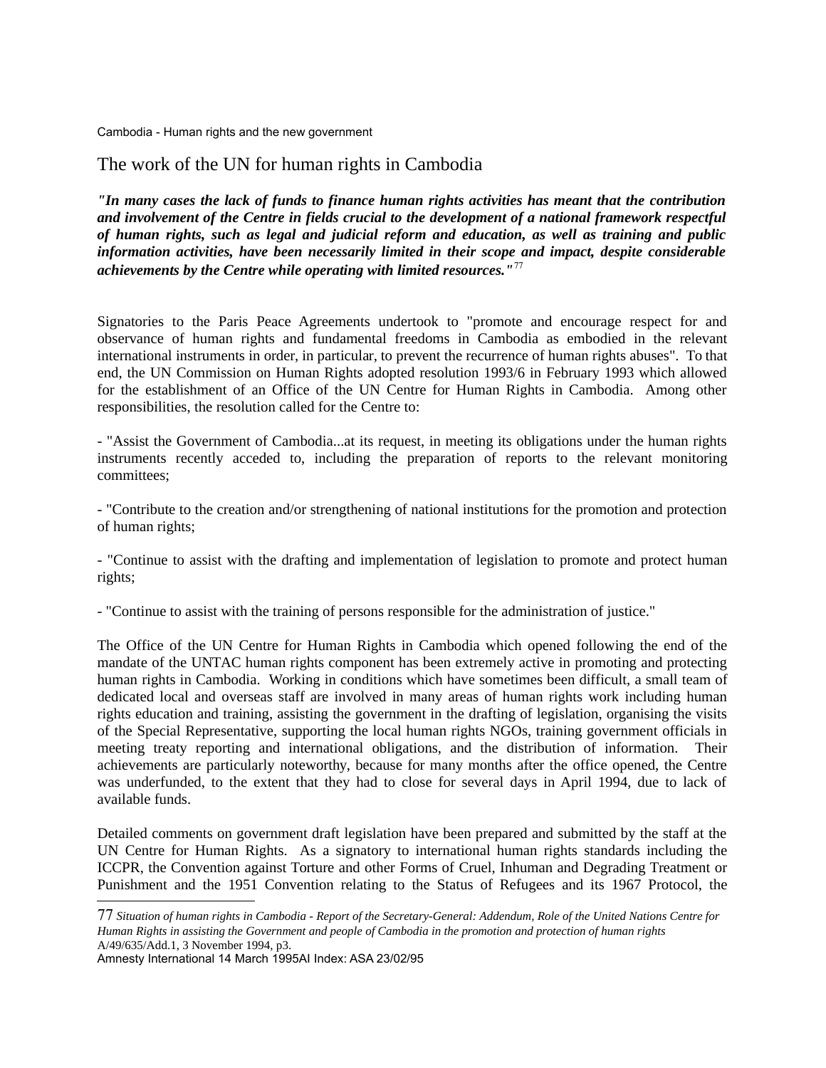## The work of the UN for human rights in Cambodia

***"In many cases the lack of funds to finance human rights activities has meant that the contribution and involvement of the Centre in fields crucial to the development of a national framework respectful of human rights, such as legal and judicial reform and education, as well as training and public information activities, have been necessarily limited in their scope and impact, despite considerable achievements by the Centre while operating with limited resources."***[77]

Signatories to the Paris Peace Agreements undertook to "promote and encourage respect for and observance of human rights and fundamental freedoms in Cambodia as embodied in the relevant international instruments in order, in particular, to prevent the recurrence of human rights abuses". To that end, the UN Commission on Human Rights adopted resolution 1993/6 in February 1993 which allowed for the establishment of an Office of the UN Centre for Human Rights in Cambodia. Among other responsibilities, the resolution called for the Centre to:

- "Assist the Government of Cambodia...at its request, in meeting its obligations under the human rights instruments recently acceded to, including the preparation of reports to the relevant monitoring committees;

- "Contribute to the creation and/or strengthening of national institutions for the promotion and protection of human rights;

- "Continue to assist with the drafting and implementation of legislation to promote and protect human rights;

- "Continue to assist with the training of persons responsible for the administration of justice."

The Office of the UN Centre for Human Rights in Cambodia which opened following the end of the mandate of the UNTAC human rights component has been extremely active in promoting and protecting human rights in Cambodia. Working in conditions which have sometimes been difficult, a small team of dedicated local and overseas staff are involved in many areas of human rights work including human rights education and training, assisting the government in the drafting of legislation, organising the visits of the Special Representative, supporting the local human rights NGOs, training government officials in meeting treaty reporting and international obligations, and the distribution of information. Their achievements are particularly noteworthy, because for many months after the office opened, the Centre was underfunded, to the extent that they had to close for several days in April 1994, due to lack of available funds.

Detailed comments on government draft legislation have been prepared and submitted by the staff at the UN Centre for Human Rights. As a signatory to international human rights standards including the ICCPR, the Convention against Torture and other Forms of Cruel, Inhuman and Degrading Treatment or Punishment and the 1951 Convention relating to the Status of Refugees and its 1967 Protocol, the

---

77 *Situation of human rights in Cambodia - Report of the Secretary-General: Addendum, Role of the United Nations Centre for Human Rights in assisting the Government and people of Cambodia in the promotion and protection of human rights* A/49/635/Add.1, 3 November 1994, p3.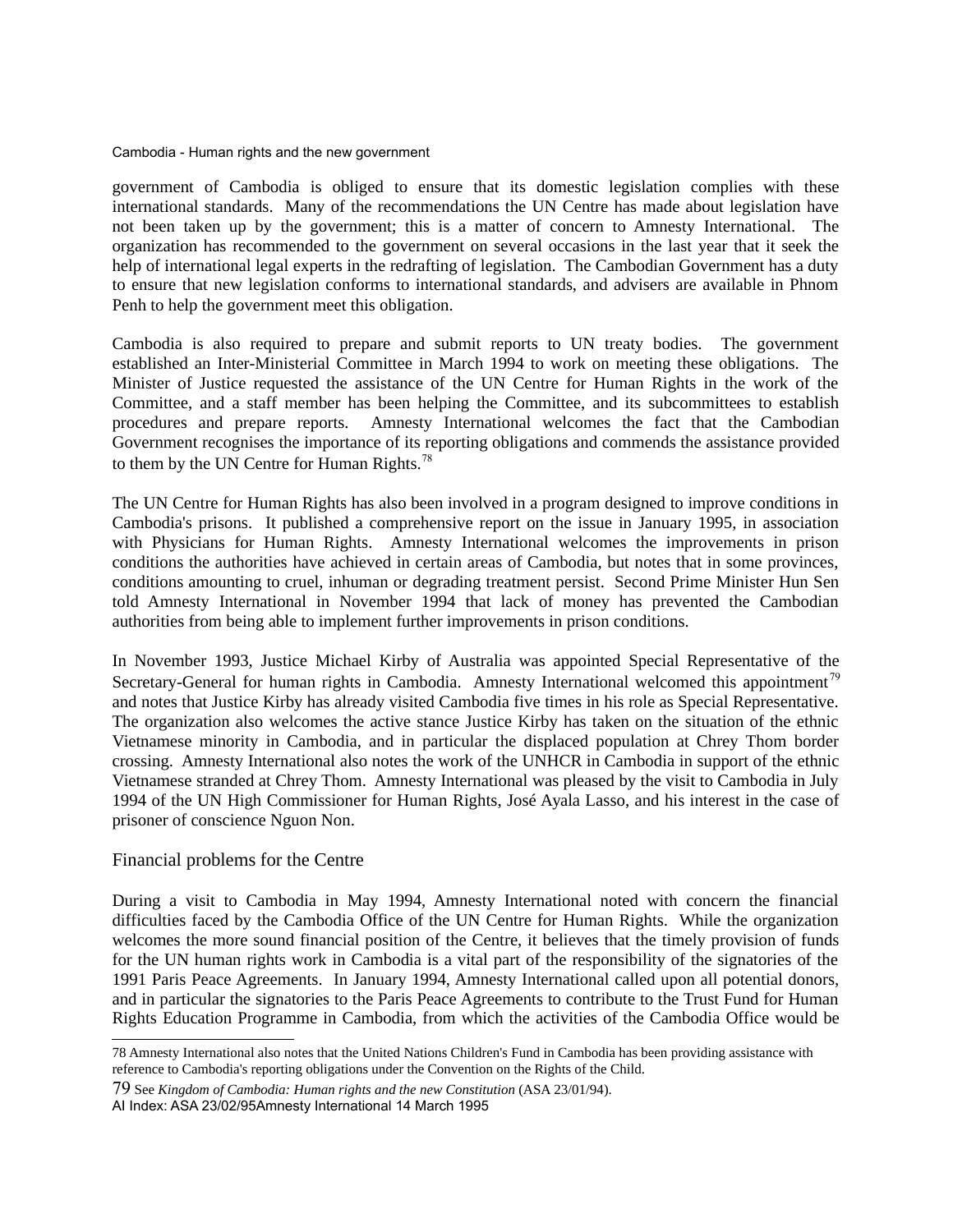government of Cambodia is obliged to ensure that its domestic legislation complies with these international standards. Many of the recommendations the UN Centre has made about legislation have not been taken up by the government; this is a matter of concern to Amnesty International. The organization has recommended to the government on several occasions in the last year that it seek the help of international legal experts in the redrafting of legislation. The Cambodian Government has a duty to ensure that new legislation conforms to international standards, and advisers are available in Phnom Penh to help the government meet this obligation.

Cambodia is also required to prepare and submit reports to UN treaty bodies. The government established an Inter-Ministerial Committee in March 1994 to work on meeting these obligations. The Minister of Justice requested the assistance of the UN Centre for Human Rights in the work of the Committee, and a staff member has been helping the Committee, and its subcommittees to establish procedures and prepare reports. Amnesty International welcomes the fact that the Cambodian Government recognises the importance of its reporting obligations and commends the assistance provided to them by the UN Centre for Human Rights.[78]

The UN Centre for Human Rights has also been involved in a program designed to improve conditions in Cambodia's prisons. It published a comprehensive report on the issue in January 1995, in association with Physicians for Human Rights. Amnesty International welcomes the improvements in prison conditions the authorities have achieved in certain areas of Cambodia, but notes that in some provinces, conditions amounting to cruel, inhuman or degrading treatment persist. Second Prime Minister Hun Sen told Amnesty International in November 1994 that lack of money has prevented the Cambodian authorities from being able to implement further improvements in prison conditions.

In November 1993, Justice Michael Kirby of Australia was appointed Special Representative of the Secretary-General for human rights in Cambodia. Amnesty International welcomed this appointment[79] and notes that Justice Kirby has already visited Cambodia five times in his role as Special Representative. The organization also welcomes the active stance Justice Kirby has taken on the situation of the ethnic Vietnamese minority in Cambodia, and in particular the displaced population at Chrey Thom border crossing. Amnesty International also notes the work of the UNHCR in Cambodia in support of the ethnic Vietnamese stranded at Chrey Thom. Amnesty International was pleased by the visit to Cambodia in July 1994 of the UN High Commissioner for Human Rights, José Ayala Lasso, and his interest in the case of prisoner of conscience Nguon Non.

## Financial problems for the Centre

During a visit to Cambodia in May 1994, Amnesty International noted with concern the financial difficulties faced by the Cambodia Office of the UN Centre for Human Rights. While the organization welcomes the more sound financial position of the Centre, it believes that the timely provision of funds for the UN human rights work in Cambodia is a vital part of the responsibility of the signatories of the 1991 Paris Peace Agreements. In January 1994, Amnesty International called upon all potential donors, and in particular the signatories to the Paris Peace Agreements to contribute to the Trust Fund for Human Rights Education Programme in Cambodia, from which the activities of the Cambodia Office would be

---

78 Amnesty International also notes that the United Nations Children's Fund in Cambodia has been providing assistance with reference to Cambodia's reporting obligations under the Convention on the Rights of the Child.

79 See *Kingdom of Cambodia: Human rights and the new Constitution* (ASA 23/01/94).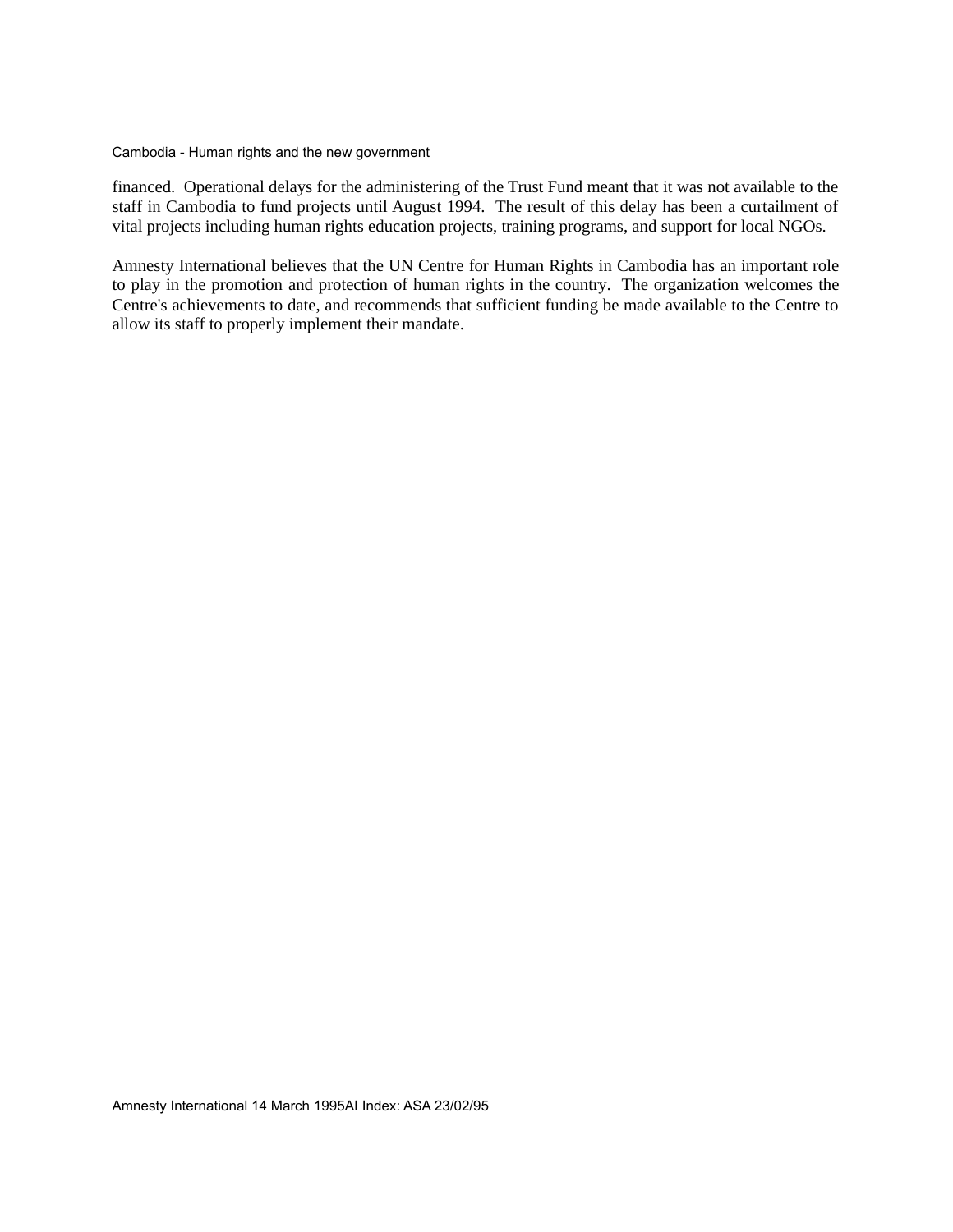financed. Operational delays for the administering of the Trust Fund meant that it was not available to the staff in Cambodia to fund projects until August 1994. The result of this delay has been a curtailment of vital projects including human rights education projects, training programs, and support for local NGOs.

Amnesty International believes that the UN Centre for Human Rights in Cambodia has an important role to play in the promotion and protection of human rights in the country. The organization welcomes the Centre's achievements to date, and recommends that sufficient funding be made available to the Centre to allow its staff to properly implement their mandate.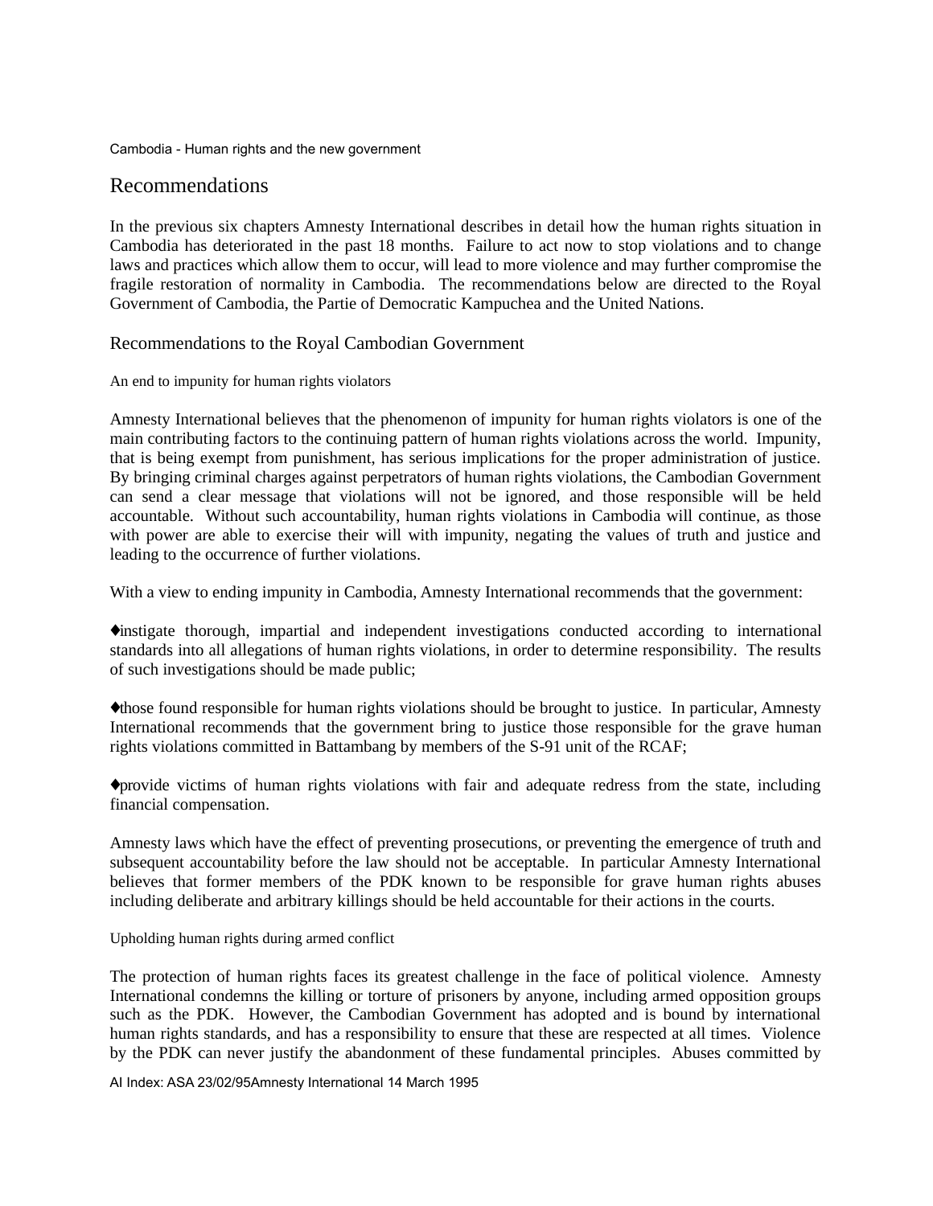## Recommendations

In the previous six chapters Amnesty International describes in detail how the human rights situation in Cambodia has deteriorated in the past 18 months. Failure to act now to stop violations and to change laws and practices which allow them to occur, will lead to more violence and may further compromise the fragile restoration of normality in Cambodia. The recommendations below are directed to the Royal Government of Cambodia, the Partie of Democratic Kampuchea and the United Nations.

### Recommendations to the Royal Cambodian Government

#### An end to impunity for human rights violators

Amnesty International believes that the phenomenon of impunity for human rights violators is one of the main contributing factors to the continuing pattern of human rights violations across the world. Impunity, that is being exempt from punishment, has serious implications for the proper administration of justice. By bringing criminal charges against perpetrators of human rights violations, the Cambodian Government can send a clear message that violations will not be ignored, and those responsible will be held accountable. Without such accountability, human rights violations in Cambodia will continue, as those with power are able to exercise their will with impunity, negating the values of truth and justice and leading to the occurrence of further violations.

With a view to ending impunity in Cambodia, Amnesty International recommends that the government:

♦instigate thorough, impartial and independent investigations conducted according to international standards into all allegations of human rights violations, in order to determine responsibility. The results of such investigations should be made public;

♦those found responsible for human rights violations should be brought to justice. In particular, Amnesty International recommends that the government bring to justice those responsible for the grave human rights violations committed in Battambang by members of the S-91 unit of the RCAF;

♦provide victims of human rights violations with fair and adequate redress from the state, including financial compensation.

Amnesty laws which have the effect of preventing prosecutions, or preventing the emergence of truth and subsequent accountability before the law should not be acceptable. In particular Amnesty International believes that former members of the PDK known to be responsible for grave human rights abuses including deliberate and arbitrary killings should be held accountable for their actions in the courts.

#### Upholding human rights during armed conflict

The protection of human rights faces its greatest challenge in the face of political violence. Amnesty International condemns the killing or torture of prisoners by anyone, including armed opposition groups such as the PDK. However, the Cambodian Government has adopted and is bound by international human rights standards, and has a responsibility to ensure that these are respected at all times. Violence by the PDK can never justify the abandonment of these fundamental principles. Abuses committed by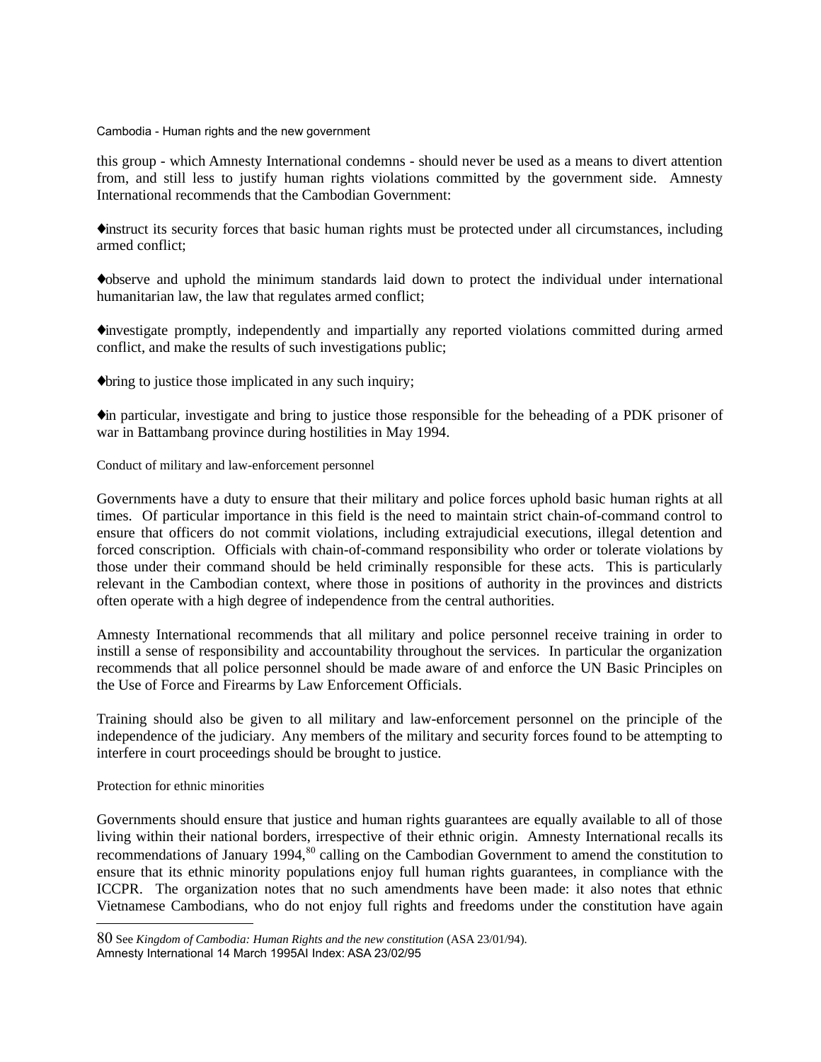this group - which Amnesty International condemns - should never be used as a means to divert attention from, and still less to justify human rights violations committed by the government side. Amnesty International recommends that the Cambodian Government:

♦instruct its security forces that basic human rights must be protected under all circumstances, including armed conflict;

♦observe and uphold the minimum standards laid down to protect the individual under international humanitarian law, the law that regulates armed conflict;

♦investigate promptly, independently and impartially any reported violations committed during armed conflict, and make the results of such investigations public;

♦bring to justice those implicated in any such inquiry;

♦in particular, investigate and bring to justice those responsible for the beheading of a PDK prisoner of war in Battambang province during hostilities in May 1994.

### Conduct of military and law-enforcement personnel

Governments have a duty to ensure that their military and police forces uphold basic human rights at all times. Of particular importance in this field is the need to maintain strict chain-of-command control to ensure that officers do not commit violations, including extrajudicial executions, illegal detention and forced conscription. Officials with chain-of-command responsibility who order or tolerate violations by those under their command should be held criminally responsible for these acts. This is particularly relevant in the Cambodian context, where those in positions of authority in the provinces and districts often operate with a high degree of independence from the central authorities.

Amnesty International recommends that all military and police personnel receive training in order to instill a sense of responsibility and accountability throughout the services. In particular the organization recommends that all police personnel should be made aware of and enforce the UN Basic Principles on the Use of Force and Firearms by Law Enforcement Officials.

Training should also be given to all military and law-enforcement personnel on the principle of the independence of the judiciary. Any members of the military and security forces found to be attempting to interfere in court proceedings should be brought to justice.

### Protection for ethnic minorities

Governments should ensure that justice and human rights guarantees are equally available to all of those living within their national borders, irrespective of their ethnic origin. Amnesty International recalls its recommendations of January 1994,[80] calling on the Cambodian Government to amend the constitution to ensure that its ethnic minority populations enjoy full human rights guarantees, in compliance with the ICCPR. The organization notes that no such amendments have been made: it also notes that ethnic Vietnamese Cambodians, who do not enjoy full rights and freedoms under the constitution have again

---

80 See *Kingdom of Cambodia: Human Rights and the new constitution* (ASA 23/01/94).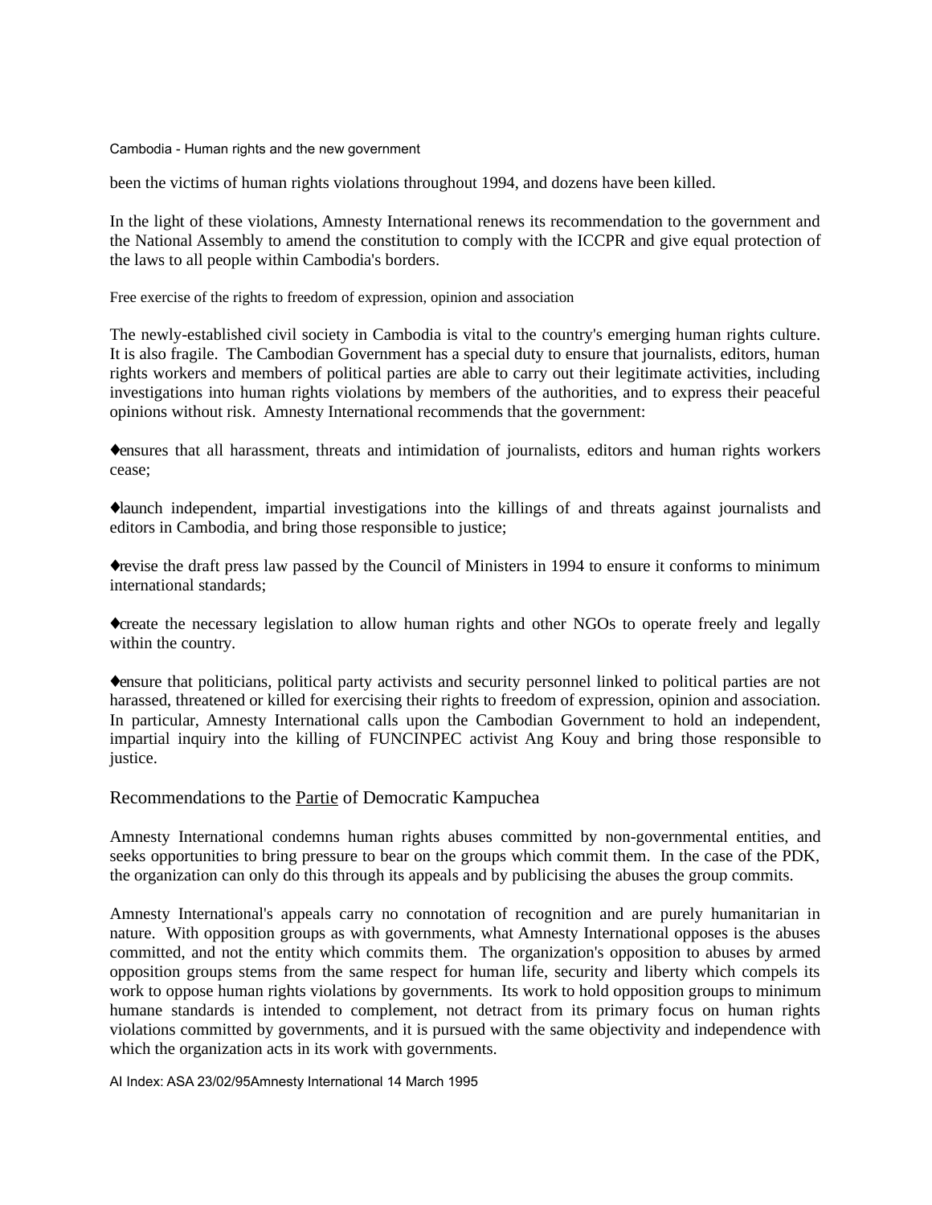been the victims of human rights violations throughout 1994, and dozens have been killed.

In the light of these violations, Amnesty International renews its recommendation to the government and the National Assembly to amend the constitution to comply with the ICCPR and give equal protection of the laws to all people within Cambodia's borders.

Free exercise of the rights to freedom of expression, opinion and association

The newly-established civil society in Cambodia is vital to the country's emerging human rights culture. It is also fragile. The Cambodian Government has a special duty to ensure that journalists, editors, human rights workers and members of political parties are able to carry out their legitimate activities, including investigations into human rights violations by members of the authorities, and to express their peaceful opinions without risk. Amnesty International recommends that the government:

♦ensures that all harassment, threats and intimidation of journalists, editors and human rights workers cease;

♦launch independent, impartial investigations into the killings of and threats against journalists and editors in Cambodia, and bring those responsible to justice;

♦revise the draft press law passed by the Council of Ministers in 1994 to ensure it conforms to minimum international standards;

♦create the necessary legislation to allow human rights and other NGOs to operate freely and legally within the country.

♦ensure that politicians, political party activists and security personnel linked to political parties are not harassed, threatened or killed for exercising their rights to freedom of expression, opinion and association. In particular, Amnesty International calls upon the Cambodian Government to hold an independent, impartial inquiry into the killing of FUNCINPEC activist Ang Kouy and bring those responsible to justice.

## Recommendations to the Partie of Democratic Kampuchea

Amnesty International condemns human rights abuses committed by non-governmental entities, and seeks opportunities to bring pressure to bear on the groups which commit them. In the case of the PDK, the organization can only do this through its appeals and by publicising the abuses the group commits.

Amnesty International's appeals carry no connotation of recognition and are purely humanitarian in nature. With opposition groups as with governments, what Amnesty International opposes is the abuses committed, and not the entity which commits them. The organization's opposition to abuses by armed opposition groups stems from the same respect for human life, security and liberty which compels its work to oppose human rights violations by governments. Its work to hold opposition groups to minimum humane standards is intended to complement, not detract from its primary focus on human rights violations committed by governments, and it is pursued with the same objectivity and independence with which the organization acts in its work with governments.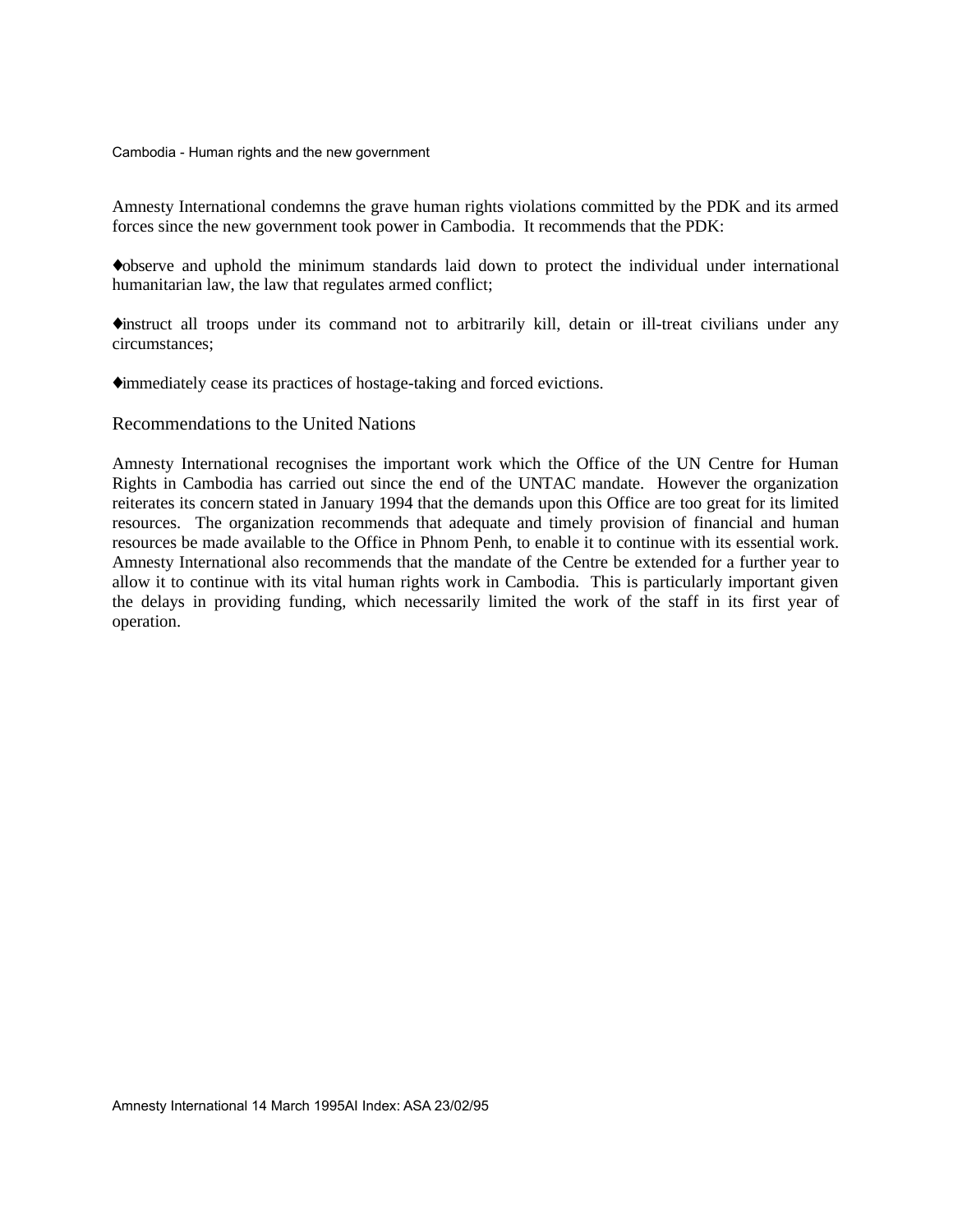Amnesty International condemns the grave human rights violations committed by the PDK and its armed forces since the new government took power in Cambodia. It recommends that the PDK:

- observe and uphold the minimum standards laid down to protect the individual under international humanitarian law, the law that regulates armed conflict;

- instruct all troops under its command not to arbitrarily kill, detain or ill-treat civilians under any circumstances;

- immediately cease its practices of hostage-taking and forced evictions.

## Recommendations to the United Nations

Amnesty International recognises the important work which the Office of the UN Centre for Human Rights in Cambodia has carried out since the end of the UNTAC mandate. However the organization reiterates its concern stated in January 1994 that the demands upon this Office are too great for its limited resources. The organization recommends that adequate and timely provision of financial and human resources be made available to the Office in Phnom Penh, to enable it to continue with its essential work. Amnesty International also recommends that the mandate of the Centre be extended for a further year to allow it to continue with its vital human rights work in Cambodia. This is particularly important given the delays in providing funding, which necessarily limited the work of the staff in its first year of operation.